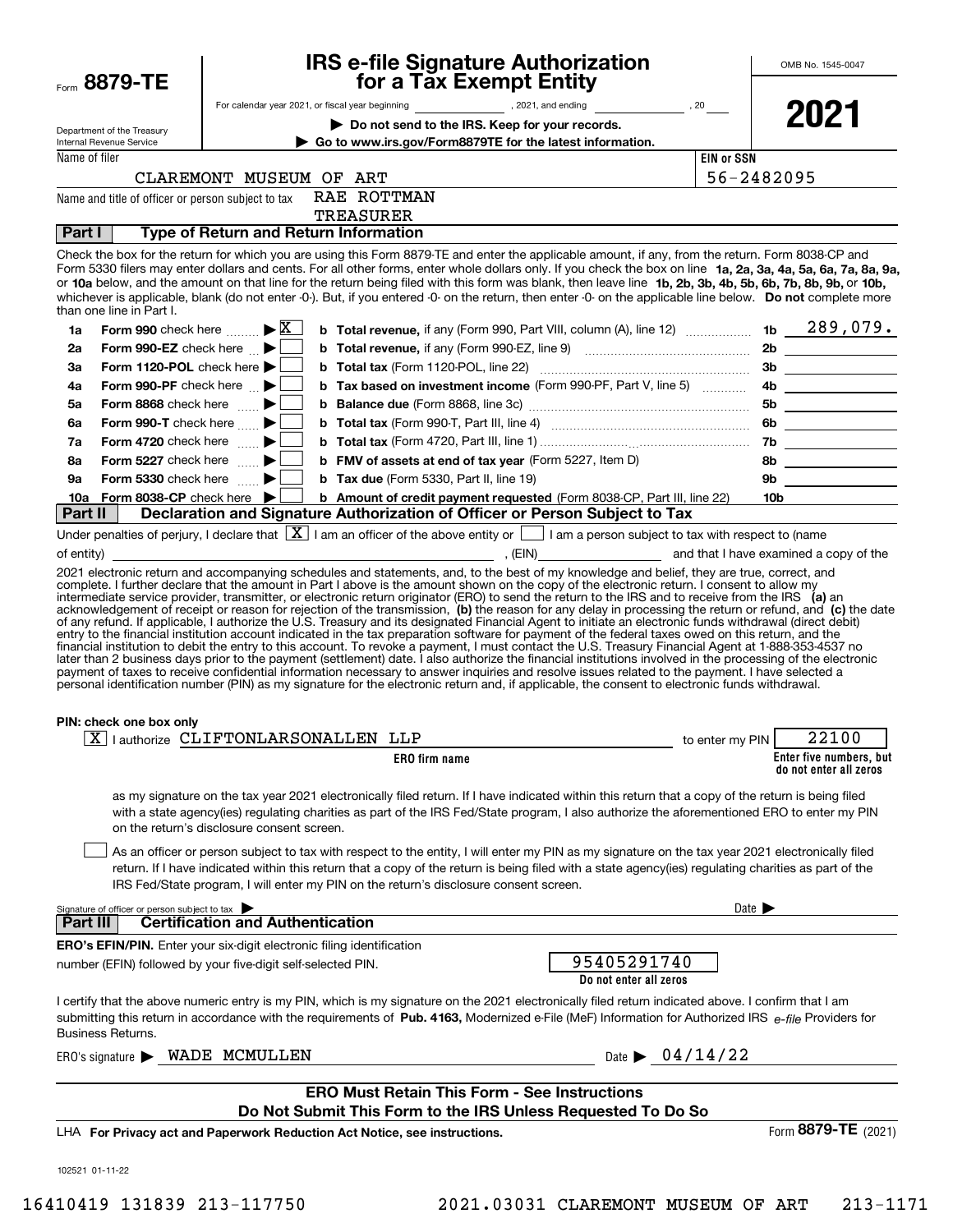Form **8879-TE**

Department of the Treasury
Internal Revenue Service

# IRS e-file Signature Authorization for a Tax Exempt Entity

For calendar year 2021, or fiscal year beginning ____________ , 2021, and ending ____________ , 20____

▶ **Do not send to the IRS. Keep for your records.**

▶ **Go to www.irs.gov/Form8879TE for the latest information.**

OMB No. 1545-0047

**2021**

Name of filer: CLAREMONT MUSEUM OF ART

EIN or SSN: 56-2482095

Name and title of officer or person subject to tax: RAE ROTTMAN, TREASURER

## Part I — Type of Return and Return Information

Check the box for the return for which you are using this Form 8879-TE and enter the applicable amount, if any, from the return. Form 8038-CP and Form 5330 filers may enter dollars and cents. For all other forms, enter whole dollars only. If you check the box on line **1a, 2a, 3a, 4a, 5a, 6a, 7a, 8a, 9a,** or **10a** below, and the amount on that line for the return being filed with this form was blank, then leave line **1b, 2b, 3b, 4b, 5b, 6b, 7b, 8b, 9b,** or **10b,** whichever is applicable, blank (do not enter -0-). But, if you entered -0- on the return, then enter -0- on the applicable line below. **Do not** complete more than one line in Part I.

| | | | | | |
|---|---|---|---|---|---|
| 1a | **Form 990** check here ▶ | X | **b Total revenue,** if any (Form 990, Part VIII, column (A), line 12) | 1b | 289,079. |
| 2a | **Form 990-EZ** check here ▶ | | **b Total revenue,** if any (Form 990-EZ, line 9) | 2b | |
| 3a | **Form 1120-POL** check here ▶ | | **b Total tax** (Form 1120-POL, line 22) | 3b | |
| 4a | **Form 990-PF** check here ▶ | | **b Tax based on investment income** (Form 990-PF, Part V, line 5) | 4b | |
| 5a | **Form 8868** check here ▶ | | **b Balance due** (Form 8868, line 3c) | 5b | |
| 6a | **Form 990-T** check here ▶ | | **b Total tax** (Form 990-T, Part III, line 4) | 6b | |
| 7a | **Form 4720** check here ▶ | | **b Total tax** (Form 4720, Part III, line 1) | 7b | |
| 8a | **Form 5227** check here ▶ | | **b FMV of assets at end of tax year** (Form 5227, Item D) | 8b | |
| 9a | **Form 5330** check here ▶ | | **b Tax due** (Form 5330, Part II, line 19) | 9b | |
| 10a | **Form 8038-CP** check here ▶ | | **b Amount of credit payment requested** (Form 8038-CP, Part III, line 22) | 10b | |

## Part II — Declaration and Signature Authorization of Officer or Person Subject to Tax

Under penalties of perjury, I declare that [X] I am an officer of the above entity or [ ] I am a person subject to tax with respect to (name of entity) ____________ , (EIN) ____________ and that I have examined a copy of the 2021 electronic return and accompanying schedules and statements, and, to the best of my knowledge and belief, they are true, correct, and complete. I further declare that the amount in Part I above is the amount shown on the copy of the electronic return. I consent to allow my intermediate service provider, transmitter, or electronic return originator (ERO) to send the return to the IRS and to receive from the IRS **(a)** an acknowledgement of receipt or reason for rejection of the transmission, **(b)** the reason for any delay in processing the return or refund, and **(c)** the date of any refund. If applicable, I authorize the U.S. Treasury and its designated Financial Agent to initiate an electronic funds withdrawal (direct debit) entry to the financial institution account indicated in the tax preparation software for payment of the federal taxes owed on this return, and the financial institution to debit the entry to this account. To revoke a payment, I must contact the U.S. Treasury Financial Agent at 1-888-353-4537 no later than 2 business days prior to the payment (settlement) date. I also authorize the financial institutions involved in the processing of the electronic payment of taxes to receive confidential information necessary to answer inquiries and resolve issues related to the payment. I have selected a personal identification number (PIN) as my signature for the electronic return and, if applicable, the consent to electronic funds withdrawal.

**PIN: check one box only**

[X] I authorize CLIFTONLARSONALLEN LLP (ERO firm name) to enter my PIN 22100 (Enter five numbers, but do not enter all zeros) as my signature on the tax year 2021 electronically filed return. If I have indicated within this return that a copy of the return is being filed with a state agency(ies) regulating charities as part of the IRS Fed/State program, I also authorize the aforementioned ERO to enter my PIN on the return's disclosure consent screen.

[ ] As an officer or person subject to tax with respect to the entity, I will enter my PIN as my signature on the tax year 2021 electronically filed return. If I have indicated within this return that a copy of the return is being filed with a state agency(ies) regulating charities as part of the IRS Fed/State program, I will enter my PIN on the return's disclosure consent screen.

Signature of officer or person subject to tax ▶ ____________ Date ▶ ____________

## Part III — Certification and Authentication

**ERO's EFIN/PIN.** Enter your six-digit electronic filing identification number (EFIN) followed by your five-digit self-selected PIN. 95405291740 (Do not enter all zeros)

I certify that the above numeric entry is my PIN, which is my signature on the 2021 electronically filed return indicated above. I confirm that I am submitting this return in accordance with the requirements of **Pub. 4163,** Modernized e-File (MeF) Information for Authorized IRS *e-file* Providers for Business Returns.

ERO's signature ▶ WADE MCMULLEN Date ▶ 04/14/22

**ERO Must Retain This Form - See Instructions**
**Do Not Submit This Form to the IRS Unless Requested To Do So**

LHA **For Privacy act and Paperwork Reduction Act Notice, see instructions.** Form **8879-TE** (2021)

102521 01-11-22

16410419 131839 213-117750 2021.03031 CLAREMONT MUSEUM OF ART 213-1171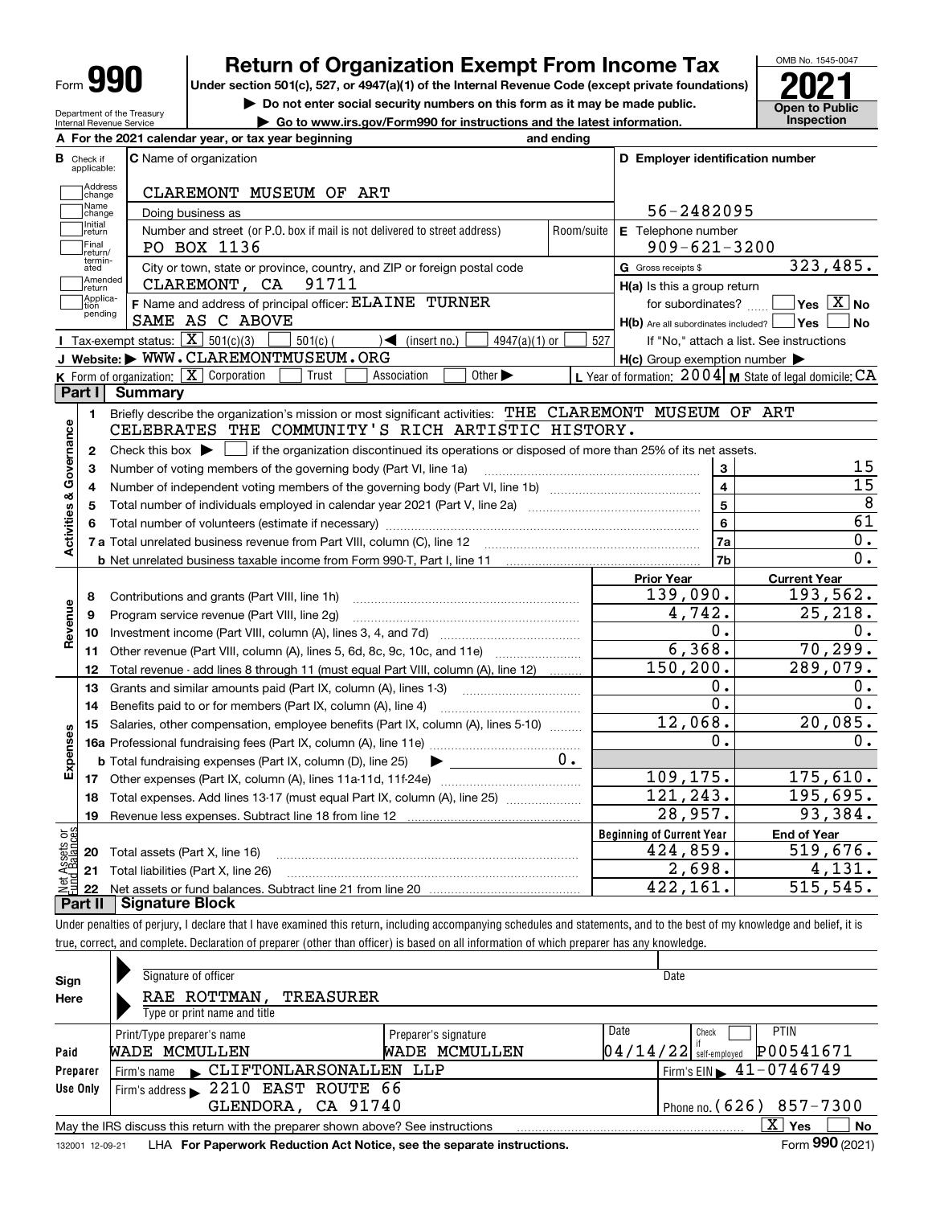Form **990**

# Return of Organization Exempt From Income Tax

**Under section 501(c), 527, or 4947(a)(1) of the Internal Revenue Code (except private foundations)**

▶ **Do not enter social security numbers on this form as it may be made public.**

▶ **Go to www.irs.gov/Form990 for instructions and the latest information.**

OMB No. 1545-0047

**2021**

**Open to Public Inspection**

Department of the Treasury
Internal Revenue Service

**A** For the 2021 calendar year, or tax year beginning and ending

**B** Check if applicable: Address change, Name change, Initial return, Final return/terminated, Amended return, Application pending

**C** Name of organization: CLAREMONT MUSEUM OF ART

Doing business as

Number and street (or P.O. box if mail is not delivered to street address): PO BOX 1136 | Room/suite

City or town, state or province, country, and ZIP or foreign postal code: CLAREMONT, CA 91711

**F** Name and address of principal officer: ELAINE TURNER
SAME AS C ABOVE

**D** Employer identification number: 56-2482095

**E** Telephone number: 909-621-3200

**G** Gross receipts $ 323,485.

**H(a)** Is this a group return for subordinates? ☐ Yes ☒ No

**H(b)** Are all subordinates included? ☐ Yes ☐ No
If "No," attach a list. See instructions

**H(c)** Group exemption number ▶

**I** Tax-exempt status: ☒ 501(c)(3) ☐ 501(c) ( ) ◀ (insert no.) ☐ 4947(a)(1) or ☐ 527

**J** Website: ▶ WWW.CLAREMONTMUSEUM.ORG

**K** Form of organization: ☒ Corporation ☐ Trust ☐ Association ☐ Other ▶

**L** Year of formation: 2004 **M** State of legal domicile: CA

## Part I Summary

**Activities & Governance**

1. Briefly describe the organization's mission or most significant activities: THE CLAREMONT MUSEUM OF ART CELEBRATES THE COMMUNITY'S RICH ARTISTIC HISTORY.

2. Check this box ▶ ☐ if the organization discontinued its operations or disposed of more than 25% of its net assets.

| | | | |
|---|---|---|---|
| 3 | Number of voting members of the governing body (Part VI, line 1a) | 3 | 15 |
| 4 | Number of independent voting members of the governing body (Part VI, line 1b) | 4 | 15 |
| 5 | Total number of individuals employed in calendar year 2021 (Part V, line 2a) | 5 | 8 |
| 6 | Total number of volunteers (estimate if necessary) | 6 | 61 |
| 7a | Total unrelated business revenue from Part VIII, column (C), line 12 | 7a | 0. |
| b | Net unrelated business taxable income from Form 990-T, Part I, line 11 | 7b | 0. |

| | | Prior Year | Current Year |
|---|---|---|---|
| **Revenue** | | | |
| 8 | Contributions and grants (Part VIII, line 1h) | 139,090. | 193,562. |
| 9 | Program service revenue (Part VIII, line 2g) | 4,742. | 25,218. |
| 10 | Investment income (Part VIII, column (A), lines 3, 4, and 7d) | 0. | 0. |
| 11 | Other revenue (Part VIII, column (A), lines 5, 6d, 8c, 9c, 10c, and 11e) | 6,368. | 70,299. |
| 12 | Total revenue - add lines 8 through 11 (must equal Part VIII, column (A), line 12) | 150,200. | 289,079. |
| **Expenses** | | | |
| 13 | Grants and similar amounts paid (Part IX, column (A), lines 1-3) | 0. | 0. |
| 14 | Benefits paid to or for members (Part IX, column (A), line 4) | 0. | 0. |
| 15 | Salaries, other compensation, employee benefits (Part IX, column (A), lines 5-10) | 12,068. | 20,085. |
| 16a | Professional fundraising fees (Part IX, column (A), line 11e) | 0. | 0. |
| b | Total fundraising expenses (Part IX, column (D), line 25) ▶ 0. | | |
| 17 | Other expenses (Part IX, column (A), lines 11a-11d, 11f-24e) | 109,175. | 175,610. |
| 18 | Total expenses. Add lines 13-17 (must equal Part IX, column (A), line 25) | 121,243. | 195,695. |
| 19 | Revenue less expenses. Subtract line 18 from line 12 | 28,957. | 93,384. |

| | **Net Assets or Fund Balances** | Beginning of Current Year | End of Year |
|---|---|---|---|
| 20 | Total assets (Part X, line 16) | 424,859. | 519,676. |
| 21 | Total liabilities (Part X, line 26) | 2,698. | 4,131. |
| 22 | Net assets or fund balances. Subtract line 21 from line 20 | 422,161. | 515,545. |

## Part II Signature Block

Under penalties of perjury, I declare that I have examined this return, including accompanying schedules and statements, and to the best of my knowledge and belief, it is true, correct, and complete. Declaration of preparer (other than officer) is based on all information of which preparer has any knowledge.

**Sign Here**

Signature of officer | Date

RAE ROTTMAN, TREASURER
Type or print name and title

**Paid Preparer Use Only**

| Print/Type preparer's name | Preparer's signature | Date | Check ☐ if self-employed | PTIN |
|---|---|---|---|---|
| WADE MCMULLEN | WADE MCMULLEN | 04/14/22 | | P00541671 |

Firm's name ▶ CLIFTONLARSONALLEN LLP | Firm's EIN ▶ 41-0746749

Firm's address ▶ 2210 EAST ROUTE 66, GLENDORA, CA 91740 | Phone no. (626) 857-7300

May the IRS discuss this return with the preparer shown above? See instructions ☒ Yes ☐ No

132001 12-09-21 LHA **For Paperwork Reduction Act Notice, see the separate instructions.** Form **990** (2021)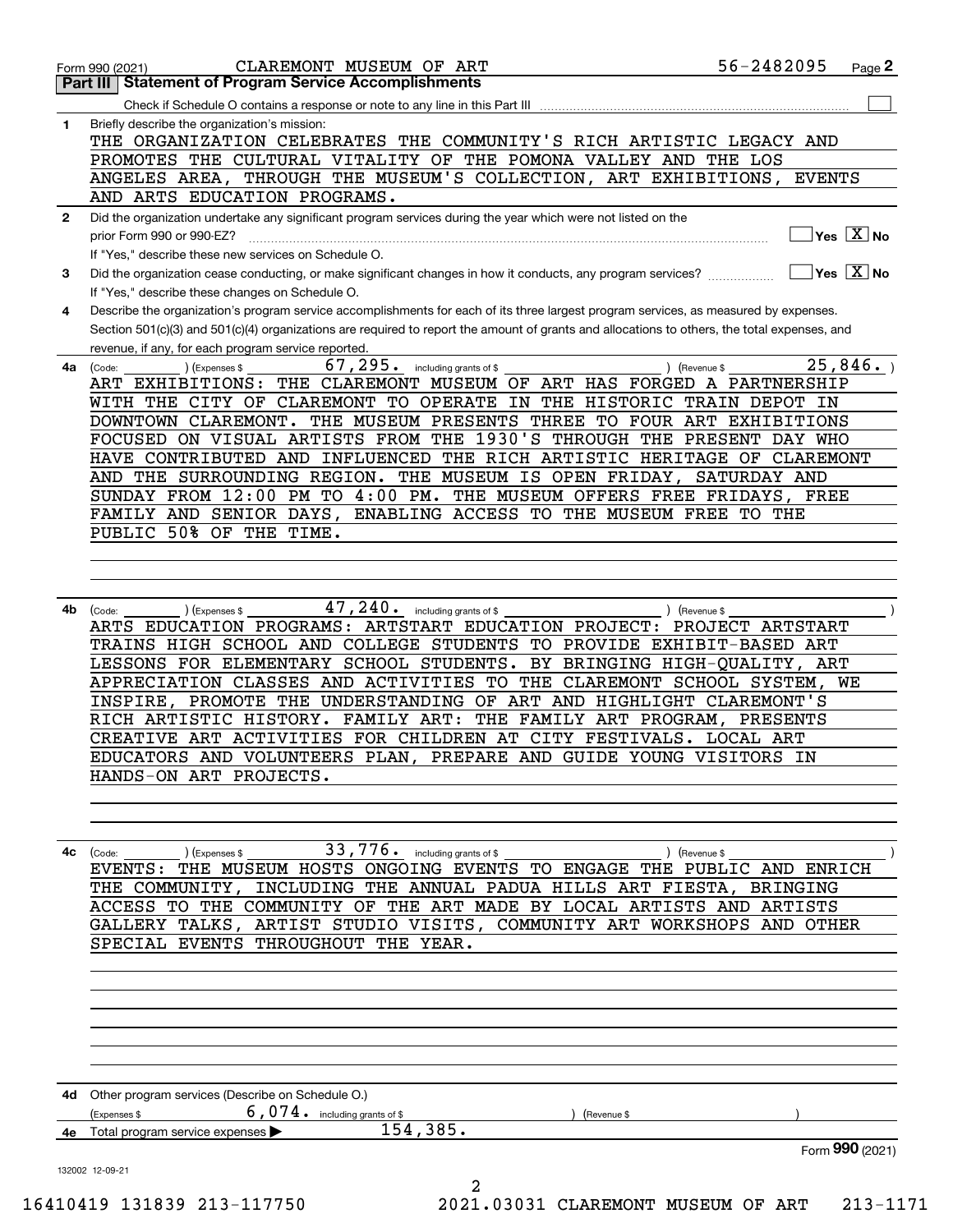Form 990 (2021) CLAREMONT MUSEUM OF ART 56-2482095 Page 2

## Part III Statement of Program Service Accomplishments

Check if Schedule O contains a response or note to any line in this Part III ☐

**1** Briefly describe the organization's mission:

THE ORGANIZATION CELEBRATES THE COMMUNITY'S RICH ARTISTIC LEGACY AND PROMOTES THE CULTURAL VITALITY OF THE POMONA VALLEY AND THE LOS ANGELES AREA, THROUGH THE MUSEUM'S COLLECTION, ART EXHIBITIONS, EVENTS AND ARTS EDUCATION PROGRAMS.

**2** Did the organization undertake any significant program services during the year which were not listed on the prior Form 990 or 990-EZ? ☐ Yes ☒ No

If "Yes," describe these new services on Schedule O.

**3** Did the organization cease conducting, or make significant changes in how it conducts, any program services? ☐ Yes ☒ No

If "Yes," describe these changes on Schedule O.

**4** Describe the organization's program service accomplishments for each of its three largest program services, as measured by expenses. Section 501(c)(3) and 501(c)(4) organizations are required to report the amount of grants and allocations to others, the total expenses, and revenue, if any, for each program service reported.

**4a** (Code: ) (Expenses $ 67,295. including grants of $ ) (Revenue $ 25,846. )

ART EXHIBITIONS: THE CLAREMONT MUSEUM OF ART HAS FORGED A PARTNERSHIP WITH THE CITY OF CLAREMONT TO OPERATE IN THE HISTORIC TRAIN DEPOT IN DOWNTOWN CLAREMONT. THE MUSEUM PRESENTS THREE TO FOUR ART EXHIBITIONS FOCUSED ON VISUAL ARTISTS FROM THE 1930'S THROUGH THE PRESENT DAY WHO HAVE CONTRIBUTED AND INFLUENCED THE RICH ARTISTIC HERITAGE OF CLAREMONT AND THE SURROUNDING REGION. THE MUSEUM IS OPEN FRIDAY, SATURDAY AND SUNDAY FROM 12:00 PM TO 4:00 PM. THE MUSEUM OFFERS FREE FRIDAYS, FREE FAMILY AND SENIOR DAYS, ENABLING ACCESS TO THE MUSEUM FREE TO THE PUBLIC 50% OF THE TIME.

**4b** (Code: ) (Expenses $ 47,240. including grants of $ ) (Revenue $ )

ARTS EDUCATION PROGRAMS: ARTSTART EDUCATION PROJECT: PROJECT ARTSTART TRAINS HIGH SCHOOL AND COLLEGE STUDENTS TO PROVIDE EXHIBIT-BASED ART LESSONS FOR ELEMENTARY SCHOOL STUDENTS. BY BRINGING HIGH-QUALITY, ART APPRECIATION CLASSES AND ACTIVITIES TO THE CLAREMONT SCHOOL SYSTEM, WE INSPIRE, PROMOTE THE UNDERSTANDING OF ART AND HIGHLIGHT CLAREMONT'S RICH ARTISTIC HISTORY. FAMILY ART: THE FAMILY ART PROGRAM, PRESENTS CREATIVE ART ACTIVITIES FOR CHILDREN AT CITY FESTIVALS. LOCAL ART EDUCATORS AND VOLUNTEERS PLAN, PREPARE AND GUIDE YOUNG VISITORS IN HANDS-ON ART PROJECTS.

**4c** (Code: ) (Expenses $ 33,776. including grants of $ ) (Revenue $ )

EVENTS: THE MUSEUM HOSTS ONGOING EVENTS TO ENGAGE THE PUBLIC AND ENRICH THE COMMUNITY, INCLUDING THE ANNUAL PADUA HILLS ART FIESTA, BRINGING ACCESS TO THE COMMUNITY OF THE ART MADE BY LOCAL ARTISTS AND ARTISTS GALLERY TALKS, ARTIST STUDIO VISITS, COMMUNITY ART WORKSHOPS AND OTHER SPECIAL EVENTS THROUGHOUT THE YEAR.

**4d** Other program services (Describe on Schedule O.)

(Expenses $ 6,074. including grants of $ ) (Revenue $ )

**4e** Total program service expenses ▶ 154,385.

Form 990 (2021)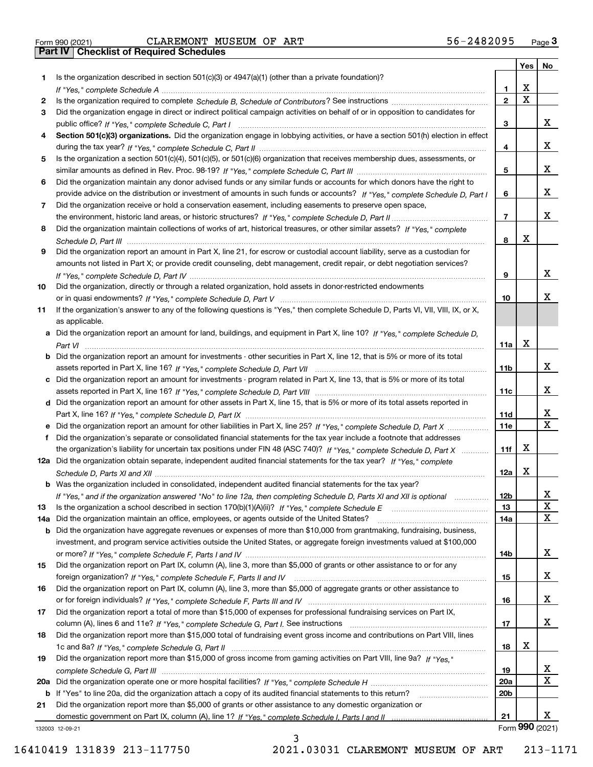Form 990 (2021) CLAREMONT MUSEUM OF ART 56-2482095 Page 3

**Part IV Checklist of Required Schedules**

| | | | Yes | No |
|---|---|---|---|---|
| 1 | Is the organization described in section 501(c)(3) or 4947(a)(1) (other than a private foundation)? *If "Yes," complete Schedule A* | 1 | X | |
| 2 | Is the organization required to complete *Schedule B, Schedule of Contributors*? See instructions | 2 | X | |
| 3 | Did the organization engage in direct or indirect political campaign activities on behalf of or in opposition to candidates for public office? *If "Yes," complete Schedule C, Part I* | 3 | | X |
| 4 | **Section 501(c)(3) organizations.** Did the organization engage in lobbying activities, or have a section 501(h) election in effect during the tax year? *If "Yes," complete Schedule C, Part II* | 4 | | X |
| 5 | Is the organization a section 501(c)(4), 501(c)(5), or 501(c)(6) organization that receives membership dues, assessments, or similar amounts as defined in Rev. Proc. 98-19? *If "Yes," complete Schedule C, Part III* | 5 | | X |
| 6 | Did the organization maintain any donor advised funds or any similar funds or accounts for which donors have the right to provide advice on the distribution or investment of amounts in such funds or accounts? *If "Yes," complete Schedule D, Part I* | 6 | | X |
| 7 | Did the organization receive or hold a conservation easement, including easements to preserve open space, the environment, historic land areas, or historic structures? *If "Yes," complete Schedule D, Part II* | 7 | | X |
| 8 | Did the organization maintain collections of works of art, historical treasures, or other similar assets? *If "Yes," complete Schedule D, Part III* | 8 | X | |
| 9 | Did the organization report an amount in Part X, line 21, for escrow or custodial account liability, serve as a custodian for amounts not listed in Part X; or provide credit counseling, debt management, credit repair, or debt negotiation services? *If "Yes," complete Schedule D, Part IV* | 9 | | X |
| 10 | Did the organization, directly or through a related organization, hold assets in donor-restricted endowments or in quasi endowments? *If "Yes," complete Schedule D, Part V* | 10 | | X |
| 11 | If the organization's answer to any of the following questions is "Yes," then complete Schedule D, Parts VI, VII, VIII, IX, or X, as applicable. | | | |
| a | Did the organization report an amount for land, buildings, and equipment in Part X, line 10? *If "Yes," complete Schedule D, Part VI* | 11a | X | |
| b | Did the organization report an amount for investments - other securities in Part X, line 12, that is 5% or more of its total assets reported in Part X, line 16? *If "Yes," complete Schedule D, Part VII* | 11b | | X |
| c | Did the organization report an amount for investments - program related in Part X, line 13, that is 5% or more of its total assets reported in Part X, line 16? *If "Yes," complete Schedule D, Part VIII* | 11c | | X |
| d | Did the organization report an amount for other assets in Part X, line 15, that is 5% or more of its total assets reported in Part X, line 16? *If "Yes," complete Schedule D, Part IX* | 11d | | X |
| e | Did the organization report an amount for other liabilities in Part X, line 25? *If "Yes," complete Schedule D, Part X* | 11e | | X |
| f | Did the organization's separate or consolidated financial statements for the tax year include a footnote that addresses the organization's liability for uncertain tax positions under FIN 48 (ASC 740)? *If "Yes," complete Schedule D, Part X* | 11f | X | |
| 12a | Did the organization obtain separate, independent audited financial statements for the tax year? *If "Yes," complete Schedule D, Parts XI and XII* | 12a | X | |
| b | Was the organization included in consolidated, independent audited financial statements for the tax year? *If "Yes," and if the organization answered "No" to line 12a, then completing Schedule D, Parts XI and XII is optional* | 12b | | X |
| 13 | Is the organization a school described in section 170(b)(1)(A)(ii)? *If "Yes," complete Schedule E* | 13 | | X |
| 14a | Did the organization maintain an office, employees, or agents outside of the United States? | 14a | | X |
| b | Did the organization have aggregate revenues or expenses of more than $10,000 from grantmaking, fundraising, business, investment, and program service activities outside the United States, or aggregate foreign investments valued at $100,000 or more? *If "Yes," complete Schedule F, Parts I and IV* | 14b | | X |
| 15 | Did the organization report on Part IX, column (A), line 3, more than $5,000 of grants or other assistance to or for any foreign organization? *If "Yes," complete Schedule F, Parts II and IV* | 15 | | X |
| 16 | Did the organization report on Part IX, column (A), line 3, more than $5,000 of aggregate grants or other assistance to or for foreign individuals? *If "Yes," complete Schedule F, Parts III and IV* | 16 | | X |
| 17 | Did the organization report a total of more than $15,000 of expenses for professional fundraising services on Part IX, column (A), lines 6 and 11e? *If "Yes," complete Schedule G, Part I.* See instructions | 17 | | X |
| 18 | Did the organization report more than $15,000 total of fundraising event gross income and contributions on Part VIII, lines 1c and 8a? *If "Yes," complete Schedule G, Part II* | 18 | X | |
| 19 | Did the organization report more than $15,000 of gross income from gaming activities on Part VIII, line 9a? *If "Yes," complete Schedule G, Part III* | 19 | | X |
| 20a | Did the organization operate one or more hospital facilities? *If "Yes," complete Schedule H* | 20a | | X |
| b | If "Yes" to line 20a, did the organization attach a copy of its audited financial statements to this return? | 20b | | |
| 21 | Did the organization report more than $5,000 of grants or other assistance to any domestic organization or domestic government on Part IX, column (A), line 1? *If "Yes," complete Schedule I, Parts I and II* | 21 | | X |

132003 12-09-21

Form **990** (2021)

16410419 131839 213-117750 2021.03031 CLAREMONT MUSEUM OF ART 213-1171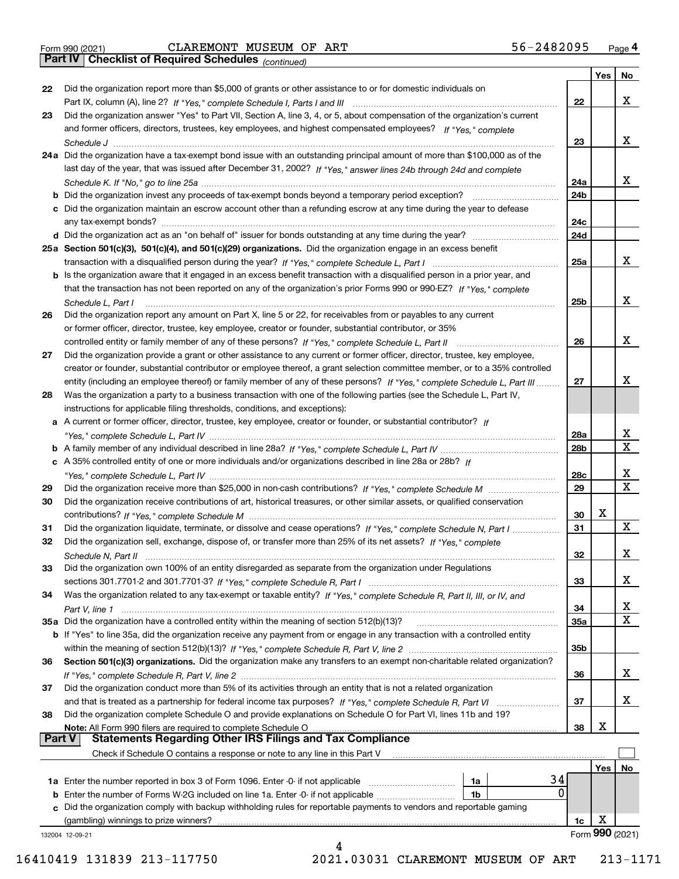Form 990 (2021) CLAREMONT MUSEUM OF ART 56-2482095 Page 4

**Part IV Checklist of Required Schedules** *(continued)*

| | | | Yes | No |
|---|---|---|---|---|
| 22 | Did the organization report more than $5,000 of grants or other assistance to or for domestic individuals on Part IX, column (A), line 2? *If "Yes," complete Schedule I, Parts I and III* | 22 | | X |
| 23 | Did the organization answer "Yes" to Part VII, Section A, line 3, 4, or 5, about compensation of the organization's current and former officers, directors, trustees, key employees, and highest compensated employees? *If "Yes," complete Schedule J* | 23 | | X |
| 24a | Did the organization have a tax-exempt bond issue with an outstanding principal amount of more than $100,000 as of the last day of the year, that was issued after December 31, 2002? *If "Yes," answer lines 24b through 24d and complete Schedule K. If "No," go to line 25a* | 24a | | X |
| b | Did the organization invest any proceeds of tax-exempt bonds beyond a temporary period exception? | 24b | | |
| c | Did the organization maintain an escrow account other than a refunding escrow at any time during the year to defease any tax-exempt bonds? | 24c | | |
| d | Did the organization act as an "on behalf of" issuer for bonds outstanding at any time during the year? | 24d | | |
| 25a | **Section 501(c)(3), 501(c)(4), and 501(c)(29) organizations.** Did the organization engage in an excess benefit transaction with a disqualified person during the year? *If "Yes," complete Schedule L, Part I* | 25a | | X |
| b | Is the organization aware that it engaged in an excess benefit transaction with a disqualified person in a prior year, and that the transaction has not been reported on any of the organization's prior Forms 990 or 990-EZ? *If "Yes," complete Schedule L, Part I* | 25b | | X |
| 26 | Did the organization report any amount on Part X, line 5 or 22, for receivables from or payables to any current or former officer, director, trustee, key employee, creator or founder, substantial contributor, or 35% controlled entity or family member of any of these persons? *If "Yes," complete Schedule L, Part II* | 26 | | X |
| 27 | Did the organization provide a grant or other assistance to any current or former officer, director, trustee, key employee, creator or founder, substantial contributor or employee thereof, a grant selection committee member, or to a 35% controlled entity (including an employee thereof) or family member of any of these persons? *If "Yes," complete Schedule L, Part III* | 27 | | X |
| 28 | Was the organization a party to a business transaction with one of the following parties (see the Schedule L, Part IV, instructions for applicable filing thresholds, conditions, and exceptions): | | | |
| a | A current or former officer, director, trustee, key employee, creator or founder, or substantial contributor? *If "Yes," complete Schedule L, Part IV* | 28a | | X |
| b | A family member of any individual described in line 28a? *If "Yes," complete Schedule L, Part IV* | 28b | | X |
| c | A 35% controlled entity of one or more individuals and/or organizations described in line 28a or 28b? *If "Yes," complete Schedule L, Part IV* | 28c | | X |
| 29 | Did the organization receive more than $25,000 in non-cash contributions? *If "Yes," complete Schedule M* | 29 | | X |
| 30 | Did the organization receive contributions of art, historical treasures, or other similar assets, or qualified conservation contributions? *If "Yes," complete Schedule M* | 30 | X | |
| 31 | Did the organization liquidate, terminate, or dissolve and cease operations? *If "Yes," complete Schedule N, Part I* | 31 | | X |
| 32 | Did the organization sell, exchange, dispose of, or transfer more than 25% of its net assets? *If "Yes," complete Schedule N, Part II* | 32 | | X |
| 33 | Did the organization own 100% of an entity disregarded as separate from the organization under Regulations sections 301.7701-2 and 301.7701-3? *If "Yes," complete Schedule R, Part I* | 33 | | X |
| 34 | Was the organization related to any tax-exempt or taxable entity? *If "Yes," complete Schedule R, Part II, III, or IV, and Part V, line 1* | 34 | | X |
| 35a | Did the organization have a controlled entity within the meaning of section 512(b)(13)? | 35a | | X |
| b | If "Yes" to line 35a, did the organization receive any payment from or engage in any transaction with a controlled entity within the meaning of section 512(b)(13)? *If "Yes," complete Schedule R, Part V, line 2* | 35b | | |
| 36 | **Section 501(c)(3) organizations.** Did the organization make any transfers to an exempt non-charitable related organization? *If "Yes," complete Schedule R, Part V, line 2* | 36 | | X |
| 37 | Did the organization conduct more than 5% of its activities through an entity that is not a related organization and that is treated as a partnership for federal income tax purposes? *If "Yes," complete Schedule R, Part VI* | 37 | | X |
| 38 | Did the organization complete Schedule O and provide explanations on Schedule O for Part VI, lines 11b and 19? **Note:** All Form 990 filers are required to complete Schedule O | 38 | X | |

**Part V Statements Regarding Other IRS Filings and Tax Compliance**

Check if Schedule O contains a response or note to any line in this Part V ☐

| | | | | | Yes | No |
|---|---|---|---|---|---|---|
| 1a | Enter the number reported in box 3 of Form 1096. Enter -0- if not applicable | 1a | 34 | | | |
| b | Enter the number of Forms W-2G included on line 1a. Enter -0- if not applicable | 1b | 0 | | | |
| c | Did the organization comply with backup withholding rules for reportable payments to vendors and reportable gaming (gambling) winnings to prize winners? | | | 1c | X | |

132004 12-09-21 Form **990** (2021)

16410419 131839 213-117750 2021.03031 CLAREMONT MUSEUM OF ART 213-1171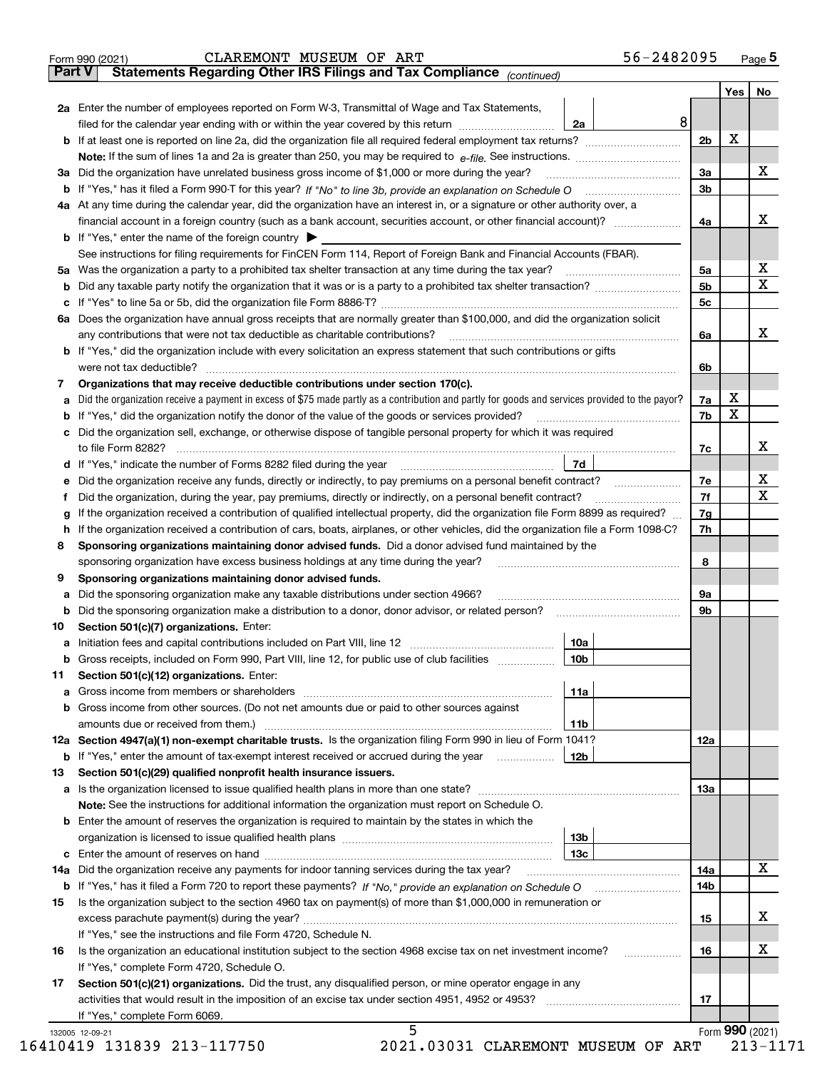Form 990 (2021) CLAREMONT MUSEUM OF ART 56-2482095 Page **5**

**Part V** **Statements Regarding Other IRS Filings and Tax Compliance** *(continued)*

| | | | | | Yes | No |
|---|---|---|---|---|---|---|
| **2a** | Enter the number of employees reported on Form W-3, Transmittal of Wage and Tax Statements, filed for the calendar year ending with or within the year covered by this return | 2a | 8 | | | |
| **b** | If at least one is reported on line 2a, did the organization file all required federal employment tax returns? | | | 2b | X | |
| | **Note:** If the sum of lines 1a and 2a is greater than 250, you may be required to *e-file*. See instructions. | | | | | |
| **3a** | Did the organization have unrelated business gross income of $1,000 or more during the year? | | | 3a | | X |
| **b** | If "Yes," has it filed a Form 990-T for this year? *If "No" to line 3b, provide an explanation on Schedule O* | | | 3b | | |
| **4a** | At any time during the calendar year, did the organization have an interest in, or a signature or other authority over, a financial account in a foreign country (such as a bank account, securities account, or other financial account)? | | | 4a | | X |
| **b** | If "Yes," enter the name of the foreign country ▶ | | | | | |
| | See instructions for filing requirements for FinCEN Form 114, Report of Foreign Bank and Financial Accounts (FBAR). | | | | | |
| **5a** | Was the organization a party to a prohibited tax shelter transaction at any time during the tax year? | | | 5a | | X |
| **b** | Did any taxable party notify the organization that it was or is a party to a prohibited tax shelter transaction? | | | 5b | | X |
| **c** | If "Yes" to line 5a or 5b, did the organization file Form 8886-T? | | | 5c | | |
| **6a** | Does the organization have annual gross receipts that are normally greater than $100,000, and did the organization solicit any contributions that were not tax deductible as charitable contributions? | | | 6a | | X |
| **b** | If "Yes," did the organization include with every solicitation an express statement that such contributions or gifts were not tax deductible? | | | 6b | | |
| **7** | **Organizations that may receive deductible contributions under section 170(c).** | | | | | |
| **a** | Did the organization receive a payment in excess of $75 made partly as a contribution and partly for goods and services provided to the payor? | | | 7a | X | |
| **b** | If "Yes," did the organization notify the donor of the value of the goods or services provided? | | | 7b | X | |
| **c** | Did the organization sell, exchange, or otherwise dispose of tangible personal property for which it was required to file Form 8282? | | | 7c | | X |
| **d** | If "Yes," indicate the number of Forms 8282 filed during the year | 7d | | | | |
| **e** | Did the organization receive any funds, directly or indirectly, to pay premiums on a personal benefit contract? | | | 7e | | X |
| **f** | Did the organization, during the year, pay premiums, directly or indirectly, on a personal benefit contract? | | | 7f | | X |
| **g** | If the organization received a contribution of qualified intellectual property, did the organization file Form 8899 as required? | | | 7g | | |
| **h** | If the organization received a contribution of cars, boats, airplanes, or other vehicles, did the organization file a Form 1098-C? | | | 7h | | |
| **8** | **Sponsoring organizations maintaining donor advised funds.** Did a donor advised fund maintained by the sponsoring organization have excess business holdings at any time during the year? | | | 8 | | |
| **9** | **Sponsoring organizations maintaining donor advised funds.** | | | | | |
| **a** | Did the sponsoring organization make any taxable distributions under section 4966? | | | 9a | | |
| **b** | Did the sponsoring organization make a distribution to a donor, donor advisor, or related person? | | | 9b | | |
| **10** | **Section 501(c)(7) organizations.** Enter: | | | | | |
| **a** | Initiation fees and capital contributions included on Part VIII, line 12 | 10a | | | | |
| **b** | Gross receipts, included on Form 990, Part VIII, line 12, for public use of club facilities | 10b | | | | |
| **11** | **Section 501(c)(12) organizations.** Enter: | | | | | |
| **a** | Gross income from members or shareholders | 11a | | | | |
| **b** | Gross income from other sources. (Do not net amounts due or paid to other sources against amounts due or received from them.) | 11b | | | | |
| **12a** | **Section 4947(a)(1) non-exempt charitable trusts.** Is the organization filing Form 990 in lieu of Form 1041? | | | 12a | | |
| **b** | If "Yes," enter the amount of tax-exempt interest received or accrued during the year | 12b | | | | |
| **13** | **Section 501(c)(29) qualified nonprofit health insurance issuers.** | | | | | |
| **a** | Is the organization licensed to issue qualified health plans in more than one state? | | | 13a | | |
| | **Note:** See the instructions for additional information the organization must report on Schedule O. | | | | | |
| **b** | Enter the amount of reserves the organization is required to maintain by the states in which the organization is licensed to issue qualified health plans | 13b | | | | |
| **c** | Enter the amount of reserves on hand | 13c | | | | |
| **14a** | Did the organization receive any payments for indoor tanning services during the tax year? | | | 14a | | X |
| **b** | If "Yes," has it filed a Form 720 to report these payments? *If "No," provide an explanation on Schedule O* | | | 14b | | |
| **15** | Is the organization subject to the section 4960 tax on payment(s) of more than $1,000,000 in remuneration or excess parachute payment(s) during the year? | | | 15 | | X |
| | If "Yes," see the instructions and file Form 4720, Schedule N. | | | | | |
| **16** | Is the organization an educational institution subject to the section 4968 excise tax on net investment income? | | | 16 | | X |
| | If "Yes," complete Form 4720, Schedule O. | | | | | |
| **17** | **Section 501(c)(21) organizations.** Did the trust, any disqualified person, or mine operator engage in any activities that would result in the imposition of an excise tax under section 4951, 4952 or 4953? | | | 17 | | |
| | If "Yes," complete Form 6069. | | | | | |

132005 12-09-21 Form **990** (2021)

16410419 131839 213-117750 2021.03031 CLAREMONT MUSEUM OF ART 213-1171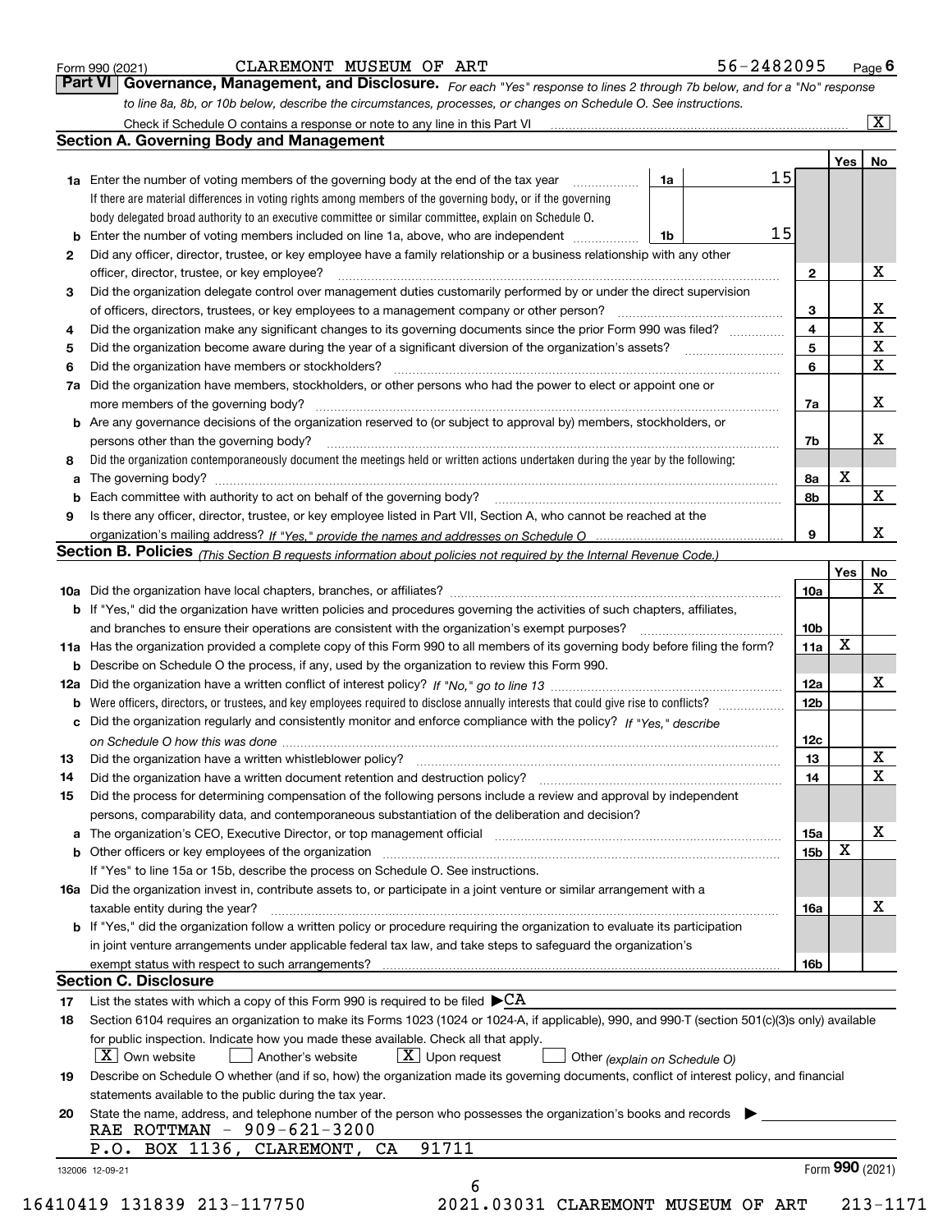Form 990 (2021) CLAREMONT MUSEUM OF ART 56-2482095 Page 6

**Part VI Governance, Management, and Disclosure.** *For each "Yes" response to lines 2 through 7b below, and for a "No" response to line 8a, 8b, or 10b below, describe the circumstances, processes, or changes on Schedule O. See instructions.*

Check if Schedule O contains a response or note to any line in this Part VI ..... [X]

## Section A. Governing Body and Management

| | | | | | Yes | No |
|---|---|---|---|---|---|---|
| **1a** | Enter the number of voting members of the governing body at the end of the tax year. If there are material differences in voting rights among members of the governing body, or if the governing body delegated broad authority to an executive committee or similar committee, explain on Schedule O. | 1a | 15 | | | |
| **b** | Enter the number of voting members included on line 1a, above, who are independent | 1b | 15 | | | |
| **2** | Did any officer, director, trustee, or key employee have a family relationship or a business relationship with any other officer, director, trustee, or key employee? | | | 2 | | X |
| **3** | Did the organization delegate control over management duties customarily performed by or under the direct supervision of officers, directors, trustees, or key employees to a management company or other person? | | | 3 | | X |
| **4** | Did the organization make any significant changes to its governing documents since the prior Form 990 was filed? | | | 4 | | X |
| **5** | Did the organization become aware during the year of a significant diversion of the organization's assets? | | | 5 | | X |
| **6** | Did the organization have members or stockholders? | | | 6 | | X |
| **7a** | Did the organization have members, stockholders, or other persons who had the power to elect or appoint one or more members of the governing body? | | | 7a | | X |
| **b** | Are any governance decisions of the organization reserved to (or subject to approval by) members, stockholders, or persons other than the governing body? | | | 7b | | X |
| **8** | Did the organization contemporaneously document the meetings held or written actions undertaken during the year by the following: | | | | | |
| **a** | The governing body? | | | 8a | X | |
| **b** | Each committee with authority to act on behalf of the governing body? | | | 8b | | X |
| **9** | Is there any officer, director, trustee, or key employee listed in Part VII, Section A, who cannot be reached at the organization's mailing address? *If "Yes," provide the names and addresses on Schedule O* | | | 9 | | X |

## Section B. Policies *(This Section B requests information about policies not required by the Internal Revenue Code.)*

| | | | Yes | No |
|---|---|---|---|---|
| **10a** | Did the organization have local chapters, branches, or affiliates? | 10a | | X |
| **b** | If "Yes," did the organization have written policies and procedures governing the activities of such chapters, affiliates, and branches to ensure their operations are consistent with the organization's exempt purposes? | 10b | | |
| **11a** | Has the organization provided a complete copy of this Form 990 to all members of its governing body before filing the form? | 11a | X | |
| **b** | Describe on Schedule O the process, if any, used by the organization to review this Form 990. | | | |
| **12a** | Did the organization have a written conflict of interest policy? *If "No," go to line 13* | 12a | | X |
| **b** | Were officers, directors, or trustees, and key employees required to disclose annually interests that could give rise to conflicts? | 12b | | |
| **c** | Did the organization regularly and consistently monitor and enforce compliance with the policy? *If "Yes," describe on Schedule O how this was done* | 12c | | |
| **13** | Did the organization have a written whistleblower policy? | 13 | | X |
| **14** | Did the organization have a written document retention and destruction policy? | 14 | | X |
| **15** | Did the process for determining compensation of the following persons include a review and approval by independent persons, comparability data, and contemporaneous substantiation of the deliberation and decision? | | | |
| **a** | The organization's CEO, Executive Director, or top management official | 15a | | X |
| **b** | Other officers or key employees of the organization | 15b | X | |
| | If "Yes" to line 15a or 15b, describe the process on Schedule O. See instructions. | | | |
| **16a** | Did the organization invest in, contribute assets to, or participate in a joint venture or similar arrangement with a taxable entity during the year? | 16a | | X |
| **b** | If "Yes," did the organization follow a written policy or procedure requiring the organization to evaluate its participation in joint venture arrangements under applicable federal tax law, and take steps to safeguard the organization's exempt status with respect to such arrangements? | 16b | | |

## Section C. Disclosure

**17** List the states with which a copy of this Form 990 is required to be filed ▶CA

**18** Section 6104 requires an organization to make its Forms 1023 (1024 or 1024-A, if applicable), 990, and 990-T (section 501(c)(3)s only) available for public inspection. Indicate how you made these available. Check all that apply.

[X] Own website [ ] Another's website [X] Upon request [ ] Other *(explain on Schedule O)*

**19** Describe on Schedule O whether (and if so, how) the organization made its governing documents, conflict of interest policy, and financial statements available to the public during the tax year.

**20** State the name, address, and telephone number of the person who possesses the organization's books and records ▶

RAE ROTTMAN - 909-621-3200
P.O. BOX 1136, CLAREMONT, CA 91711

132006 12-09-21 Form **990** (2021)

16410419 131839 213-117750 2021.03031 CLAREMONT MUSEUM OF ART 213-1171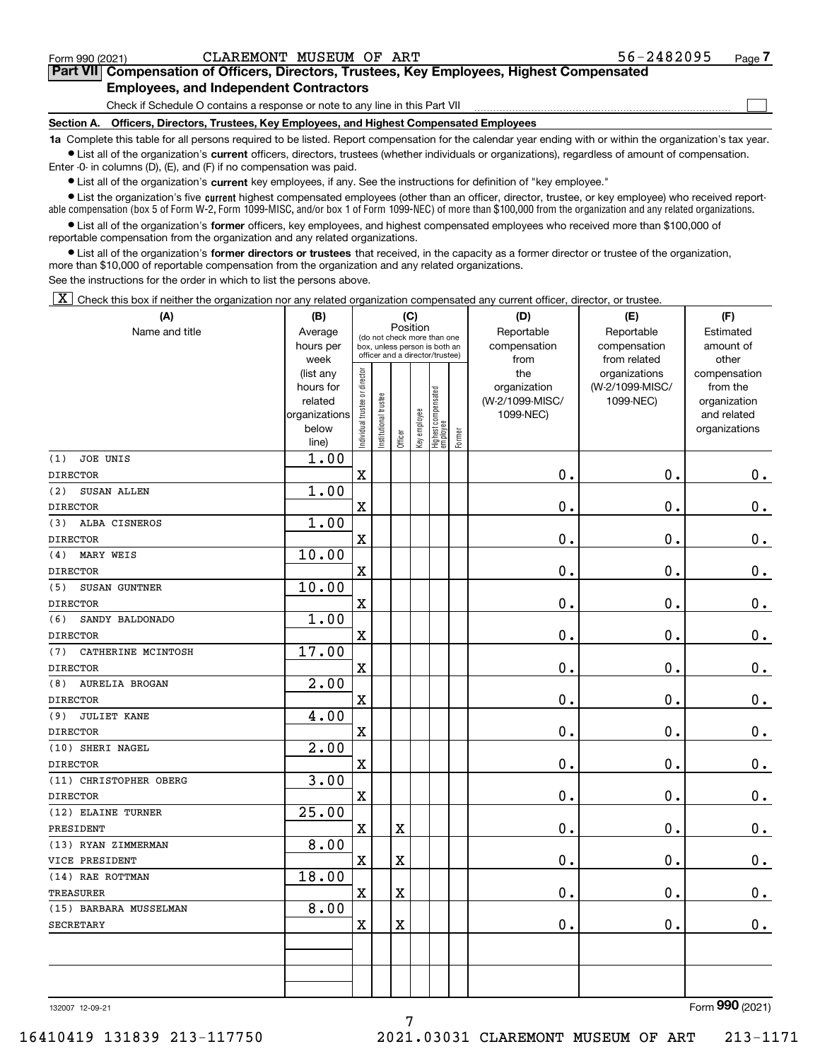Form 990 (2021) CLAREMONT MUSEUM OF ART 56-2482095 Page 7

## Part VII Compensation of Officers, Directors, Trustees, Key Employees, Highest Compensated Employees, and Independent Contractors

Check if Schedule O contains a response or note to any line in this Part VII ☐

**Section A. Officers, Directors, Trustees, Key Employees, and Highest Compensated Employees**

**1a** Complete this table for all persons required to be listed. Report compensation for the calendar year ending with or within the organization's tax year.

- List all of the organization's **current** officers, directors, trustees (whether individuals or organizations), regardless of amount of compensation. Enter -0- in columns (D), (E), and (F) if no compensation was paid.
- List all of the organization's **current** key employees, if any. See the instructions for definition of "key employee."
- List the organization's five **current** highest compensated employees (other than an officer, director, trustee, or key employee) who received reportable compensation (box 5 of Form W-2, Form 1099-MISC, and/or box 1 of Form 1099-NEC) of more than $100,000 from the organization and any related organizations.
- List all of the organization's **former** officers, key employees, and highest compensated employees who received more than $100,000 of reportable compensation from the organization and any related organizations.
- List all of the organization's **former directors or trustees** that received, in the capacity as a former director or trustee of the organization, more than $10,000 of reportable compensation from the organization and any related organizations.

See the instructions for the order in which to list the persons above.

☒ Check this box if neither the organization nor any related organization compensated any current officer, director, or trustee.

| (A) Name and title | (B) Average hours per week (list any hours for related organizations below line) | (C) Position: Individual trustee or director | Institutional trustee | Officer | Key employee | Highest compensated employee | Former | (D) Reportable compensation from the organization (W-2/1099-MISC/1099-NEC) | (E) Reportable compensation from related organizations (W-2/1099-MISC/1099-NEC) | (F) Estimated amount of other compensation from the organization and related organizations |
|---|---|---|---|---|---|---|---|---|---|---|
| (1) JOE UNIS<br>DIRECTOR | 1.00 | X | | | | | | 0. | 0. | 0. |
| (2) SUSAN ALLEN<br>DIRECTOR | 1.00 | X | | | | | | 0. | 0. | 0. |
| (3) ALBA CISNEROS<br>DIRECTOR | 1.00 | X | | | | | | 0. | 0. | 0. |
| (4) MARY WEIS<br>DIRECTOR | 10.00 | X | | | | | | 0. | 0. | 0. |
| (5) SUSAN GUNTNER<br>DIRECTOR | 10.00 | X | | | | | | 0. | 0. | 0. |
| (6) SANDY BALDONADO<br>DIRECTOR | 1.00 | X | | | | | | 0. | 0. | 0. |
| (7) CATHERINE MCINTOSH<br>DIRECTOR | 17.00 | X | | | | | | 0. | 0. | 0. |
| (8) AURELIA BROGAN<br>DIRECTOR | 2.00 | X | | | | | | 0. | 0. | 0. |
| (9) JULIET KANE<br>DIRECTOR | 4.00 | X | | | | | | 0. | 0. | 0. |
| (10) SHERI NAGEL<br>DIRECTOR | 2.00 | X | | | | | | 0. | 0. | 0. |
| (11) CHRISTOPHER OBERG<br>DIRECTOR | 3.00 | X | | | | | | 0. | 0. | 0. |
| (12) ELAINE TURNER<br>PRESIDENT | 25.00 | X | | X | | | | 0. | 0. | 0. |
| (13) RYAN ZIMMERMAN<br>VICE PRESIDENT | 8.00 | X | | X | | | | 0. | 0. | 0. |
| (14) RAE ROTTMAN<br>TREASURER | 18.00 | X | | X | | | | 0. | 0. | 0. |
| (15) BARBARA MUSSELMAN<br>SECRETARY | 8.00 | X | | X | | | | 0. | 0. | 0. |

132007 12-09-21 Form 990 (2021)

16410419 131839 213-117750 2021.03031 CLAREMONT MUSEUM OF ART 213-1171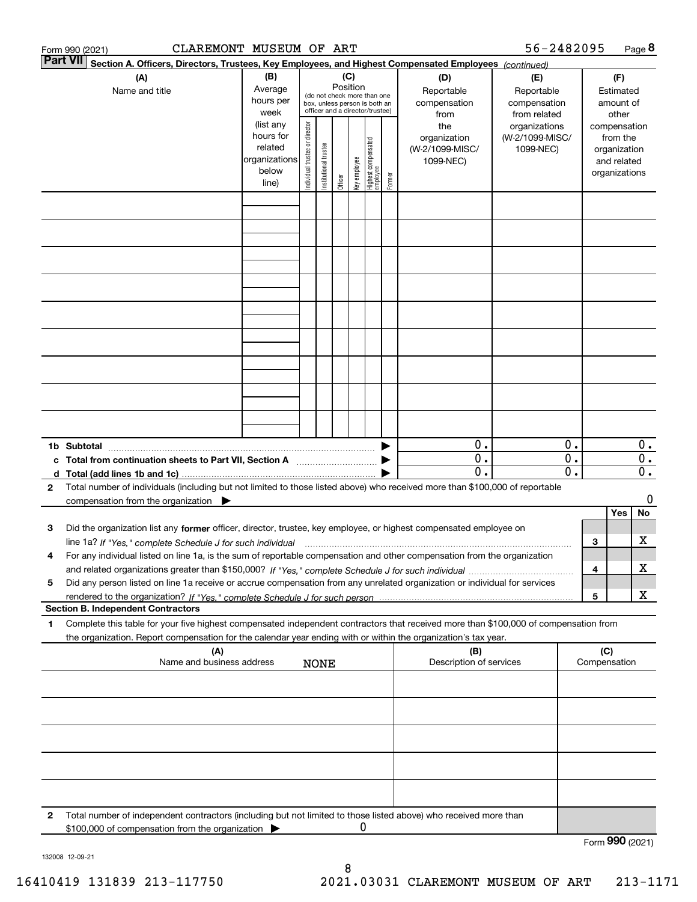Form 990 (2021) CLAREMONT MUSEUM OF ART 56-2482095 Page 8

**Part VII Section A. Officers, Directors, Trustees, Key Employees, and Highest Compensated Employees** *(continued)*

| (A) Name and title | (B) Average hours per week (list any hours for related organizations below line) | (C) Position (do not check more than one box, unless person is both an officer and a director/trustee) Individual trustee or director | Institutional trustee | Officer | Key employee | Highest compensated employee | Former | (D) Reportable compensation from the organization (W-2/1099-MISC/ 1099-NEC) | (E) Reportable compensation from related organizations (W-2/1099-MISC/ 1099-NEC) | (F) Estimated amount of other compensation from the organization and related organizations |
|---|---|---|---|---|---|---|---|---|---|---|
| | | | | | | | | | | |
| | | | | | | | | | | |
| | | | | | | | | | | |
| | | | | | | | | | | |
| | | | | | | | | | | |
| | | | | | | | | | | |
| | | | | | | | | | | |
| | | | | | | | | | | |
| | | | | | | | | | | |
| **1b Subtotal** | | | | | | | | 0. | 0. | 0. |
| **c Total from continuation sheets to Part VII, Section A** | | | | | | | | 0. | 0. | 0. |
| **d Total (add lines 1b and 1c)** | | | | | | | | 0. | 0. | 0. |

**2** Total number of individuals (including but not limited to those listed above) who received more than $100,000 of reportable compensation from the organization ▶ 0

| | | | Yes | No |
|---|---|---|---|---|
| **3** | Did the organization list any **former** officer, director, trustee, key employee, or highest compensated employee on line 1a? *If "Yes," complete Schedule J for such individual* | 3 | | X |
| **4** | For any individual listed on line 1a, is the sum of reportable compensation and other compensation from the organization and related organizations greater than $150,000? *If "Yes," complete Schedule J for such individual* | 4 | | X |
| **5** | Did any person listed on line 1a receive or accrue compensation from any unrelated organization or individual for services rendered to the organization? *If "Yes," complete Schedule J for such person* | 5 | | X |

**Section B. Independent Contractors**

**1** Complete this table for your five highest compensated independent contractors that received more than $100,000 of compensation from the organization. Report compensation for the calendar year ending with or within the organization's tax year.

| (A) Name and business address | (B) Description of services | (C) Compensation |
|---|---|---|
| NONE | | |
| | | |
| | | |
| | | |
| | | |

**2** Total number of independent contractors (including but not limited to those listed above) who received more than $100,000 of compensation from the organization ▶ 0

Form **990** (2021)

132008 12-09-21

16410419 131839 213-117750 2021.03031 CLAREMONT MUSEUM OF ART 213-1171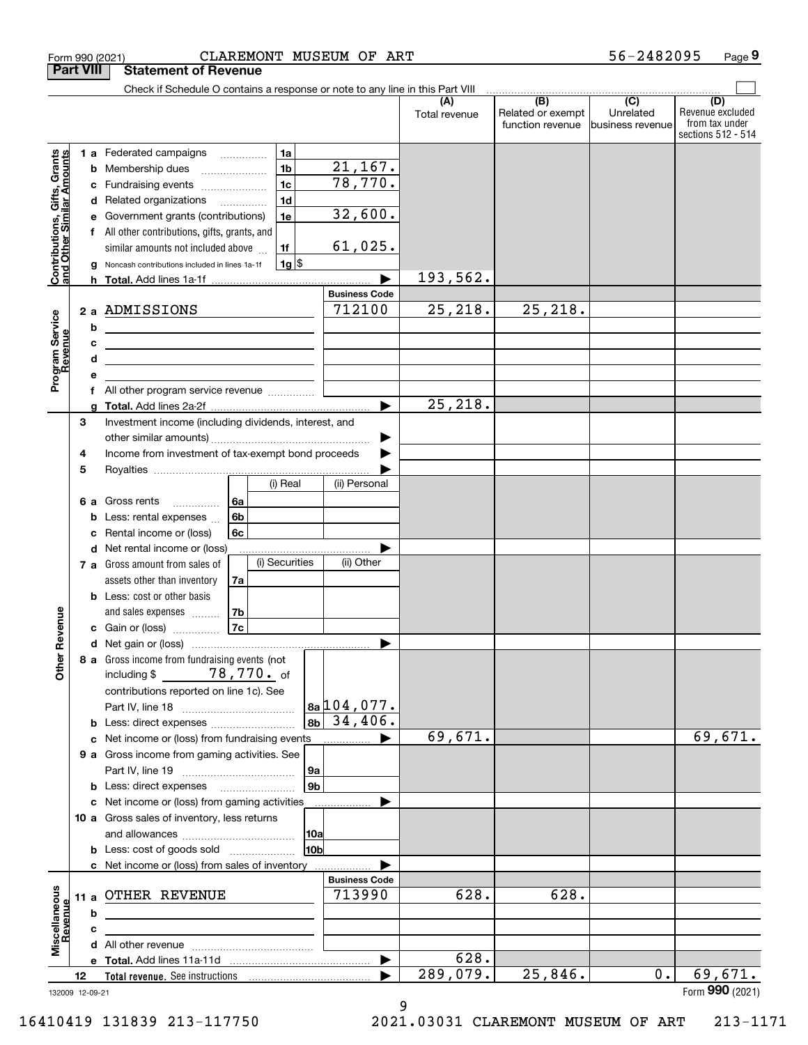Form 990 (2021) CLAREMONT MUSEUM OF ART 56-2482095 Page 9

## Part VIII Statement of Revenue

Check if Schedule O contains a response or note to any line in this Part VIII

| | | | | (A) Total revenue | (B) Related or exempt function revenue | (C) Unrelated business revenue | (D) Revenue excluded from tax under sections 512 - 514 |
|---|---|---|---|---|---|---|---|
| Contributions, Gifts, Grants and Other Similar Amounts | 1 a | Federated campaigns | 1a | | | | |
| | b | Membership dues | 1b 21,167. | | | | |
| | c | Fundraising events | 1c 78,770. | | | | |
| | d | Related organizations | 1d | | | | |
| | e | Government grants (contributions) | 1e 32,600. | | | | |
| | f | All other contributions, gifts, grants, and similar amounts not included above | 1f 61,025. | | | | |
| | g | Noncash contributions included in lines 1a-1f | 1g $ | | | | |
| | h | Total. Add lines 1a-1f | ▶ | 193,562. | | | |
| Program Service Revenue | | | Business Code | | | | |
| | 2 a | ADMISSIONS | 712100 | 25,218. | 25,218. | | |
| | b | | | | | | |
| | c | | | | | | |
| | d | | | | | | |
| | e | | | | | | |
| | f | All other program service revenue | | | | | |
| | g | Total. Add lines 2a-2f | ▶ | 25,218. | | | |
| Other Revenue | 3 | Investment income (including dividends, interest, and other similar amounts) | ▶ | | | | |
| | 4 | Income from investment of tax-exempt bond proceeds | ▶ | | | | |
| | 5 | Royalties | ▶ | | | | |
| | | | (i) Real / (ii) Personal | | | | |
| | 6 a | Gross rents | 6a | | | | |
| | b | Less: rental expenses | 6b | | | | |
| | c | Rental income or (loss) | 6c | | | | |
| | d | Net rental income or (loss) | ▶ | | | | |
| | | | (i) Securities / (ii) Other | | | | |
| | 7 a | Gross amount from sales of assets other than inventory | 7a | | | | |
| | b | Less: cost or other basis and sales expenses | 7b | | | | |
| | c | Gain or (loss) | 7c | | | | |
| | d | Net gain or (loss) | ▶ | | | | |
| | 8 a | Gross income from fundraising events (not including $ 78,770. of contributions reported on line 1c). See Part IV, line 18 | 8a 104,077. | | | | |
| | b | Less: direct expenses | 8b 34,406. | | | | |
| | c | Net income or (loss) from fundraising events | ▶ | 69,671. | | | 69,671. |
| | 9 a | Gross income from gaming activities. See Part IV, line 19 | 9a | | | | |
| | b | Less: direct expenses | 9b | | | | |
| | c | Net income or (loss) from gaming activities | ▶ | | | | |
| | 10 a | Gross sales of inventory, less returns and allowances | 10a | | | | |
| | b | Less: cost of goods sold | 10b | | | | |
| | c | Net income or (loss) from sales of inventory | ▶ | | | | |
| Miscellaneous Revenue | | | Business Code | | | | |
| | 11 a | OTHER REVENUE | 713990 | 628. | 628. | | |
| | b | | | | | | |
| | c | | | | | | |
| | d | All other revenue | | | | | |
| | e | Total. Add lines 11a-11d | ▶ | 628. | | | |
| | 12 | Total revenue. See instructions | ▶ | 289,079. | 25,846. | 0. | 69,671. |

132009 12-09-21

Form 990 (2021)

16410419 131839 213-117750 2021.03031 CLAREMONT MUSEUM OF ART 213-1171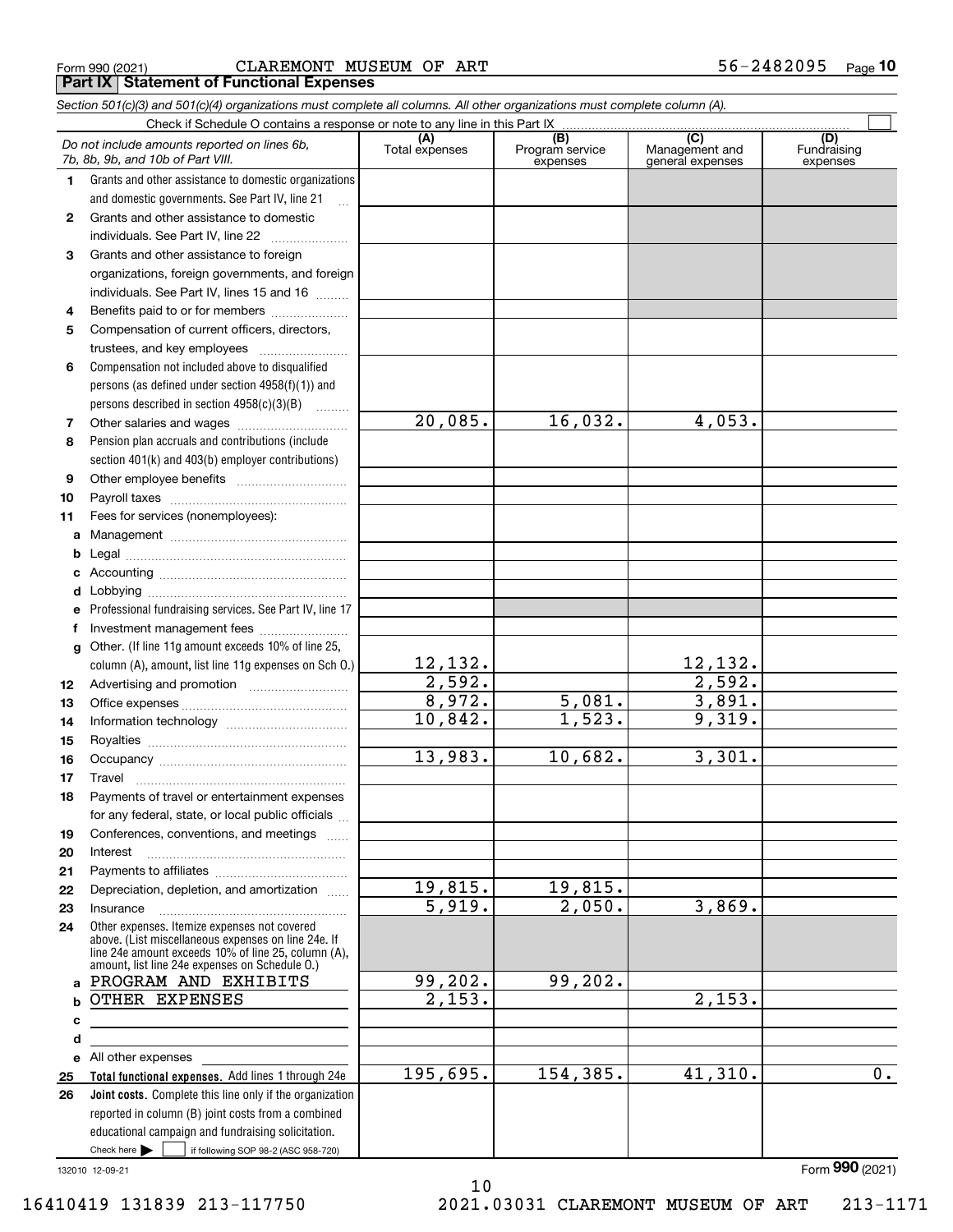Form 990 (2021) CLAREMONT MUSEUM OF ART 56-2482095 Page **10**

**Part IX Statement of Functional Expenses**

*Section 501(c)(3) and 501(c)(4) organizations must complete all columns. All other organizations must complete column (A).*

Check if Schedule O contains a response or note to any line in this Part IX ☐

| | *Do not include amounts reported on lines 6b, 7b, 8b, 9b, and 10b of Part VIII.* | (A) Total expenses | (B) Program service expenses | (C) Management and general expenses | (D) Fundraising expenses |
|---|---|---|---|---|---|
| 1 | Grants and other assistance to domestic organizations and domestic governments. See Part IV, line 21 | | | | |
| 2 | Grants and other assistance to domestic individuals. See Part IV, line 22 | | | | |
| 3 | Grants and other assistance to foreign organizations, foreign governments, and foreign individuals. See Part IV, lines 15 and 16 | | | | |
| 4 | Benefits paid to or for members | | | | |
| 5 | Compensation of current officers, directors, trustees, and key employees | | | | |
| 6 | Compensation not included above to disqualified persons (as defined under section 4958(f)(1)) and persons described in section 4958(c)(3)(B) | | | | |
| 7 | Other salaries and wages | 20,085. | 16,032. | 4,053. | |
| 8 | Pension plan accruals and contributions (include section 401(k) and 403(b) employer contributions) | | | | |
| 9 | Other employee benefits | | | | |
| 10 | Payroll taxes | | | | |
| 11 | Fees for services (nonemployees): | | | | |
| a | Management | | | | |
| b | Legal | | | | |
| c | Accounting | | | | |
| d | Lobbying | | | | |
| e | Professional fundraising services. See Part IV, line 17 | | | | |
| f | Investment management fees | | | | |
| g | Other. (If line 11g amount exceeds 10% of line 25, column (A), amount, list line 11g expenses on Sch O.) | 12,132. | | 12,132. | |
| 12 | Advertising and promotion | 2,592. | | 2,592. | |
| 13 | Office expenses | 8,972. | 5,081. | 3,891. | |
| 14 | Information technology | 10,842. | 1,523. | 9,319. | |
| 15 | Royalties | | | | |
| 16 | Occupancy | 13,983. | 10,682. | 3,301. | |
| 17 | Travel | | | | |
| 18 | Payments of travel or entertainment expenses for any federal, state, or local public officials | | | | |
| 19 | Conferences, conventions, and meetings | | | | |
| 20 | Interest | | | | |
| 21 | Payments to affiliates | | | | |
| 22 | Depreciation, depletion, and amortization | 19,815. | 19,815. | | |
| 23 | Insurance | 5,919. | 2,050. | 3,869. | |
| 24 | Other expenses. Itemize expenses not covered above. (List miscellaneous expenses on line 24e. If line 24e amount exceeds 10% of line 25, column (A), amount, list line 24e expenses on Schedule O.) | | | | |
| a | PROGRAM AND EXHIBITS | 99,202. | 99,202. | | |
| b | OTHER EXPENSES | 2,153. | | 2,153. | |
| c | | | | | |
| d | | | | | |
| e | All other expenses | | | | |
| 25 | **Total functional expenses.** Add lines 1 through 24e | 195,695. | 154,385. | 41,310. | 0. |
| 26 | **Joint costs.** Complete this line only if the organization reported in column (B) joint costs from a combined educational campaign and fundraising solicitation. Check here ☐ if following SOP 98-2 (ASC 958-720) | | | | |

132010 12-09-21

Form **990** (2021)

16410419 131839 213-117750 2021.03031 CLAREMONT MUSEUM OF ART 213-1171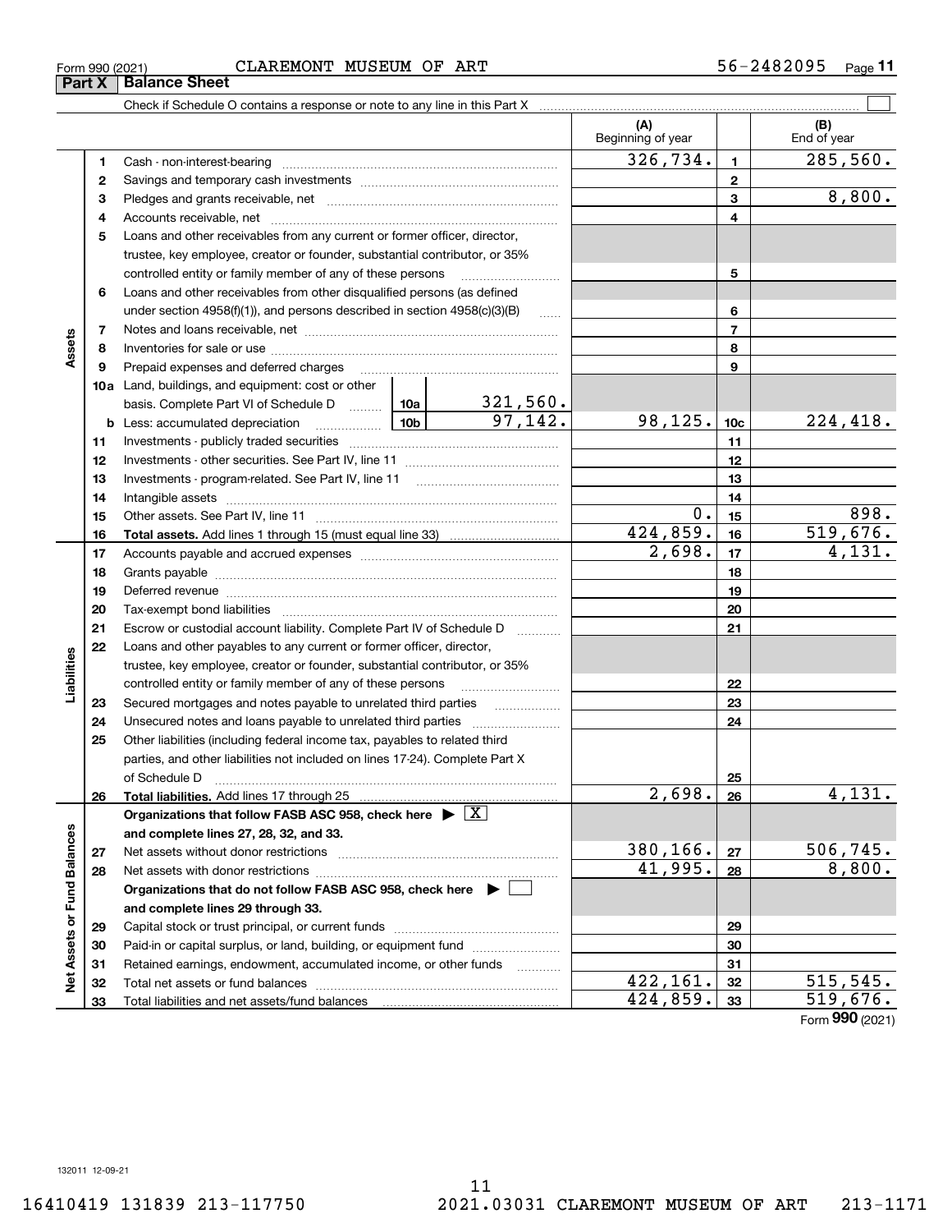Form 990 (2021) CLAREMONT MUSEUM OF ART 56-2482095 Page 11

## Part X Balance Sheet

Check if Schedule O contains a response or note to any line in this Part X

| | | | | | (A) Beginning of year | | (B) End of year |
|---|---|---|---|---|---|---|---|
| Assets | 1 | Cash - non-interest-bearing | | | 326,734. | 1 | 285,560. |
| | 2 | Savings and temporary cash investments | | | | 2 | |
| | 3 | Pledges and grants receivable, net | | | | 3 | 8,800. |
| | 4 | Accounts receivable, net | | | | 4 | |
| | 5 | Loans and other receivables from any current or former officer, director, trustee, key employee, creator or founder, substantial contributor, or 35% controlled entity or family member of any of these persons | | | | 5 | |
| | 6 | Loans and other receivables from other disqualified persons (as defined under section 4958(f)(1)), and persons described in section 4958(c)(3)(B) | | | | 6 | |
| | 7 | Notes and loans receivable, net | | | | 7 | |
| | 8 | Inventories for sale or use | | | | 8 | |
| | 9 | Prepaid expenses and deferred charges | | | | 9 | |
| | 10a | Land, buildings, and equipment: cost or other basis. Complete Part VI of Schedule D | 10a | 321,560. | | | |
| | b | Less: accumulated depreciation | 10b | 97,142. | 98,125. | 10c | 224,418. |
| | 11 | Investments - publicly traded securities | | | | 11 | |
| | 12 | Investments - other securities. See Part IV, line 11 | | | | 12 | |
| | 13 | Investments - program-related. See Part IV, line 11 | | | | 13 | |
| | 14 | Intangible assets | | | | 14 | |
| | 15 | Other assets. See Part IV, line 11 | | | 0. | 15 | 898. |
| | 16 | **Total assets.** Add lines 1 through 15 (must equal line 33) | | | 424,859. | 16 | 519,676. |
| Liabilities | 17 | Accounts payable and accrued expenses | | | 2,698. | 17 | 4,131. |
| | 18 | Grants payable | | | | 18 | |
| | 19 | Deferred revenue | | | | 19 | |
| | 20 | Tax-exempt bond liabilities | | | | 20 | |
| | 21 | Escrow or custodial account liability. Complete Part IV of Schedule D | | | | 21 | |
| | 22 | Loans and other payables to any current or former officer, director, trustee, key employee, creator or founder, substantial contributor, or 35% controlled entity or family member of any of these persons | | | | 22 | |
| | 23 | Secured mortgages and notes payable to unrelated third parties | | | | 23 | |
| | 24 | Unsecured notes and loans payable to unrelated third parties | | | | 24 | |
| | 25 | Other liabilities (including federal income tax, payables to related third parties, and other liabilities not included on lines 17-24). Complete Part X of Schedule D | | | | 25 | |
| | 26 | **Total liabilities.** Add lines 17 through 25 | | | 2,698. | 26 | 4,131. |
| Net Assets or Fund Balances | | **Organizations that follow FASB ASC 958, check here** ▶ [X] **and complete lines 27, 28, 32, and 33.** | | | | | |
| | 27 | Net assets without donor restrictions | | | 380,166. | 27 | 506,745. |
| | 28 | Net assets with donor restrictions | | | 41,995. | 28 | 8,800. |
| | | **Organizations that do not follow FASB ASC 958, check here** ▶ [ ] **and complete lines 29 through 33.** | | | | | |
| | 29 | Capital stock or trust principal, or current funds | | | | 29 | |
| | 30 | Paid-in or capital surplus, or land, building, or equipment fund | | | | 30 | |
| | 31 | Retained earnings, endowment, accumulated income, or other funds | | | | 31 | |
| | 32 | Total net assets or fund balances | | | 422,161. | 32 | 515,545. |
| | 33 | Total liabilities and net assets/fund balances | | | 424,859. | 33 | 519,676. |

Form 990 (2021)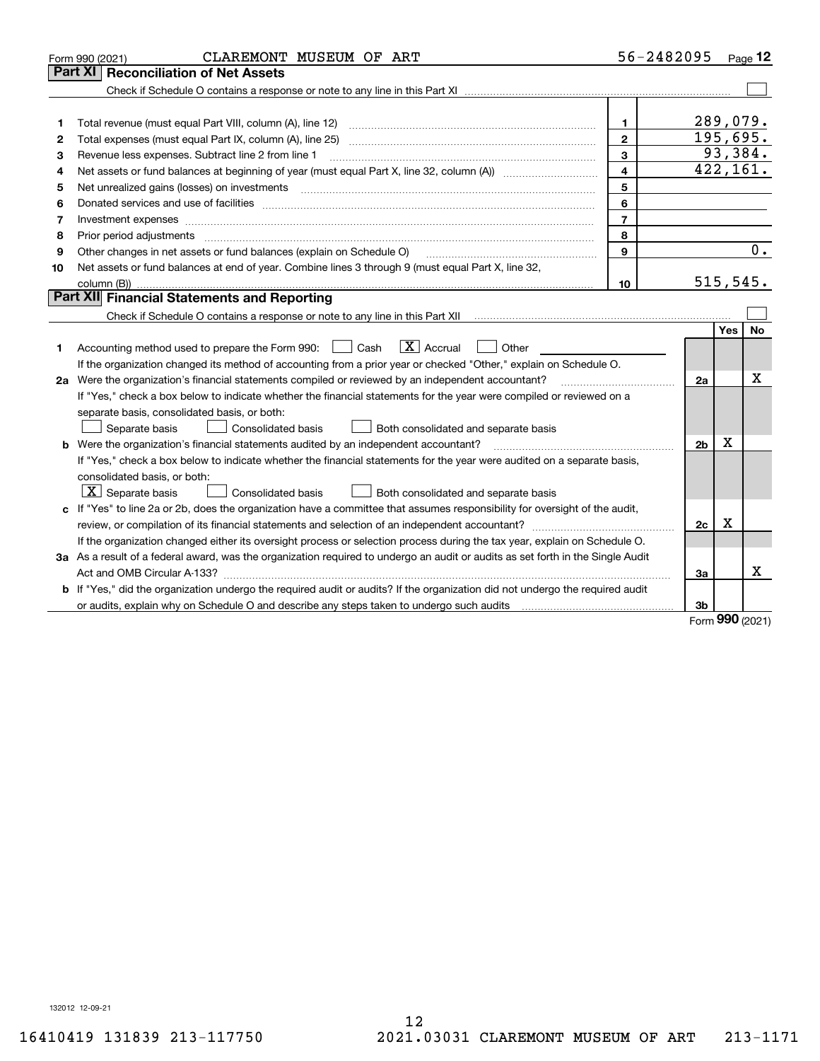Form 990 (2021) CLAREMONT MUSEUM OF ART 56-2482095 Page 12

## Part XI Reconciliation of Net Assets

Check if Schedule O contains a response or note to any line in this Part XI ☐

| | | | |
|---|---|---|---|
| 1 | Total revenue (must equal Part VIII, column (A), line 12) | 1 | 289,079. |
| 2 | Total expenses (must equal Part IX, column (A), line 25) | 2 | 195,695. |
| 3 | Revenue less expenses. Subtract line 2 from line 1 | 3 | 93,384. |
| 4 | Net assets or fund balances at beginning of year (must equal Part X, line 32, column (A)) | 4 | 422,161. |
| 5 | Net unrealized gains (losses) on investments | 5 | |
| 6 | Donated services and use of facilities | 6 | |
| 7 | Investment expenses | 7 | |
| 8 | Prior period adjustments | 8 | |
| 9 | Other changes in net assets or fund balances (explain on Schedule O) | 9 | 0. |
| 10 | Net assets or fund balances at end of year. Combine lines 3 through 9 (must equal Part X, line 32, column (B)) | 10 | 515,545. |

## Part XII Financial Statements and Reporting

Check if Schedule O contains a response or note to any line in this Part XII ☐

| | | | Yes | No |
|---|---|---|---|---|
| 1 | Accounting method used to prepare the Form 990: ☐ Cash ☒ Accrual ☐ Other<br>If the organization changed its method of accounting from a prior year or checked "Other," explain on Schedule O. | | | |
| 2a | Were the organization's financial statements compiled or reviewed by an independent accountant?<br>If "Yes," check a box below to indicate whether the financial statements for the year were compiled or reviewed on a separate basis, consolidated basis, or both:<br>☐ Separate basis ☐ Consolidated basis ☐ Both consolidated and separate basis | 2a | | X |
| b | Were the organization's financial statements audited by an independent accountant?<br>If "Yes," check a box below to indicate whether the financial statements for the year were audited on a separate basis, consolidated basis, or both:<br>☒ Separate basis ☐ Consolidated basis ☐ Both consolidated and separate basis | 2b | X | |
| c | If "Yes" to line 2a or 2b, does the organization have a committee that assumes responsibility for oversight of the audit, review, or compilation of its financial statements and selection of an independent accountant?<br>If the organization changed either its oversight process or selection process during the tax year, explain on Schedule O. | 2c | X | |
| 3a | As a result of a federal award, was the organization required to undergo an audit or audits as set forth in the Single Audit Act and OMB Circular A-133? | 3a | | X |
| b | If "Yes," did the organization undergo the required audit or audits? If the organization did not undergo the required audit or audits, explain why on Schedule O and describe any steps taken to undergo such audits | 3b | | |

Form **990** (2021)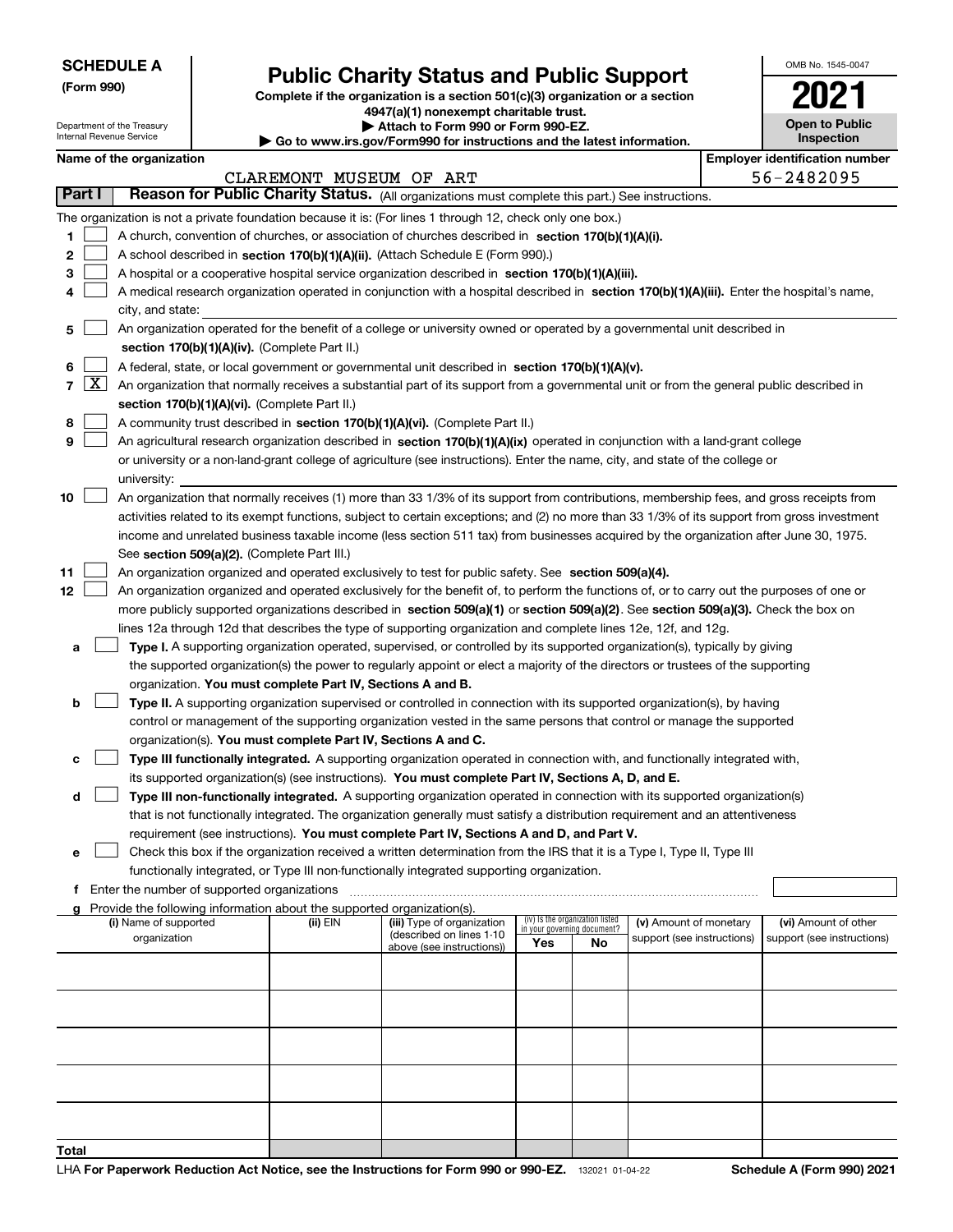**SCHEDULE A**
**(Form 990)**

Department of the Treasury
Internal Revenue Service

# Public Charity Status and Public Support

**Complete if the organization is a section 501(c)(3) organization or a section 4947(a)(1) nonexempt charitable trust.**
**▶ Attach to Form 990 or Form 990-EZ.**
**▶ Go to www.irs.gov/Form990 for instructions and the latest information.**

OMB No. 1545-0047
**2021**
**Open to Public Inspection**

**Name of the organization:** CLAREMONT MUSEUM OF ART
**Employer identification number:** 56-2482095

## Part I — Reason for Public Charity Status. (All organizations must complete this part.) See instructions.

The organization is not a private foundation because it is: (For lines 1 through 12, check only one box.)

1. ☐ A church, convention of churches, or association of churches described in **section 170(b)(1)(A)(i).**
2. ☐ A school described in **section 170(b)(1)(A)(ii).** (Attach Schedule E (Form 990).)
3. ☐ A hospital or a cooperative hospital service organization described in **section 170(b)(1)(A)(iii).**
4. ☐ A medical research organization operated in conjunction with a hospital described in **section 170(b)(1)(A)(iii).** Enter the hospital's name, city, and state:
5. ☐ An organization operated for the benefit of a college or university owned or operated by a governmental unit described in **section 170(b)(1)(A)(iv).** (Complete Part II.)
6. ☐ A federal, state, or local government or governmental unit described in **section 170(b)(1)(A)(v).**
7. ☒ An organization that normally receives a substantial part of its support from a governmental unit or from the general public described in **section 170(b)(1)(A)(vi).** (Complete Part II.)
8. ☐ A community trust described in **section 170(b)(1)(A)(vi).** (Complete Part II.)
9. ☐ An agricultural research organization described in **section 170(b)(1)(A)(ix)** operated in conjunction with a land-grant college or university or a non-land-grant college of agriculture (see instructions). Enter the name, city, and state of the college or university:
10. ☐ An organization that normally receives (1) more than 33 1/3% of its support from contributions, membership fees, and gross receipts from activities related to its exempt functions, subject to certain exceptions; and (2) no more than 33 1/3% of its support from gross investment income and unrelated business taxable income (less section 511 tax) from businesses acquired by the organization after June 30, 1975. See **section 509(a)(2).** (Complete Part III.)
11. ☐ An organization organized and operated exclusively to test for public safety. See **section 509(a)(4).**
12. ☐ An organization organized and operated exclusively for the benefit of, to perform the functions of, or to carry out the purposes of one or more publicly supported organizations described in **section 509(a)(1)** or **section 509(a)(2)**. See **section 509(a)(3).** Check the box on lines 12a through 12d that describes the type of supporting organization and complete lines 12e, 12f, and 12g.
   - **a** ☐ **Type I.** A supporting organization operated, supervised, or controlled by its supported organization(s), typically by giving the supported organization(s) the power to regularly appoint or elect a majority of the directors or trustees of the supporting organization. **You must complete Part IV, Sections A and B.**
   - **b** ☐ **Type II.** A supporting organization supervised or controlled in connection with its supported organization(s), by having control or management of the supporting organization vested in the same persons that control or manage the supported organization(s). **You must complete Part IV, Sections A and C.**
   - **c** ☐ **Type III functionally integrated.** A supporting organization operated in connection with, and functionally integrated with, its supported organization(s) (see instructions). **You must complete Part IV, Sections A, D, and E.**
   - **d** ☐ **Type III non-functionally integrated.** A supporting organization operated in connection with its supported organization(s) that is not functionally integrated. The organization generally must satisfy a distribution requirement and an attentiveness requirement (see instructions). **You must complete Part IV, Sections A and D, and Part V.**
   - **e** ☐ Check this box if the organization received a written determination from the IRS that it is a Type I, Type II, Type III functionally integrated, or Type III non-functionally integrated supporting organization.
   - **f** Enter the number of supported organizations
   - **g** Provide the following information about the supported organization(s).

| (i) Name of supported organization | (ii) EIN | (iii) Type of organization (described on lines 1-10 above (see instructions)) | (iv) Is the organization listed in your governing document? Yes | No | (v) Amount of monetary support (see instructions) | (vi) Amount of other support (see instructions) |
|---|---|---|---|---|---|---|
| | | | | | | |
| | | | | | | |
| | | | | | | |
| | | | | | | |
| | | | | | | |
| **Total** | | | | | | |

LHA **For Paperwork Reduction Act Notice, see the Instructions for Form 990 or 990-EZ.** 132021 01-04-22 **Schedule A (Form 990) 2021**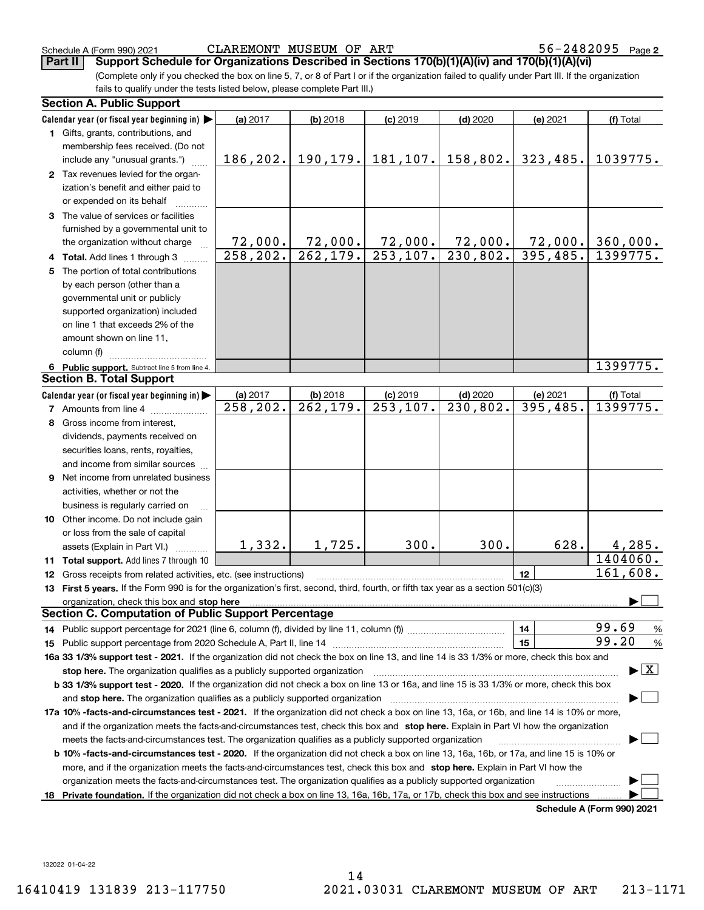Schedule A (Form 990) 2021 CLAREMONT MUSEUM OF ART 56-2482095 Page 2

**Part II Support Schedule for Organizations Described in Sections 170(b)(1)(A)(iv) and 170(b)(1)(A)(vi)**

(Complete only if you checked the box on line 5, 7, or 8 of Part I or if the organization failed to qualify under Part III. If the organization fails to qualify under the tests listed below, please complete Part III.)

## Section A. Public Support

| Calendar year (or fiscal year beginning in) ▶ | (a) 2017 | (b) 2018 | (c) 2019 | (d) 2020 | (e) 2021 | (f) Total |
|---|---|---|---|---|---|---|
| 1 Gifts, grants, contributions, and membership fees received. (Do not include any "unusual grants.") | 186,202. | 190,179. | 181,107. | 158,802. | 323,485. | 1039775. |
| 2 Tax revenues levied for the organization's benefit and either paid to or expended on its behalf | | | | | | |
| 3 The value of services or facilities furnished by a governmental unit to the organization without charge | 72,000. | 72,000. | 72,000. | 72,000. | 72,000. | 360,000. |
| 4 Total. Add lines 1 through 3 | 258,202. | 262,179. | 253,107. | 230,802. | 395,485. | 1399775. |
| 5 The portion of total contributions by each person (other than a governmental unit or publicly supported organization) included on line 1 that exceeds 2% of the amount shown on line 11, column (f) | | | | | | |
| 6 Public support. Subtract line 5 from line 4. | | | | | | 1399775. |

## Section B. Total Support

| Calendar year (or fiscal year beginning in) ▶ | (a) 2017 | (b) 2018 | (c) 2019 | (d) 2020 | (e) 2021 | (f) Total |
|---|---|---|---|---|---|---|
| 7 Amounts from line 4 | 258,202. | 262,179. | 253,107. | 230,802. | 395,485. | 1399775. |
| 8 Gross income from interest, dividends, payments received on securities loans, rents, royalties, and income from similar sources | | | | | | |
| 9 Net income from unrelated business activities, whether or not the business is regularly carried on | | | | | | |
| 10 Other income. Do not include gain or loss from the sale of capital assets (Explain in Part VI.) | 1,332. | 1,725. | 300. | 300. | 628. | 4,285. |
| 11 Total support. Add lines 7 through 10 | | | | | | 1404060. |

12 Gross receipts from related activities, etc. (see instructions) — **12** — 161,608.

13 **First 5 years.** If the Form 990 is for the organization's first, second, third, fourth, or fifth tax year as a section 501(c)(3) organization, check this box and **stop here** ▶ ☐

## Section C. Computation of Public Support Percentage

14 Public support percentage for 2021 (line 6, column (f), divided by line 11, column (f)) — **14** — 99.69 %

15 Public support percentage from 2020 Schedule A, Part II, line 14 — **15** — 99.20 %

**16a 33 1/3% support test - 2021.** If the organization did not check the box on line 13, and line 14 is 33 1/3% or more, check this box and **stop here.** The organization qualifies as a publicly supported organization ▶ ☒

**b 33 1/3% support test - 2020.** If the organization did not check a box on line 13 or 16a, and line 15 is 33 1/3% or more, check this box and **stop here.** The organization qualifies as a publicly supported organization ▶ ☐

**17a 10% -facts-and-circumstances test - 2021.** If the organization did not check a box on line 13, 16a, or 16b, and line 14 is 10% or more, and if the organization meets the facts-and-circumstances test, check this box and **stop here.** Explain in Part VI how the organization meets the facts-and-circumstances test. The organization qualifies as a publicly supported organization ▶ ☐

**b 10% -facts-and-circumstances test - 2020.** If the organization did not check a box on line 13, 16a, 16b, or 17a, and line 15 is 10% or more, and if the organization meets the facts-and-circumstances test, check this box and **stop here.** Explain in Part VI how the organization meets the facts-and-circumstances test. The organization qualifies as a publicly supported organization ▶ ☐

**18 Private foundation.** If the organization did not check a box on line 13, 16a, 16b, 17a, or 17b, check this box and see instructions ▶ ☐

**Schedule A (Form 990) 2021**

132022 01-04-22

16410419 131839 213-117750 2021.03031 CLAREMONT MUSEUM OF ART 213-1171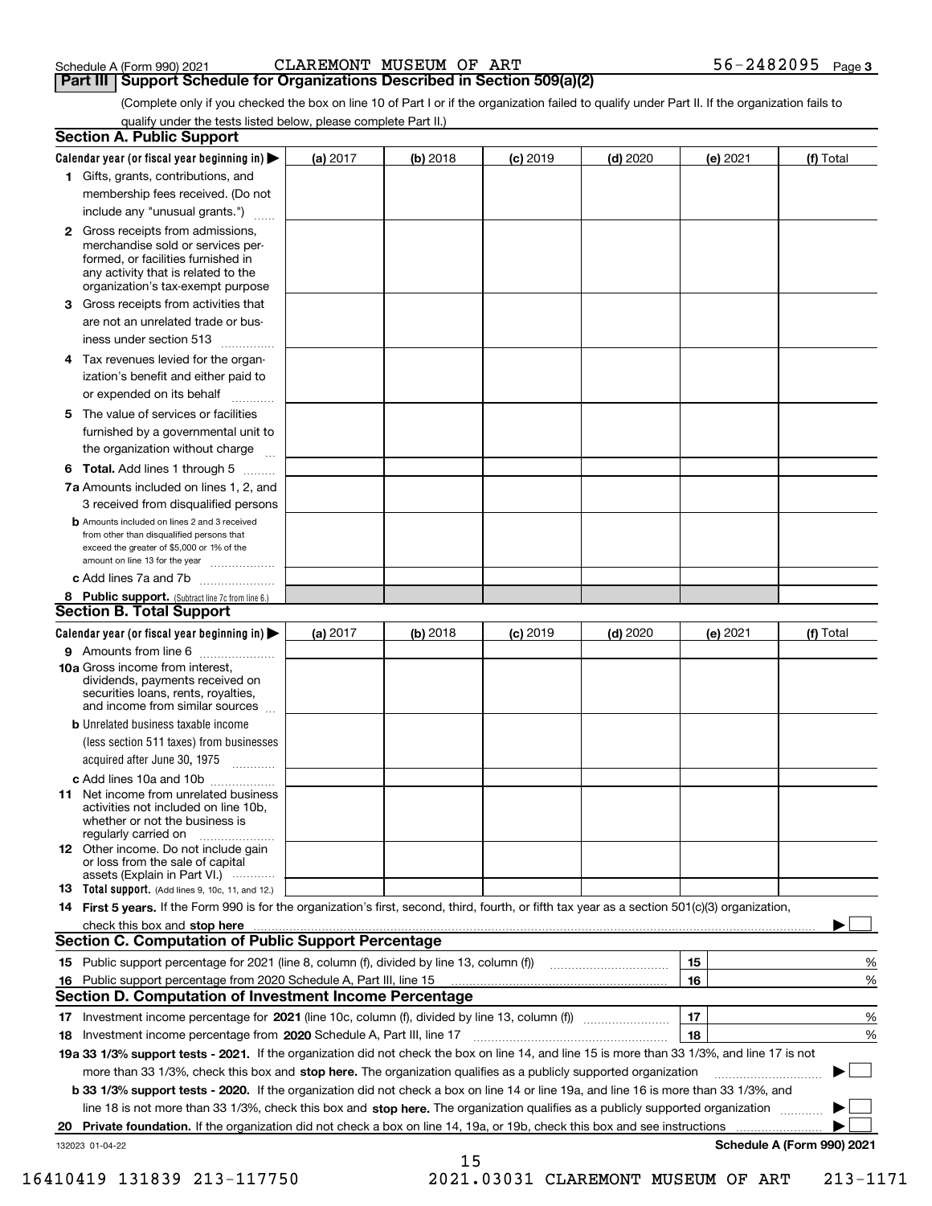Schedule A (Form 990) 2021 CLAREMONT MUSEUM OF ART 56-2482095 Page 3

## Part III Support Schedule for Organizations Described in Section 509(a)(2)

(Complete only if you checked the box on line 10 of Part I or if the organization failed to qualify under Part II. If the organization fails to qualify under the tests listed below, please complete Part II.)

### Section A. Public Support

| Calendar year (or fiscal year beginning in) ▶ | (a) 2017 | (b) 2018 | (c) 2019 | (d) 2020 | (e) 2021 | (f) Total |
|---|---|---|---|---|---|---|
| 1 Gifts, grants, contributions, and membership fees received. (Do not include any "unusual grants.") | | | | | | |
| 2 Gross receipts from admissions, merchandise sold or services performed, or facilities furnished in any activity that is related to the organization's tax-exempt purpose | | | | | | |
| 3 Gross receipts from activities that are not an unrelated trade or business under section 513 | | | | | | |
| 4 Tax revenues levied for the organization's benefit and either paid to or expended on its behalf | | | | | | |
| 5 The value of services or facilities furnished by a governmental unit to the organization without charge | | | | | | |
| 6 **Total.** Add lines 1 through 5 | | | | | | |
| 7a Amounts included on lines 1, 2, and 3 received from disqualified persons | | | | | | |
| b Amounts included on lines 2 and 3 received from other than disqualified persons that exceed the greater of $5,000 or 1% of the amount on line 13 for the year | | | | | | |
| c Add lines 7a and 7b | | | | | | |
| 8 **Public support.** (Subtract line 7c from line 6.) | | | | | | |

### Section B. Total Support

| Calendar year (or fiscal year beginning in) ▶ | (a) 2017 | (b) 2018 | (c) 2019 | (d) 2020 | (e) 2021 | (f) Total |
|---|---|---|---|---|---|---|
| 9 Amounts from line 6 | | | | | | |
| 10a Gross income from interest, dividends, payments received on securities loans, rents, royalties, and income from similar sources | | | | | | |
| b Unrelated business taxable income (less section 511 taxes) from businesses acquired after June 30, 1975 | | | | | | |
| c Add lines 10a and 10b | | | | | | |
| 11 Net income from unrelated business activities not included on line 10b, whether or not the business is regularly carried on | | | | | | |
| 12 Other income. Do not include gain or loss from the sale of capital assets (Explain in Part VI.) | | | | | | |
| 13 **Total support.** (Add lines 9, 10c, 11, and 12.) | | | | | | |

14 **First 5 years.** If the Form 990 is for the organization's first, second, third, fourth, or fifth tax year as a section 501(c)(3) organization, check this box and **stop here** ▶ ☐

### Section C. Computation of Public Support Percentage

| | | | |
|---|---|---|---|
| 15 | Public support percentage for 2021 (line 8, column (f), divided by line 13, column (f)) | 15 | % |
| 16 | Public support percentage from 2020 Schedule A, Part III, line 15 | 16 | % |

### Section D. Computation of Investment Income Percentage

| | | | |
|---|---|---|---|
| 17 | Investment income percentage for **2021** (line 10c, column (f), divided by line 13, column (f)) | 17 | % |
| 18 | Investment income percentage from **2020** Schedule A, Part III, line 17 | 18 | % |

**19a 33 1/3% support tests - 2021.** If the organization did not check the box on line 14, and line 15 is more than 33 1/3%, and line 17 is not more than 33 1/3%, check this box and **stop here.** The organization qualifies as a publicly supported organization ▶ ☐

**b 33 1/3% support tests - 2020.** If the organization did not check a box on line 14 or line 19a, and line 16 is more than 33 1/3%, and line 18 is not more than 33 1/3%, check this box and **stop here.** The organization qualifies as a publicly supported organization ▶ ☐

**20 Private foundation.** If the organization did not check a box on line 14, 19a, or 19b, check this box and see instructions ▶ ☐

132023 01-04-22 **Schedule A (Form 990) 2021**

16410419 131839 213-117750 2021.03031 CLAREMONT MUSEUM OF ART 213-1171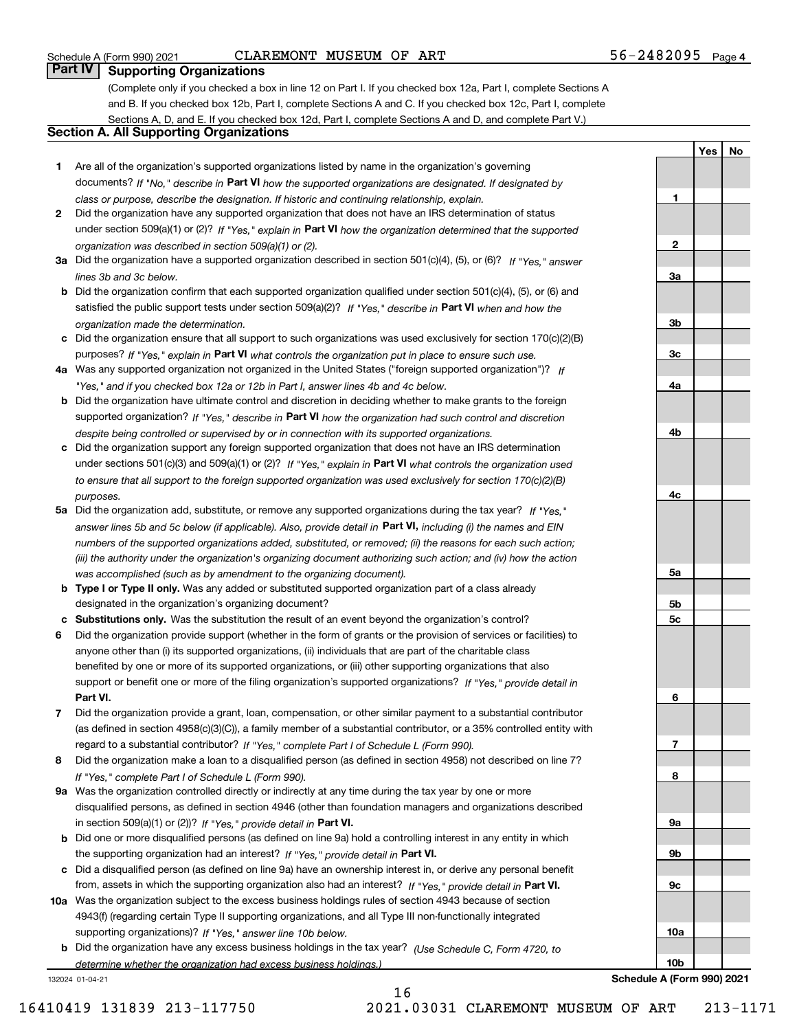Schedule A (Form 990) 2021 CLAREMONT MUSEUM OF ART 56-2482095 Page 4

## Part IV Supporting Organizations

(Complete only if you checked a box in line 12 on Part I. If you checked box 12a, Part I, complete Sections A and B. If you checked box 12b, Part I, complete Sections A and C. If you checked box 12c, Part I, complete Sections A, D, and E. If you checked box 12d, Part I, complete Sections A and D, and complete Part V.)

### Section A. All Supporting Organizations

| | | | Yes | No |
|---|---|---|---|---|
| 1 | Are all of the organization's supported organizations listed by name in the organization's governing documents? *If "No," describe in* **Part VI** *how the supported organizations are designated. If designated by class or purpose, describe the designation. If historic and continuing relationship, explain.* | 1 | | |
| 2 | Did the organization have any supported organization that does not have an IRS determination of status under section 509(a)(1) or (2)? *If "Yes," explain in* **Part VI** *how the organization determined that the supported organization was described in section 509(a)(1) or (2).* | 2 | | |
| 3a | Did the organization have a supported organization described in section 501(c)(4), (5), or (6)? *If "Yes," answer lines 3b and 3c below.* | 3a | | |
| b | Did the organization confirm that each supported organization qualified under section 501(c)(4), (5), or (6) and satisfied the public support tests under section 509(a)(2)? *If "Yes," describe in* **Part VI** *when and how the organization made the determination.* | 3b | | |
| c | Did the organization ensure that all support to such organizations was used exclusively for section 170(c)(2)(B) purposes? *If "Yes," explain in* **Part VI** *what controls the organization put in place to ensure such use.* | 3c | | |
| 4a | Was any supported organization not organized in the United States ("foreign supported organization")? *If "Yes," and if you checked box 12a or 12b in Part I, answer lines 4b and 4c below.* | 4a | | |
| b | Did the organization have ultimate control and discretion in deciding whether to make grants to the foreign supported organization? *If "Yes," describe in* **Part VI** *how the organization had such control and discretion despite being controlled or supervised by or in connection with its supported organizations.* | 4b | | |
| c | Did the organization support any foreign supported organization that does not have an IRS determination under sections 501(c)(3) and 509(a)(1) or (2)? *If "Yes," explain in* **Part VI** *what controls the organization used to ensure that all support to the foreign supported organization was used exclusively for section 170(c)(2)(B) purposes.* | 4c | | |
| 5a | Did the organization add, substitute, or remove any supported organizations during the tax year? *If "Yes," answer lines 5b and 5c below (if applicable). Also, provide detail in* **Part VI,** *including (i) the names and EIN numbers of the supported organizations added, substituted, or removed; (ii) the reasons for each such action; (iii) the authority under the organization's organizing document authorizing such action; and (iv) how the action was accomplished (such as by amendment to the organizing document).* | 5a | | |
| b | **Type I or Type II only.** Was any added or substituted supported organization part of a class already designated in the organization's organizing document? | 5b | | |
| c | **Substitutions only.** Was the substitution the result of an event beyond the organization's control? | 5c | | |
| 6 | Did the organization provide support (whether in the form of grants or the provision of services or facilities) to anyone other than (i) its supported organizations, (ii) individuals that are part of the charitable class benefited by one or more of its supported organizations, or (iii) other supporting organizations that also support or benefit one or more of the filing organization's supported organizations? *If "Yes," provide detail in* **Part VI.** | 6 | | |
| 7 | Did the organization provide a grant, loan, compensation, or other similar payment to a substantial contributor (as defined in section 4958(c)(3)(C)), a family member of a substantial contributor, or a 35% controlled entity with regard to a substantial contributor? *If "Yes," complete Part I of Schedule L (Form 990).* | 7 | | |
| 8 | Did the organization make a loan to a disqualified person (as defined in section 4958) not described on line 7? *If "Yes," complete Part I of Schedule L (Form 990).* | 8 | | |
| 9a | Was the organization controlled directly or indirectly at any time during the tax year by one or more disqualified persons, as defined in section 4946 (other than foundation managers and organizations described in section 509(a)(1) or (2))? *If "Yes," provide detail in* **Part VI.** | 9a | | |
| b | Did one or more disqualified persons (as defined on line 9a) hold a controlling interest in any entity in which the supporting organization had an interest? *If "Yes," provide detail in* **Part VI.** | 9b | | |
| c | Did a disqualified person (as defined on line 9a) have an ownership interest in, or derive any personal benefit from, assets in which the supporting organization also had an interest? *If "Yes," provide detail in* **Part VI.** | 9c | | |
| 10a | Was the organization subject to the excess business holdings rules of section 4943 because of section 4943(f) (regarding certain Type II supporting organizations, and all Type III non-functionally integrated supporting organizations)? *If "Yes," answer line 10b below.* | 10a | | |
| b | Did the organization have any excess business holdings in the tax year? *(Use Schedule C, Form 4720, to determine whether the organization had excess business holdings.)* | 10b | | |

132024 01-04-21 **Schedule A (Form 990) 2021**

16410419 131839 213-117750 2021.03031 CLAREMONT MUSEUM OF ART 213-1171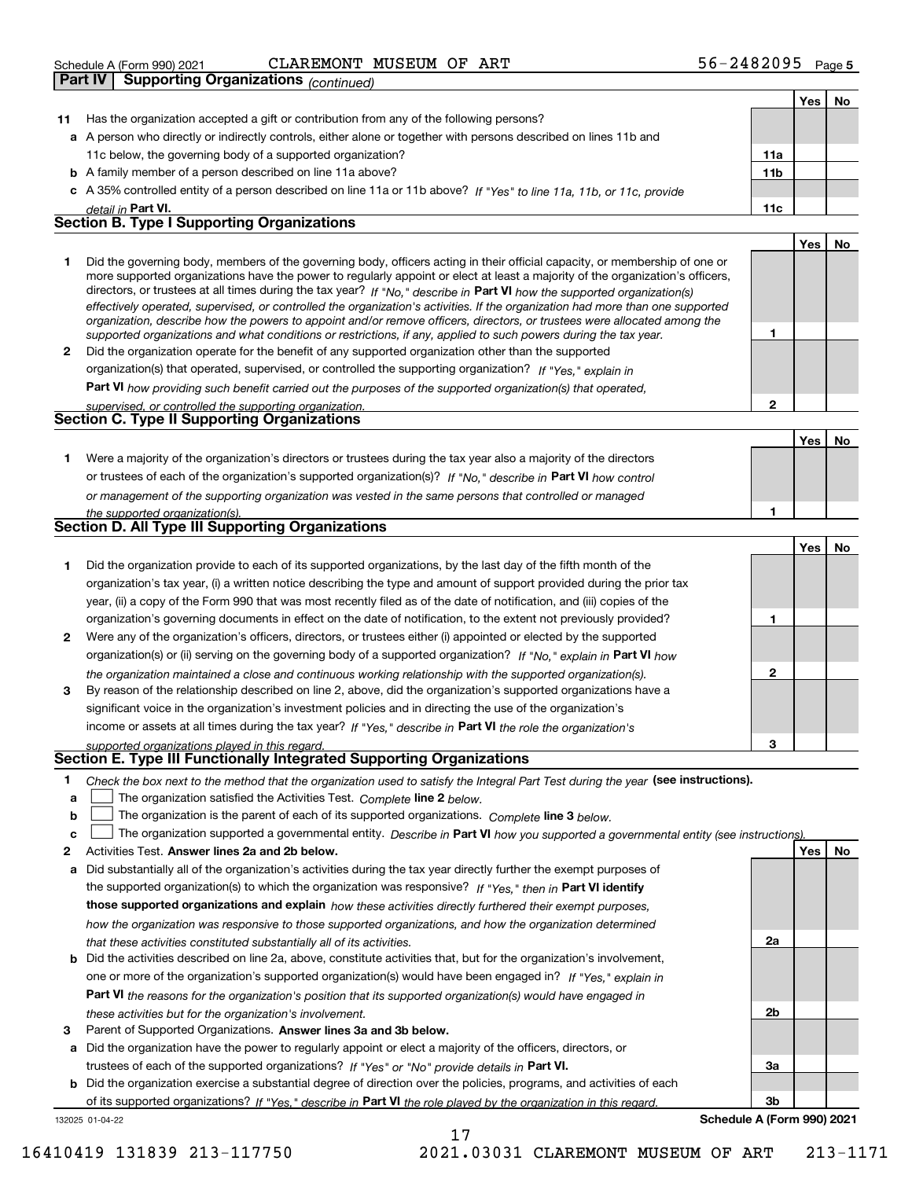Schedule A (Form 990) 2021 CLAREMONT MUSEUM OF ART 56-2482095 Page 5

**Part IV | Supporting Organizations** *(continued)*

| | | | Yes | No |
|---|---|---|---|---|
| **11** | Has the organization accepted a gift or contribution from any of the following persons? | | | |
| **a** | A person who directly or indirectly controls, either alone or together with persons described on lines 11b and 11c below, the governing body of a supported organization? | **11a** | | |
| **b** | A family member of a person described on line 11a above? | **11b** | | |
| **c** | A 35% controlled entity of a person described on line 11a or 11b above? *If "Yes" to line 11a, 11b, or 11c, provide detail in* **Part VI.** | **11c** | | |

### Section B. Type I Supporting Organizations

| | | | Yes | No |
|---|---|---|---|---|
| **1** | Did the governing body, members of the governing body, officers acting in their official capacity, or membership of one or more supported organizations have the power to regularly appoint or elect at least a majority of the organization's officers, directors, or trustees at all times during the tax year? *If "No," describe in* **Part VI** *how the supported organization(s) effectively operated, supervised, or controlled the organization's activities. If the organization had more than one supported organization, describe how the powers to appoint and/or remove officers, directors, or trustees were allocated among the supported organizations and what conditions or restrictions, if any, applied to such powers during the tax year.* | **1** | | |
| **2** | Did the organization operate for the benefit of any supported organization other than the supported organization(s) that operated, supervised, or controlled the supporting organization? *If "Yes," explain in* **Part VI** *how providing such benefit carried out the purposes of the supported organization(s) that operated, supervised, or controlled the supporting organization.* | **2** | | |

### Section C. Type II Supporting Organizations

| | | | Yes | No |
|---|---|---|---|---|
| **1** | Were a majority of the organization's directors or trustees during the tax year also a majority of the directors or trustees of each of the organization's supported organization(s)? *If "No," describe in* **Part VI** *how control or management of the supporting organization was vested in the same persons that controlled or managed the supported organization(s).* | **1** | | |

### Section D. All Type III Supporting Organizations

| | | | Yes | No |
|---|---|---|---|---|
| **1** | Did the organization provide to each of its supported organizations, by the last day of the fifth month of the organization's tax year, (i) a written notice describing the type and amount of support provided during the prior tax year, (ii) a copy of the Form 990 that was most recently filed as of the date of notification, and (iii) copies of the organization's governing documents in effect on the date of notification, to the extent not previously provided? | **1** | | |
| **2** | Were any of the organization's officers, directors, or trustees either (i) appointed or elected by the supported organization(s) or (ii) serving on the governing body of a supported organization? *If "No," explain in* **Part VI** *how the organization maintained a close and continuous working relationship with the supported organization(s).* | **2** | | |
| **3** | By reason of the relationship described on line 2, above, did the organization's supported organizations have a significant voice in the organization's investment policies and in directing the use of the organization's income or assets at all times during the tax year? *If "Yes," describe in* **Part VI** *the role the organization's supported organizations played in this regard.* | **3** | | |

### Section E. Type III Functionally Integrated Supporting Organizations

**1** *Check the box next to the method that the organization used to satisfy the Integral Part Test during the year* **(see instructions).**

- **a** ☐ The organization satisfied the Activities Test. *Complete* **line 2** *below.*
- **b** ☐ The organization is the parent of each of its supported organizations. *Complete* **line 3** *below.*
- **c** ☐ The organization supported a governmental entity. *Describe in* **Part VI** *how you supported a governmental entity (see instructions).*

| | | | Yes | No |
|---|---|---|---|---|
| **2** | Activities Test. **Answer lines 2a and 2b below.** | | | |
| **a** | Did substantially all of the organization's activities during the tax year directly further the exempt purposes of the supported organization(s) to which the organization was responsive? *If "Yes," then in* **Part VI identify those supported organizations and explain** *how these activities directly furthered their exempt purposes, how the organization was responsive to those supported organizations, and how the organization determined that these activities constituted substantially all of its activities.* | **2a** | | |
| **b** | Did the activities described on line 2a, above, constitute activities that, but for the organization's involvement, one or more of the organization's supported organization(s) would have been engaged in? *If "Yes," explain in* **Part VI** *the reasons for the organization's position that its supported organization(s) would have engaged in these activities but for the organization's involvement.* | **2b** | | |
| **3** | Parent of Supported Organizations. **Answer lines 3a and 3b below.** | | | |
| **a** | Did the organization have the power to regularly appoint or elect a majority of the officers, directors, or trustees of each of the supported organizations? *If "Yes" or "No" provide details in* **Part VI.** | **3a** | | |
| **b** | Did the organization exercise a substantial degree of direction over the policies, programs, and activities of each of its supported organizations? *If "Yes," describe in* **Part VI** *the role played by the organization in this regard.* | **3b** | | |

132025 01-04-22 **Schedule A (Form 990) 2021**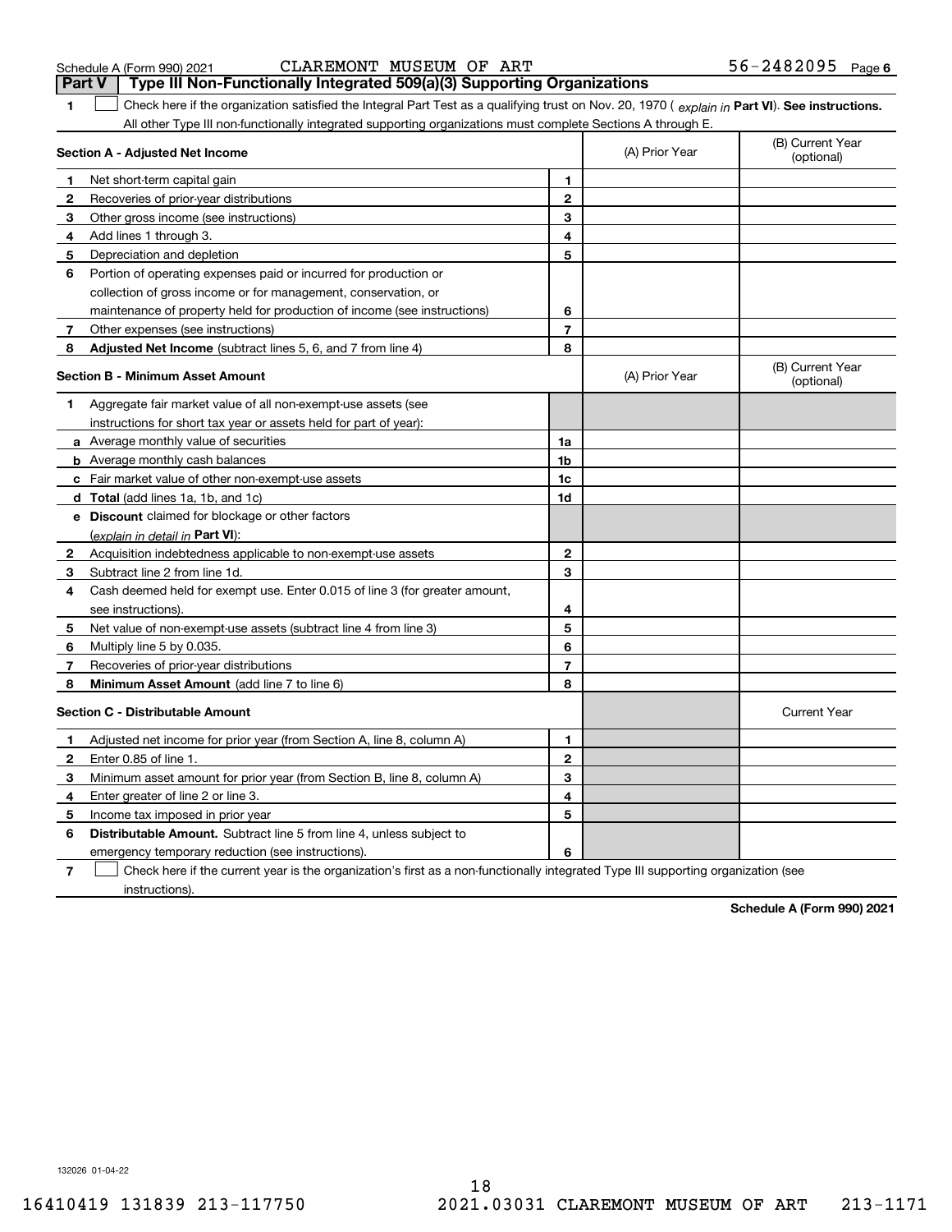Schedule A (Form 990) 2021 CLAREMONT MUSEUM OF ART 56-2482095 Page 6

**Part V | Type III Non-Functionally Integrated 509(a)(3) Supporting Organizations**

**1** ☐ Check here if the organization satisfied the Integral Part Test as a qualifying trust on Nov. 20, 1970 ( *explain in* **Part VI**). **See instructions.** All other Type III non-functionally integrated supporting organizations must complete Sections A through E.

| **Section A - Adjusted Net Income** | | (A) Prior Year | (B) Current Year (optional) |
|---|---|---|---|
| **1** Net short-term capital gain | 1 | | |
| **2** Recoveries of prior-year distributions | 2 | | |
| **3** Other gross income (see instructions) | 3 | | |
| **4** Add lines 1 through 3. | 4 | | |
| **5** Depreciation and depletion | 5 | | |
| **6** Portion of operating expenses paid or incurred for production or collection of gross income or for management, conservation, or maintenance of property held for production of income (see instructions) | 6 | | |
| **7** Other expenses (see instructions) | 7 | | |
| **8** **Adjusted Net Income** (subtract lines 5, 6, and 7 from line 4) | 8 | | |

| **Section B - Minimum Asset Amount** | | (A) Prior Year | (B) Current Year (optional) |
|---|---|---|---|
| **1** Aggregate fair market value of all non-exempt-use assets (see instructions for short tax year or assets held for part of year): | | | |
| **a** Average monthly value of securities | 1a | | |
| **b** Average monthly cash balances | 1b | | |
| **c** Fair market value of other non-exempt-use assets | 1c | | |
| **d** **Total** (add lines 1a, 1b, and 1c) | 1d | | |
| **e** **Discount** claimed for blockage or other factors (*explain in detail in* **Part VI**): | | | |
| **2** Acquisition indebtedness applicable to non-exempt-use assets | 2 | | |
| **3** Subtract line 2 from line 1d. | 3 | | |
| **4** Cash deemed held for exempt use. Enter 0.015 of line 3 (for greater amount, see instructions). | 4 | | |
| **5** Net value of non-exempt-use assets (subtract line 4 from line 3) | 5 | | |
| **6** Multiply line 5 by 0.035. | 6 | | |
| **7** Recoveries of prior-year distributions | 7 | | |
| **8** **Minimum Asset Amount** (add line 7 to line 6) | 8 | | |

| **Section C - Distributable Amount** | | | Current Year |
|---|---|---|---|
| **1** Adjusted net income for prior year (from Section A, line 8, column A) | 1 | | |
| **2** Enter 0.85 of line 1. | 2 | | |
| **3** Minimum asset amount for prior year (from Section B, line 8, column A) | 3 | | |
| **4** Enter greater of line 2 or line 3. | 4 | | |
| **5** Income tax imposed in prior year | 5 | | |
| **6** **Distributable Amount.** Subtract line 5 from line 4, unless subject to emergency temporary reduction (see instructions). | 6 | | |

**7** ☐ Check here if the current year is the organization's first as a non-functionally integrated Type III supporting organization (see instructions).

**Schedule A (Form 990) 2021**

132026 01-04-22

16410419 131839 213-117750 2021.03031 CLAREMONT MUSEUM OF ART 213-1171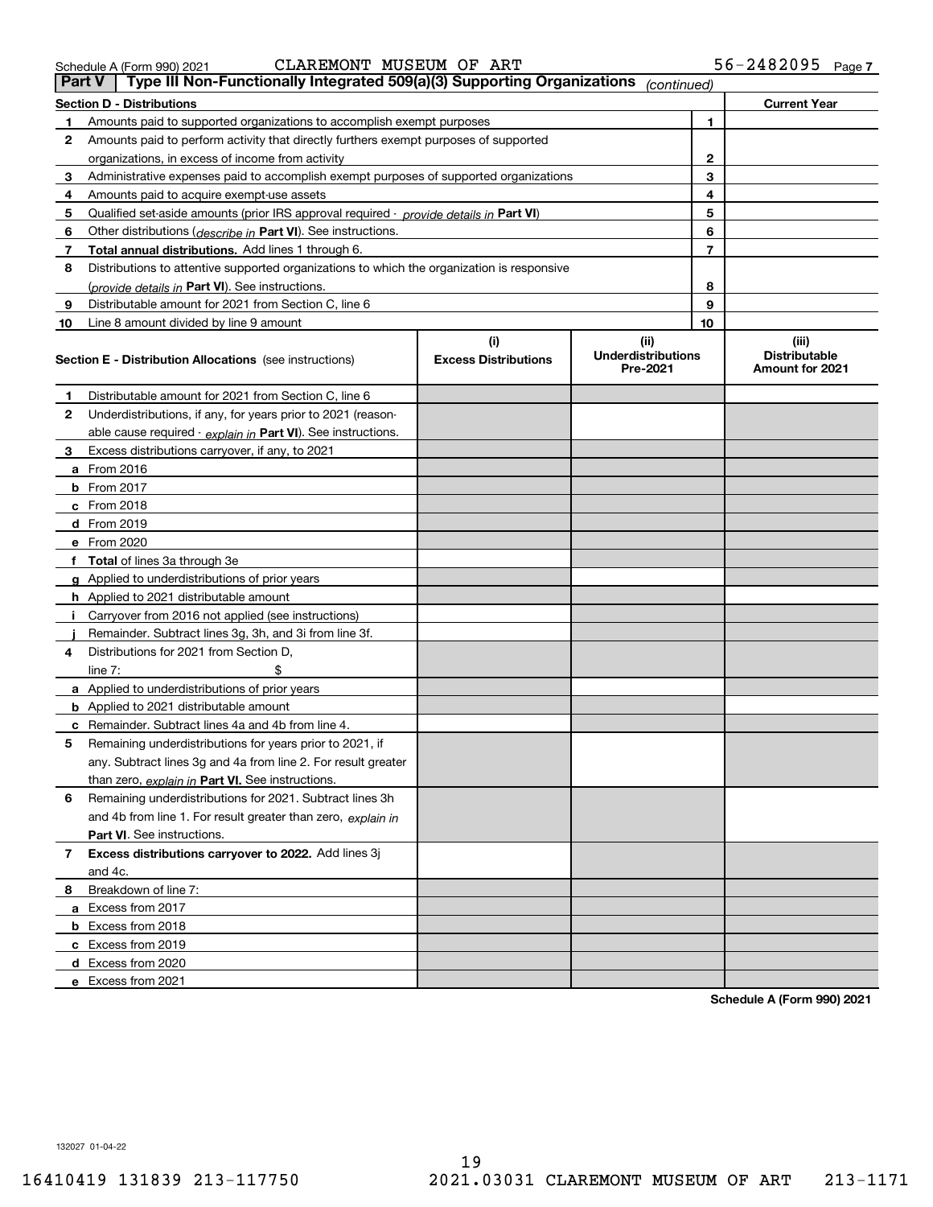Schedule A (Form 990) 2021 CLAREMONT MUSEUM OF ART 56-2482095 Page 7

## Part V Type III Non-Functionally Integrated 509(a)(3) Supporting Organizations *(continued)*

| Section D - Distributions | | Current Year |
|---|---|---|
| **1** Amounts paid to supported organizations to accomplish exempt purposes | 1 | |
| **2** Amounts paid to perform activity that directly furthers exempt purposes of supported organizations, in excess of income from activity | 2 | |
| **3** Administrative expenses paid to accomplish exempt purposes of supported organizations | 3 | |
| **4** Amounts paid to acquire exempt-use assets | 4 | |
| **5** Qualified set-aside amounts (prior IRS approval required - *provide details in* **Part VI**) | 5 | |
| **6** Other distributions (*describe in* **Part VI**). See instructions. | 6 | |
| **7** **Total annual distributions.** Add lines 1 through 6. | 7 | |
| **8** Distributions to attentive supported organizations to which the organization is responsive (*provide details in* **Part VI**). See instructions. | 8 | |
| **9** Distributable amount for 2021 from Section C, line 6 | 9 | |
| **10** Line 8 amount divided by line 9 amount | 10 | |

| **Section E - Distribution Allocations** (see instructions) | (i) Excess Distributions | (ii) Underdistributions Pre-2021 | (iii) Distributable Amount for 2021 |
|---|---|---|---|
| **1** Distributable amount for 2021 from Section C, line 6 | | | |
| **2** Underdistributions, if any, for years prior to 2021 (reasonable cause required - *explain in* **Part VI**). See instructions. | | | |
| **3** Excess distributions carryover, if any, to 2021 | | | |
| **a** From 2016 | | | |
| **b** From 2017 | | | |
| **c** From 2018 | | | |
| **d** From 2019 | | | |
| **e** From 2020 | | | |
| **f** **Total** of lines 3a through 3e | | | |
| **g** Applied to underdistributions of prior years | | | |
| **h** Applied to 2021 distributable amount | | | |
| **i** Carryover from 2016 not applied (see instructions) | | | |
| **j** Remainder. Subtract lines 3g, 3h, and 3i from line 3f. | | | |
| **4** Distributions for 2021 from Section D, line 7: $ | | | |
| **a** Applied to underdistributions of prior years | | | |
| **b** Applied to 2021 distributable amount | | | |
| **c** Remainder. Subtract lines 4a and 4b from line 4. | | | |
| **5** Remaining underdistributions for years prior to 2021, if any. Subtract lines 3g and 4a from line 2. For result greater than zero, *explain in* **Part VI.** See instructions. | | | |
| **6** Remaining underdistributions for 2021. Subtract lines 3h and 4b from line 1. For result greater than zero, *explain in* **Part VI**. See instructions. | | | |
| **7** **Excess distributions carryover to 2022.** Add lines 3j and 4c. | | | |
| **8** Breakdown of line 7: | | | |
| **a** Excess from 2017 | | | |
| **b** Excess from 2018 | | | |
| **c** Excess from 2019 | | | |
| **d** Excess from 2020 | | | |
| **e** Excess from 2021 | | | |

**Schedule A (Form 990) 2021**

132027 01-04-22

16410419 131839 213-117750 2021.03031 CLAREMONT MUSEUM OF ART 213-1171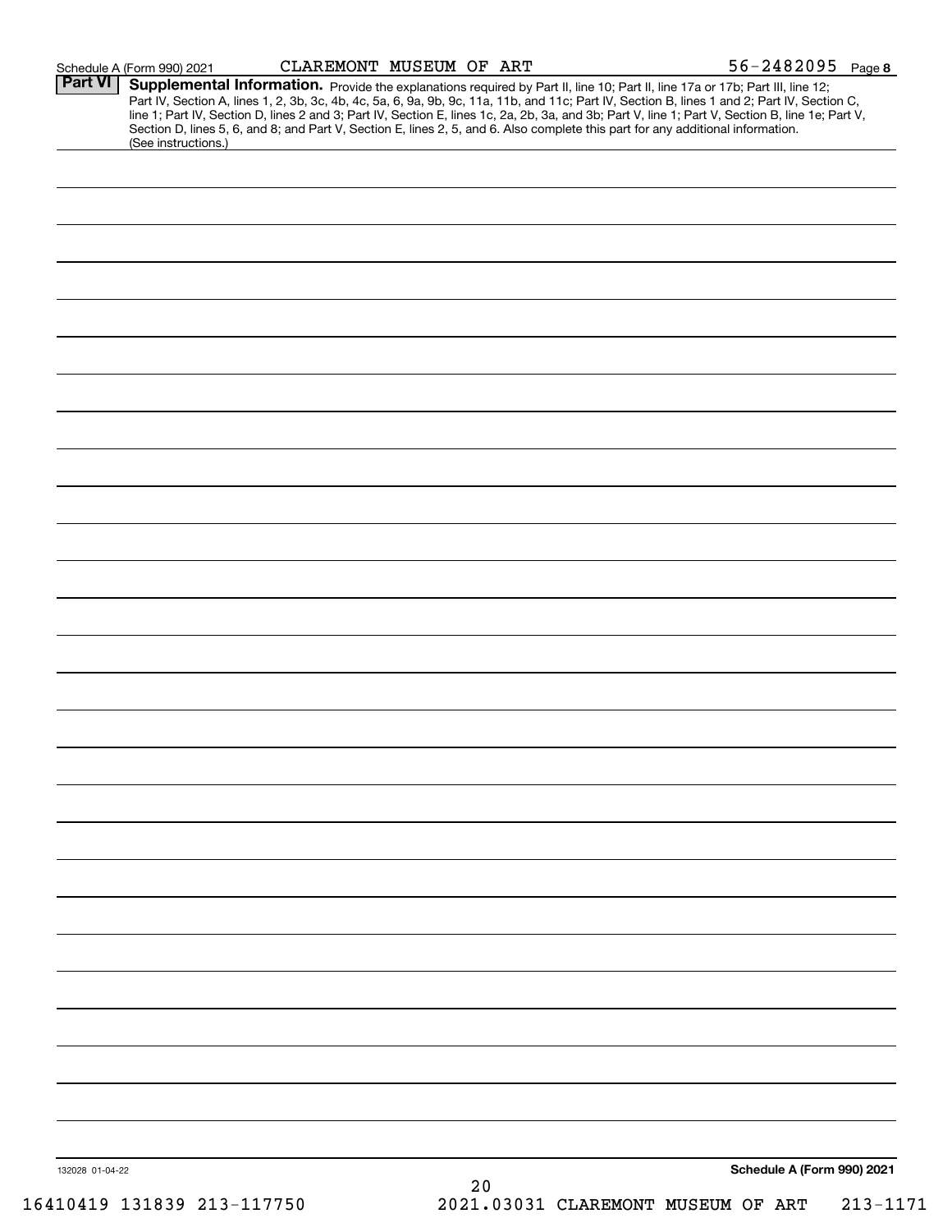Schedule A (Form 990) 2021 CLAREMONT MUSEUM OF ART 56-2482095 Page 8

**Part VI** **Supplemental Information.** Provide the explanations required by Part II, line 10; Part II, line 17a or 17b; Part III, line 12; Part IV, Section A, lines 1, 2, 3b, 3c, 4b, 4c, 5a, 6, 9a, 9b, 9c, 11a, 11b, and 11c; Part IV, Section B, lines 1 and 2; Part IV, Section C, line 1; Part IV, Section D, lines 2 and 3; Part IV, Section E, lines 1c, 2a, 2b, 3a, and 3b; Part V, line 1; Part V, Section B, line 1e; Part V, Section D, lines 5, 6, and 8; and Part V, Section E, lines 2, 5, and 6. Also complete this part for any additional information. (See instructions.)

132028 01-04-22 **Schedule A (Form 990) 2021**

16410419 131839 213-117750 2021.03031 CLAREMONT MUSEUM OF ART 213-1171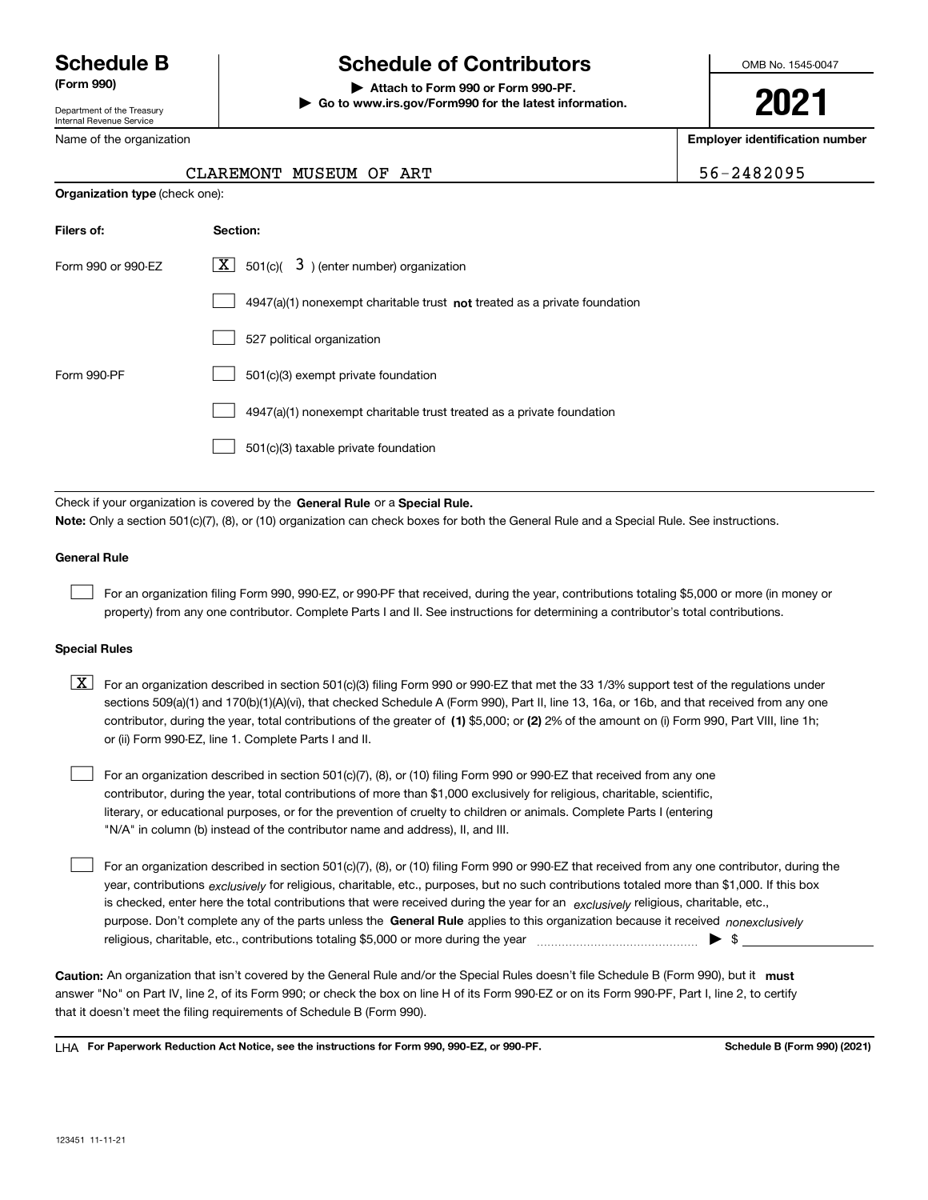# Schedule B
**(Form 990)**

Department of the Treasury
Internal Revenue Service

# Schedule of Contributors

▶ **Attach to Form 990 or Form 990-PF.**
▶ **Go to www.irs.gov/Form990 for the latest information.**

OMB No. 1545-0047

**2021**

| Name of the organization | Employer identification number |
|---|---|
| CLAREMONT MUSEUM OF ART | 56-2482095 |

**Organization type** (check one):

| Filers of: | Section: |
|---|---|
| Form 990 or 990-EZ | [X] 501(c)( 3 ) (enter number) organization |
| | [ ] 4947(a)(1) nonexempt charitable trust **not** treated as a private foundation |
| | [ ] 527 political organization |
| Form 990-PF | [ ] 501(c)(3) exempt private foundation |
| | [ ] 4947(a)(1) nonexempt charitable trust treated as a private foundation |
| | [ ] 501(c)(3) taxable private foundation |

Check if your organization is covered by the **General Rule** or a **Special Rule.**

**Note:** Only a section 501(c)(7), (8), or (10) organization can check boxes for both the General Rule and a Special Rule. See instructions.

**General Rule**

[ ] For an organization filing Form 990, 990-EZ, or 990-PF that received, during the year, contributions totaling $5,000 or more (in money or property) from any one contributor. Complete Parts I and II. See instructions for determining a contributor's total contributions.

**Special Rules**

[X] For an organization described in section 501(c)(3) filing Form 990 or 990-EZ that met the 33 1/3% support test of the regulations under sections 509(a)(1) and 170(b)(1)(A)(vi), that checked Schedule A (Form 990), Part II, line 13, 16a, or 16b, and that received from any one contributor, during the year, total contributions of the greater of **(1)** $5,000; or **(2)** 2% of the amount on (i) Form 990, Part VIII, line 1h; or (ii) Form 990-EZ, line 1. Complete Parts I and II.

[ ] For an organization described in section 501(c)(7), (8), or (10) filing Form 990 or 990-EZ that received from any one contributor, during the year, total contributions of more than $1,000 exclusively for religious, charitable, scientific, literary, or educational purposes, or for the prevention of cruelty to children or animals. Complete Parts I (entering "N/A" in column (b) instead of the contributor name and address), II, and III.

[ ] For an organization described in section 501(c)(7), (8), or (10) filing Form 990 or 990-EZ that received from any one contributor, during the year, contributions *exclusively* for religious, charitable, etc., purposes, but no such contributions totaled more than $1,000. If this box is checked, enter here the total contributions that were received during the year for an *exclusively* religious, charitable, etc., purpose. Don't complete any of the parts unless the **General Rule** applies to this organization because it received *nonexclusively* religious, charitable, etc., contributions totaling $5,000 or more during the year ▶ $

**Caution:** An organization that isn't covered by the General Rule and/or the Special Rules doesn't file Schedule B (Form 990), but it **must** answer "No" on Part IV, line 2, of its Form 990; or check the box on line H of its Form 990-EZ or on its Form 990-PF, Part I, line 2, to certify that it doesn't meet the filing requirements of Schedule B (Form 990).

LHA **For Paperwork Reduction Act Notice, see the instructions for Form 990, 990-EZ, or 990-PF.** **Schedule B (Form 990) (2021)**

123451 11-11-21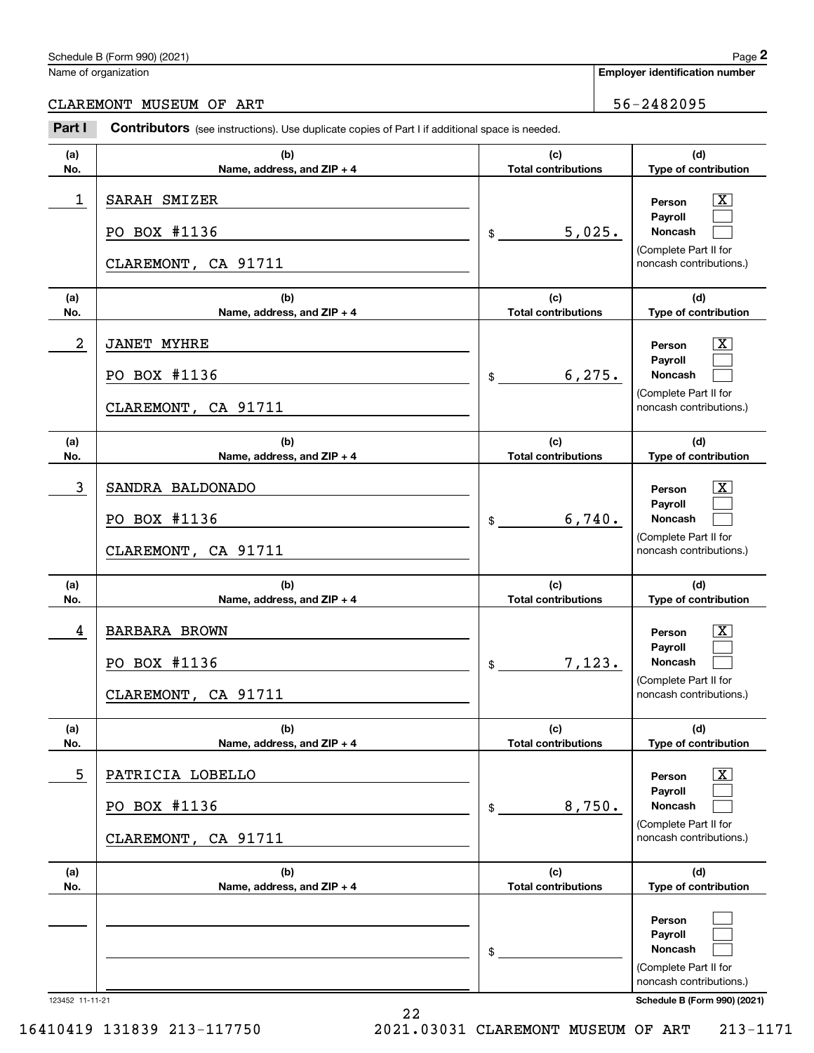Schedule B (Form 990) (2021)

| Name of organization | Employer identification number |
|---|---|
| CLAREMONT MUSEUM OF ART | 56-2482095 |

## Part I Contributors (see instructions). Use duplicate copies of Part I if additional space is needed.

| (a) No. | (b) Name, address, and ZIP + 4 | (c) Total contributions | (d) Type of contribution |
|---|---|---|---|
| 1 | SARAH SMIZER<br>PO BOX #1136<br>CLAREMONT, CA 91711 | $ 5,025. | Person [X]<br>Payroll [ ]<br>Noncash [ ]<br>(Complete Part II for noncash contributions.) |
| 2 | JANET MYHRE<br>PO BOX #1136<br>CLAREMONT, CA 91711 | $ 6,275. | Person [X]<br>Payroll [ ]<br>Noncash [ ]<br>(Complete Part II for noncash contributions.) |
| 3 | SANDRA BALDONADO<br>PO BOX #1136<br>CLAREMONT, CA 91711 | $ 6,740. | Person [X]<br>Payroll [ ]<br>Noncash [ ]<br>(Complete Part II for noncash contributions.) |
| 4 | BARBARA BROWN<br>PO BOX #1136<br>CLAREMONT, CA 91711 | $ 7,123. | Person [X]<br>Payroll [ ]<br>Noncash [ ]<br>(Complete Part II for noncash contributions.) |
| 5 | PATRICIA LOBELLO<br>PO BOX #1136<br>CLAREMONT, CA 91711 | $ 8,750. | Person [X]<br>Payroll [ ]<br>Noncash [ ]<br>(Complete Part II for noncash contributions.) |
| | | $ | Person [ ]<br>Payroll [ ]<br>Noncash [ ]<br>(Complete Part II for noncash contributions.) |

123452 11-11-21

Schedule B (Form 990) (2021)

16410419 131839 213-117750 2021.03031 CLAREMONT MUSEUM OF ART 213-1171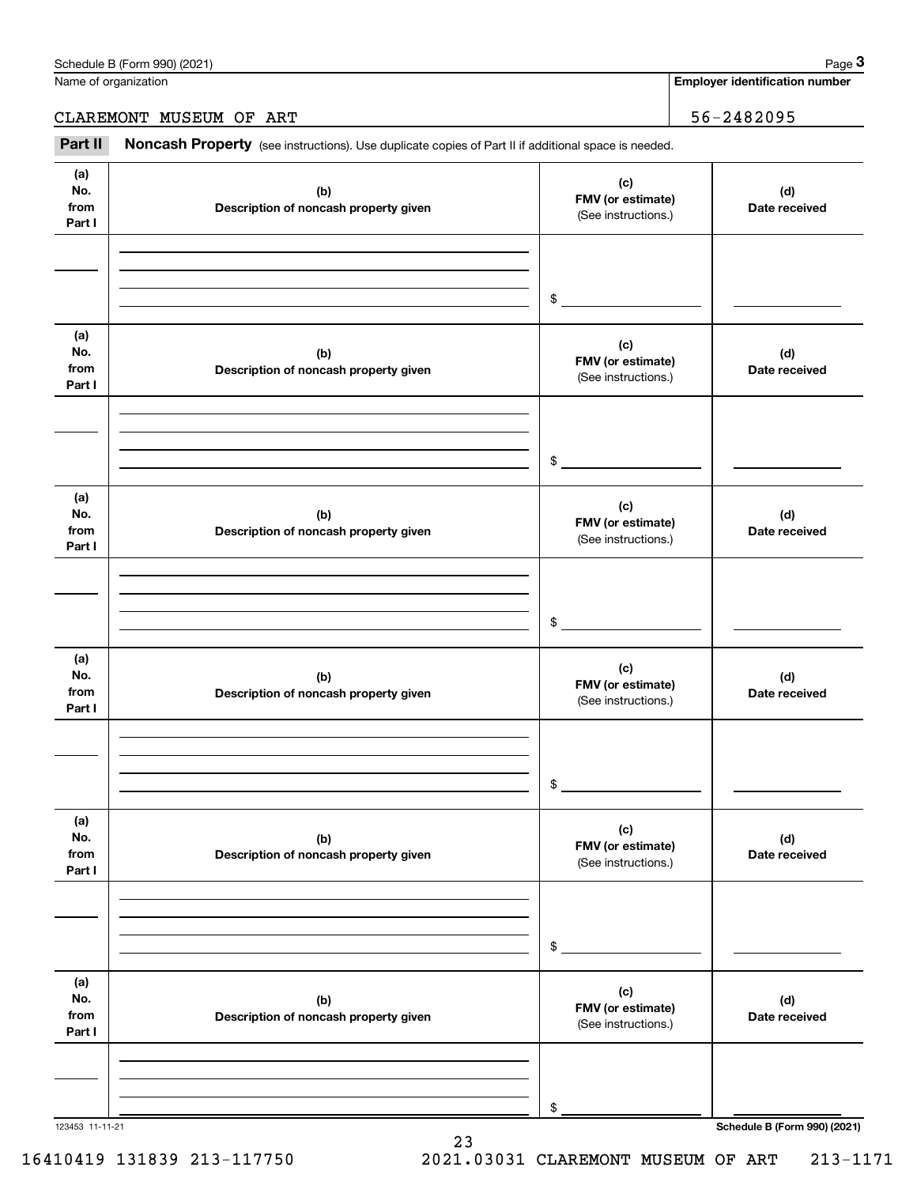Schedule B (Form 990) (2021) Page **3**

Name of organization: CLAREMONT MUSEUM OF ART

**Employer identification number:** 56-2482095

**Part II** **Noncash Property** (see instructions). Use duplicate copies of Part II if additional space is needed.

| (a) No. from Part I | (b) Description of noncash property given | (c) FMV (or estimate) (See instructions.) | (d) Date received |
|---|---|---|---|
| | | $ | |

| (a) No. from Part I | (b) Description of noncash property given | (c) FMV (or estimate) (See instructions.) | (d) Date received |
|---|---|---|---|
| | | $ | |

| (a) No. from Part I | (b) Description of noncash property given | (c) FMV (or estimate) (See instructions.) | (d) Date received |
|---|---|---|---|
| | | $ | |

| (a) No. from Part I | (b) Description of noncash property given | (c) FMV (or estimate) (See instructions.) | (d) Date received |
|---|---|---|---|
| | | $ | |

| (a) No. from Part I | (b) Description of noncash property given | (c) FMV (or estimate) (See instructions.) | (d) Date received |
|---|---|---|---|
| | | $ | |

| (a) No. from Part I | (b) Description of noncash property given | (c) FMV (or estimate) (See instructions.) | (d) Date received |
|---|---|---|---|
| | | $ | |

123453 11-11-21 **Schedule B (Form 990) (2021)**

16410419 131839 213-117750 2021.03031 CLAREMONT MUSEUM OF ART 213-1171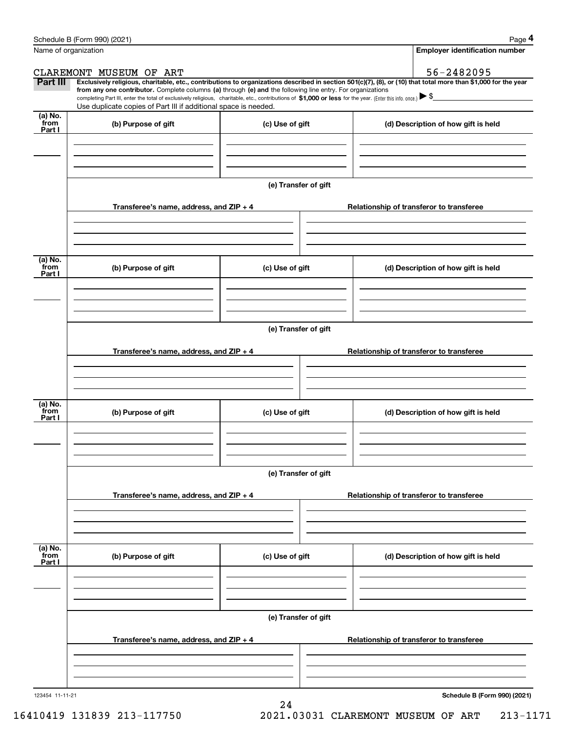Schedule B (Form 990) (2021)

Name of organization: CLAREMONT MUSEUM OF ART

Employer identification number: 56-2482095

**Part III** **Exclusively religious, charitable, etc., contributions to organizations described in section 501(c)(7), (8), or (10) that total more than $1,000 for the year from any one contributor.** Complete columns **(a)** through **(e)** and the following line entry. For organizations completing Part III, enter the total of exclusively religious, charitable, etc., contributions of **$1,000 or less** for the year. (Enter this info. once.) ▶ $

Use duplicate copies of Part III if additional space is needed.

| (a) No. from Part I | (b) Purpose of gift | (c) Use of gift | (d) Description of how gift is held |
|---|---|---|---|
| | | | |

(e) Transfer of gift

| Transferee's name, address, and ZIP + 4 | Relationship of transferor to transferee |
|---|---|
| | |

| (a) No. from Part I | (b) Purpose of gift | (c) Use of gift | (d) Description of how gift is held |
|---|---|---|---|
| | | | |

(e) Transfer of gift

| Transferee's name, address, and ZIP + 4 | Relationship of transferor to transferee |
|---|---|
| | |

| (a) No. from Part I | (b) Purpose of gift | (c) Use of gift | (d) Description of how gift is held |
|---|---|---|---|
| | | | |

(e) Transfer of gift

| Transferee's name, address, and ZIP + 4 | Relationship of transferor to transferee |
|---|---|
| | |

| (a) No. from Part I | (b) Purpose of gift | (c) Use of gift | (d) Description of how gift is held |
|---|---|---|---|
| | | | |

(e) Transfer of gift

| Transferee's name, address, and ZIP + 4 | Relationship of transferor to transferee |
|---|---|
| | |

123454 11-11-21

Schedule B (Form 990) (2021)

16410419 131839 213-117750 2021.03031 CLAREMONT MUSEUM OF ART 213-1171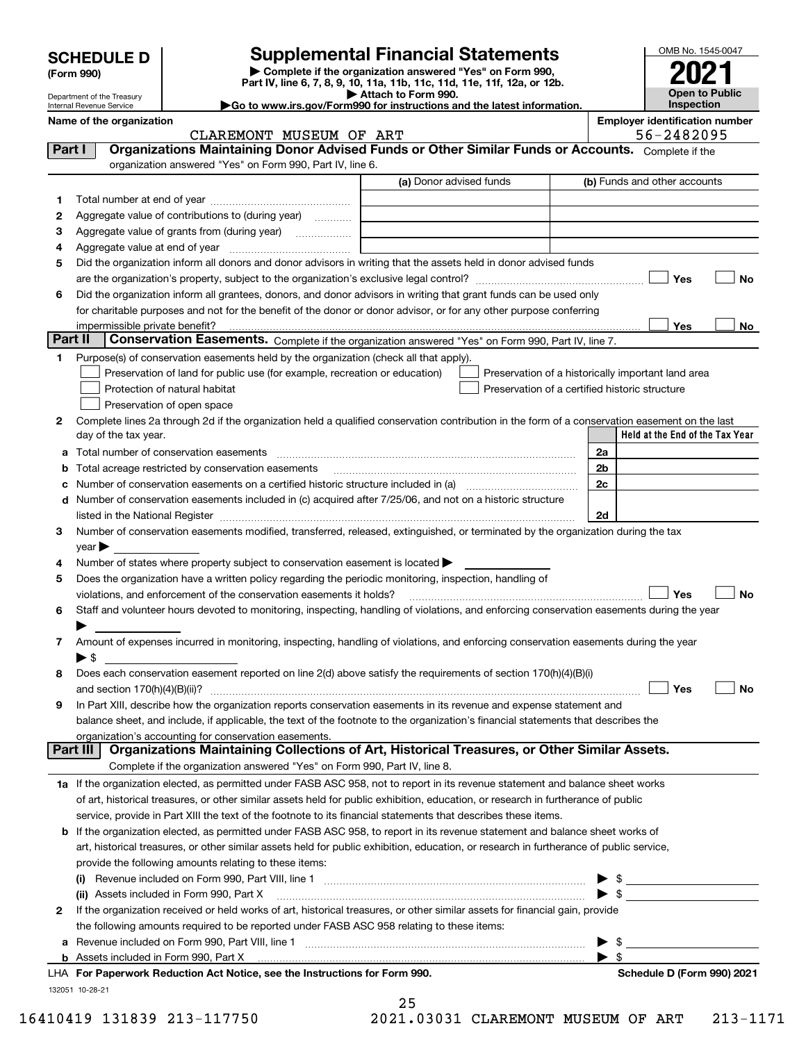# SCHEDULE D (Form 990)

Department of the Treasury
Internal Revenue Service

## Supplemental Financial Statements

▶ Complete if the organization answered "Yes" on Form 990, Part IV, line 6, 7, 8, 9, 10, 11a, 11b, 11c, 11d, 11e, 11f, 12a, or 12b.
▶ Attach to Form 990.
▶Go to www.irs.gov/Form990 for instructions and the latest information.

OMB No. 1545-0047
**2021**
**Open to Public Inspection**

**Name of the organization:** CLAREMONT MUSEUM OF ART
**Employer identification number:** 56-2482095

### Part I Organizations Maintaining Donor Advised Funds or Other Similar Funds or Accounts.

Complete if the organization answered "Yes" on Form 990, Part IV, line 6.

| | | (a) Donor advised funds | (b) Funds and other accounts |
|---|---|---|---|
| 1 | Total number at end of year | | |
| 2 | Aggregate value of contributions to (during year) | | |
| 3 | Aggregate value of grants from (during year) | | |
| 4 | Aggregate value at end of year | | |

5 Did the organization inform all donors and donor advisors in writing that the assets held in donor advised funds are the organization's property, subject to the organization's exclusive legal control? ☐ Yes ☐ No

6 Did the organization inform all grantees, donors, and donor advisors in writing that grant funds can be used only for charitable purposes and not for the benefit of the donor or donor advisor, or for any other purpose conferring impermissible private benefit? ☐ Yes ☐ No

### Part II Conservation Easements.

Complete if the organization answered "Yes" on Form 990, Part IV, line 7.

1 Purpose(s) of conservation easements held by the organization (check all that apply).

- ☐ Preservation of land for public use (for example, recreation or education)
- ☐ Protection of natural habitat
- ☐ Preservation of open space
- ☐ Preservation of a historically important land area
- ☐ Preservation of a certified historic structure

2 Complete lines 2a through 2d if the organization held a qualified conservation contribution in the form of a conservation easement on the last day of the tax year.

| | | | Held at the End of the Tax Year |
|---|---|---|---|
| a | Total number of conservation easements | 2a | |
| b | Total acreage restricted by conservation easements | 2b | |
| c | Number of conservation easements on a certified historic structure included in (a) | 2c | |
| d | Number of conservation easements included in (c) acquired after 7/25/06, and not on a historic structure listed in the National Register | 2d | |

3 Number of conservation easements modified, transferred, released, extinguished, or terminated by the organization during the tax year ▶

4 Number of states where property subject to conservation easement is located ▶

5 Does the organization have a written policy regarding the periodic monitoring, inspection, handling of violations, and enforcement of the conservation easements it holds? ☐ Yes ☐ No

6 Staff and volunteer hours devoted to monitoring, inspecting, handling of violations, and enforcing conservation easements during the year ▶

7 Amount of expenses incurred in monitoring, inspecting, handling of violations, and enforcing conservation easements during the year ▶ $

8 Does each conservation easement reported on line 2(d) above satisfy the requirements of section 170(h)(4)(B)(i) and section 170(h)(4)(B)(ii)? ☐ Yes ☐ No

9 In Part XIII, describe how the organization reports conservation easements in its revenue and expense statement and balance sheet, and include, if applicable, the text of the footnote to the organization's financial statements that describes the organization's accounting for conservation easements.

### Part III Organizations Maintaining Collections of Art, Historical Treasures, or Other Similar Assets.

Complete if the organization answered "Yes" on Form 990, Part IV, line 8.

1a If the organization elected, as permitted under FASB ASC 958, not to report in its revenue statement and balance sheet works of art, historical treasures, or other similar assets held for public exhibition, education, or research in furtherance of public service, provide in Part XIII the text of the footnote to its financial statements that describes these items.

b If the organization elected, as permitted under FASB ASC 958, to report in its revenue statement and balance sheet works of art, historical treasures, or other similar assets held for public exhibition, education, or research in furtherance of public service, provide the following amounts relating to these items:

(i) Revenue included on Form 990, Part VIII, line 1 ▶ $

(ii) Assets included in Form 990, Part X ▶ $

2 If the organization received or held works of art, historical treasures, or other similar assets for financial gain, provide the following amounts required to be reported under FASB ASC 958 relating to these items:

a Revenue included on Form 990, Part VIII, line 1 ▶ $

b Assets included in Form 990, Part X ▶ $

LHA For Paperwork Reduction Act Notice, see the Instructions for Form 990. **Schedule D (Form 990) 2021**

132051 10-28-21

16410419 131839 213-117750 2021.03031 CLAREMONT MUSEUM OF ART 213-1171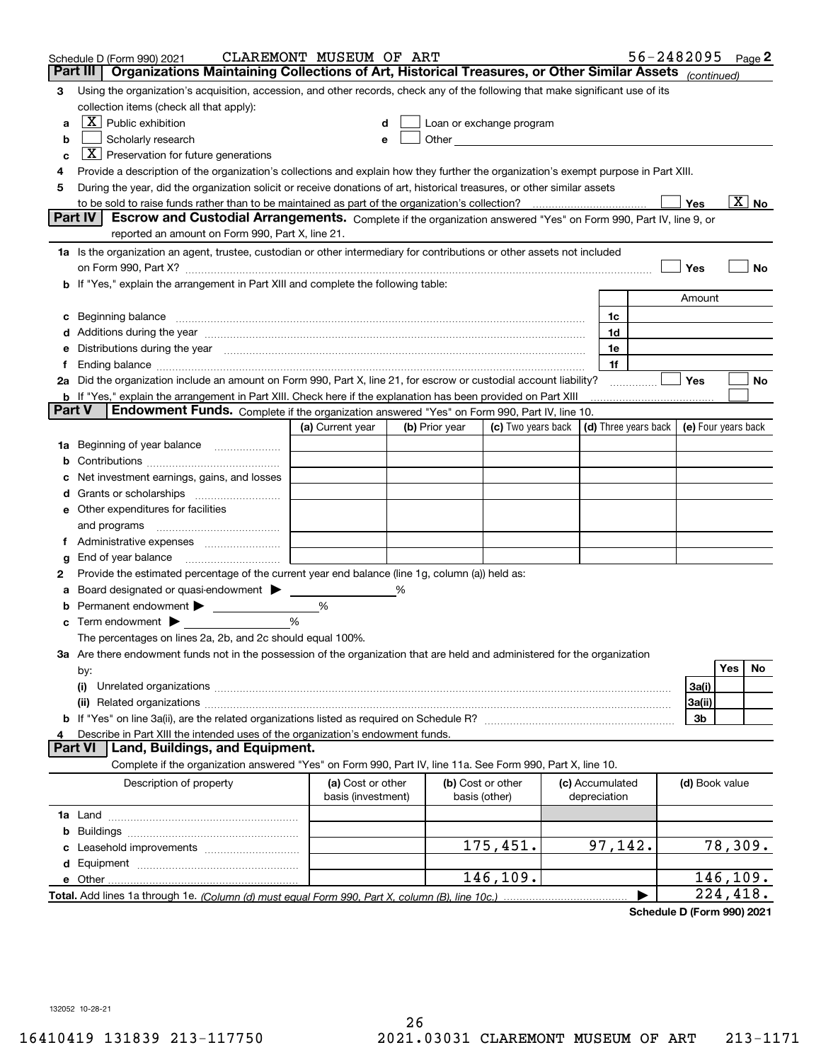Schedule D (Form 990) 2021 CLAREMONT MUSEUM OF ART 56-2482095 Page 2

## Part III Organizations Maintaining Collections of Art, Historical Treasures, or Other Similar Assets *(continued)*

**3** Using the organization's acquisition, accession, and other records, check any of the following that make significant use of its collection items (check all that apply):

- **a** [X] Public exhibition
- **b** [ ] Scholarly research
- **c** [X] Preservation for future generations
- **d** [ ] Loan or exchange program
- **e** [ ] Other

**4** Provide a description of the organization's collections and explain how they further the organization's exempt purpose in Part XIII.

**5** During the year, did the organization solicit or receive donations of art, historical treasures, or other similar assets to be sold to raise funds rather than to be maintained as part of the organization's collection? [ ] Yes [X] No

## Part IV Escrow and Custodial Arrangements.

Complete if the organization answered "Yes" on Form 990, Part IV, line 9, or reported an amount on Form 990, Part X, line 21.

**1a** Is the organization an agent, trustee, custodian or other intermediary for contributions or other assets not included on Form 990, Part X? [ ] Yes [ ] No

**b** If "Yes," explain the arrangement in Part XIII and complete the following table:

| | | Amount |
|---|---|---|
| **c** Beginning balance | 1c | |
| **d** Additions during the year | 1d | |
| **e** Distributions during the year | 1e | |
| **f** Ending balance | 1f | |

**2a** Did the organization include an amount on Form 990, Part X, line 21, for escrow or custodial account liability? [ ] Yes [ ] No

**b** If "Yes," explain the arrangement in Part XIII. Check here if the explanation has been provided on Part XIII [ ]

## Part V Endowment Funds.

Complete if the organization answered "Yes" on Form 990, Part IV, line 10.

| | (a) Current year | (b) Prior year | (c) Two years back | (d) Three years back | (e) Four years back |
|---|---|---|---|---|---|
| **1a** Beginning of year balance | | | | | |
| **b** Contributions | | | | | |
| **c** Net investment earnings, gains, and losses | | | | | |
| **d** Grants or scholarships | | | | | |
| **e** Other expenditures for facilities and programs | | | | | |
| **f** Administrative expenses | | | | | |
| **g** End of year balance | | | | | |

**2** Provide the estimated percentage of the current year end balance (line 1g, column (a)) held as:

- **a** Board designated or quasi-endowment ▶ ______ %
- **b** Permanent endowment ▶ ______ %
- **c** Term endowment ▶ ______ %

The percentages on lines 2a, 2b, and 2c should equal 100%.

**3a** Are there endowment funds not in the possession of the organization that are held and administered for the organization by:

| | | Yes | No |
|---|---|---|---|
| **(i)** Unrelated organizations | 3a(i) | | |
| **(ii)** Related organizations | 3a(ii) | | |
| **b** If "Yes" on line 3a(ii), are the related organizations listed as required on Schedule R? | 3b | | |

**4** Describe in Part XIII the intended uses of the organization's endowment funds.

## Part VI Land, Buildings, and Equipment.

Complete if the organization answered "Yes" on Form 990, Part IV, line 11a. See Form 990, Part X, line 10.

| Description of property | (a) Cost or other basis (investment) | (b) Cost or other basis (other) | (c) Accumulated depreciation | (d) Book value |
|---|---|---|---|---|
| **1a** Land | | | | |
| **b** Buildings | | | | |
| **c** Leasehold improvements | | 175,451. | 97,142. | 78,309. |
| **d** Equipment | | | | |
| **e** Other | | 146,109. | | 146,109. |
| **Total.** Add lines 1a through 1e. *(Column (d) must equal Form 990, Part X, column (B), line 10c.)* | | | ▶ | 224,418. |

Schedule D (Form 990) 2021

132052 10-28-21

16410419 131839 213-117750 2021.03031 CLAREMONT MUSEUM OF ART 213-1171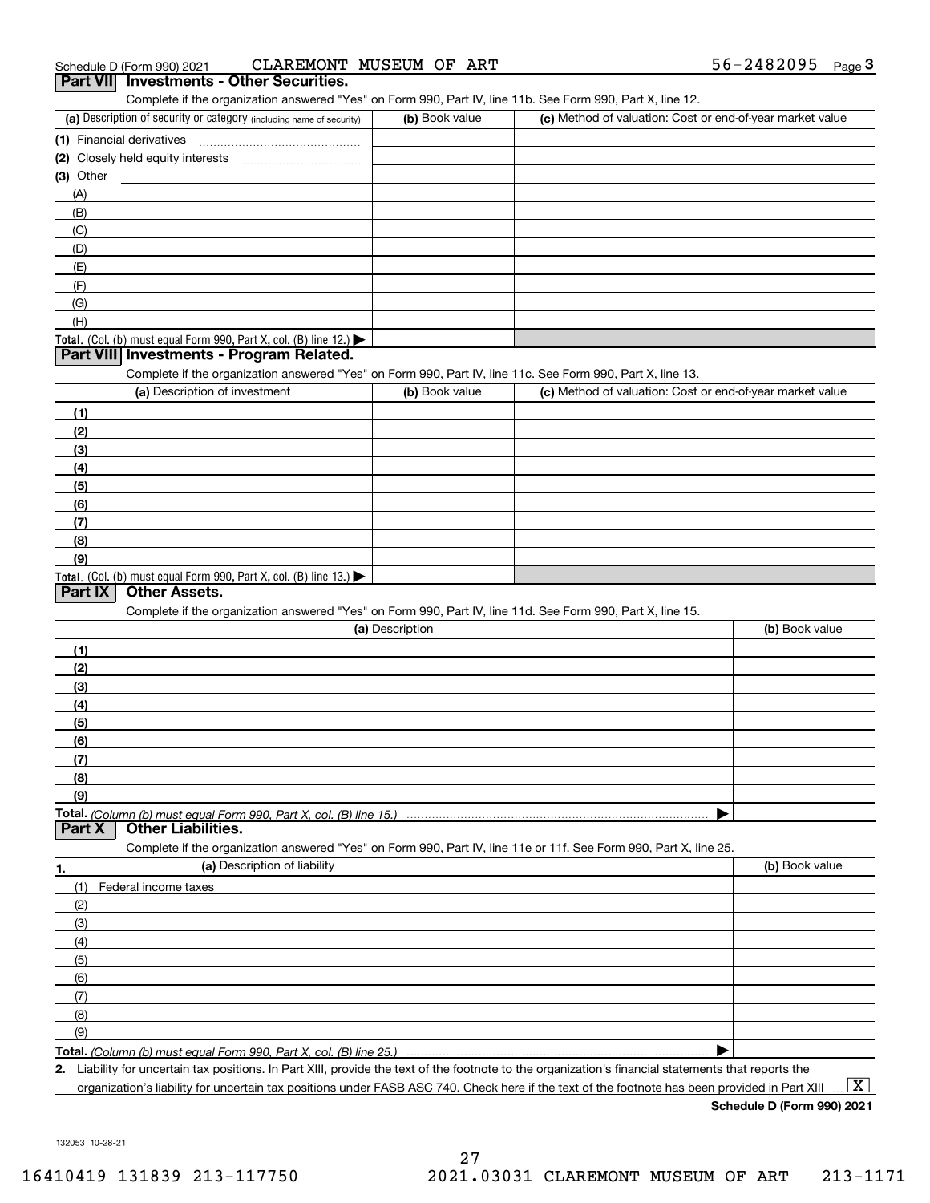Schedule D (Form 990) 2021 CLAREMONT MUSEUM OF ART 56-2482095 Page 3

## Part VII Investments - Other Securities.

Complete if the organization answered "Yes" on Form 990, Part IV, line 11b. See Form 990, Part X, line 12.

| (a) Description of security or category (including name of security) | (b) Book value | (c) Method of valuation: Cost or end-of-year market value |
|---|---|---|
| (1) Financial derivatives | | |
| (2) Closely held equity interests | | |
| (3) Other | | |
| (A) | | |
| (B) | | |
| (C) | | |
| (D) | | |
| (E) | | |
| (F) | | |
| (G) | | |
| (H) | | |
| **Total.** (Col. (b) must equal Form 990, Part X, col. (B) line 12.) ▶ | | |

## Part VIII Investments - Program Related.

Complete if the organization answered "Yes" on Form 990, Part IV, line 11c. See Form 990, Part X, line 13.

| (a) Description of investment | (b) Book value | (c) Method of valuation: Cost or end-of-year market value |
|---|---|---|
| (1) | | |
| (2) | | |
| (3) | | |
| (4) | | |
| (5) | | |
| (6) | | |
| (7) | | |
| (8) | | |
| (9) | | |
| **Total.** (Col. (b) must equal Form 990, Part X, col. (B) line 13.) ▶ | | |

## Part IX Other Assets.

Complete if the organization answered "Yes" on Form 990, Part IV, line 11d. See Form 990, Part X, line 15.

| (a) Description | (b) Book value |
|---|---|
| (1) | |
| (2) | |
| (3) | |
| (4) | |
| (5) | |
| (6) | |
| (7) | |
| (8) | |
| (9) | |
| **Total.** *(Column (b) must equal Form 990, Part X, col. (B) line 15.)* ▶ | |

## Part X Other Liabilities.

Complete if the organization answered "Yes" on Form 990, Part IV, line 11e or 11f. See Form 990, Part X, line 25.

| 1. (a) Description of liability | (b) Book value |
|---|---|
| (1) Federal income taxes | |
| (2) | |
| (3) | |
| (4) | |
| (5) | |
| (6) | |
| (7) | |
| (8) | |
| (9) | |
| **Total.** *(Column (b) must equal Form 990, Part X, col. (B) line 25.)* ▶ | |

**2.** Liability for uncertain tax positions. In Part XIII, provide the text of the footnote to the organization's financial statements that reports the organization's liability for uncertain tax positions under FASB ASC 740. Check here if the text of the footnote has been provided in Part XIII ... [X]

**Schedule D (Form 990) 2021**

132053 10-28-21

16410419 131839 213-117750 2021.03031 CLAREMONT MUSEUM OF ART 213-1171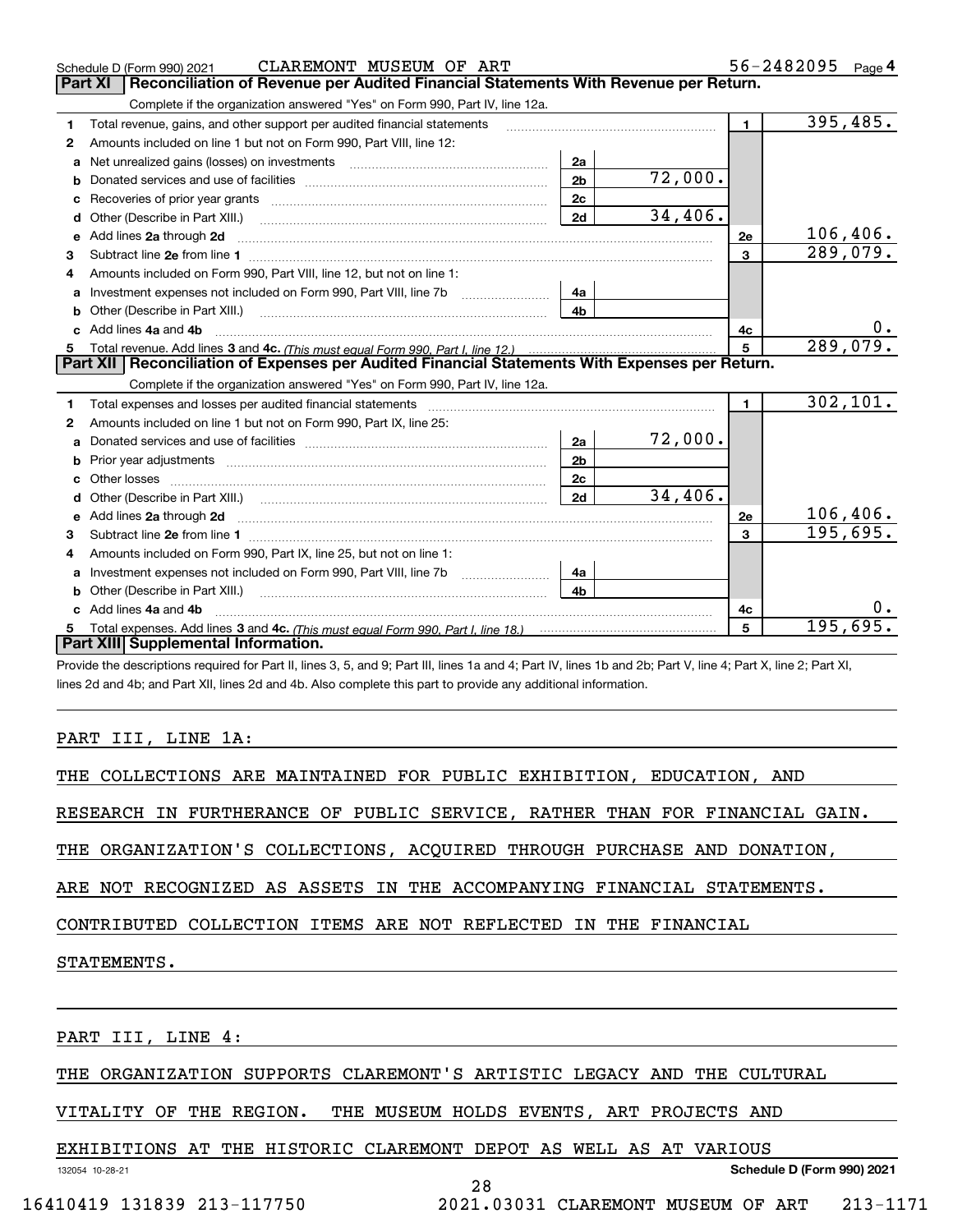Schedule D (Form 990) 2021 CLAREMONT MUSEUM OF ART 56-2482095 Page 4

## Part XI | Reconciliation of Revenue per Audited Financial Statements With Revenue per Return.

Complete if the organization answered "Yes" on Form 990, Part IV, line 12a.

| | | | | | |
|---|---|---|---|---|---|
| **1** | Total revenue, gains, and other support per audited financial statements | | | 1 | 395,485. |
| **2** | Amounts included on line 1 but not on Form 990, Part VIII, line 12: | | | | |
| **a** | Net unrealized gains (losses) on investments | 2a | | | |
| **b** | Donated services and use of facilities | 2b | 72,000. | | |
| **c** | Recoveries of prior year grants | 2c | | | |
| **d** | Other (Describe in Part XIII.) | 2d | 34,406. | | |
| **e** | Add lines **2a** through **2d** | | | 2e | 106,406. |
| **3** | Subtract line **2e** from line **1** | | | 3 | 289,079. |
| **4** | Amounts included on Form 990, Part VIII, line 12, but not on line 1: | | | | |
| **a** | Investment expenses not included on Form 990, Part VIII, line 7b | 4a | | | |
| **b** | Other (Describe in Part XIII.) | 4b | | | |
| **c** | Add lines **4a** and **4b** | | | 4c | 0. |
| **5** | Total revenue. Add lines **3** and **4c.** *(This must equal Form 990, Part I, line 12.)* | | | 5 | 289,079. |

## Part XII | Reconciliation of Expenses per Audited Financial Statements With Expenses per Return.

Complete if the organization answered "Yes" on Form 990, Part IV, line 12a.

| | | | | | |
|---|---|---|---|---|---|
| **1** | Total expenses and losses per audited financial statements | | | 1 | 302,101. |
| **2** | Amounts included on line 1 but not on Form 990, Part IX, line 25: | | | | |
| **a** | Donated services and use of facilities | 2a | 72,000. | | |
| **b** | Prior year adjustments | 2b | | | |
| **c** | Other losses | 2c | | | |
| **d** | Other (Describe in Part XIII.) | 2d | 34,406. | | |
| **e** | Add lines **2a** through **2d** | | | 2e | 106,406. |
| **3** | Subtract line **2e** from line **1** | | | 3 | 195,695. |
| **4** | Amounts included on Form 990, Part IX, line 25, but not on line 1: | | | | |
| **a** | Investment expenses not included on Form 990, Part VIII, line 7b | 4a | | | |
| **b** | Other (Describe in Part XIII.) | 4b | | | |
| **c** | Add lines **4a** and **4b** | | | 4c | 0. |
| **5** | Total expenses. Add lines **3** and **4c.** *(This must equal Form 990, Part I, line 18.)* | | | 5 | 195,695. |

## Part XIII | Supplemental Information.

Provide the descriptions required for Part II, lines 3, 5, and 9; Part III, lines 1a and 4; Part IV, lines 1b and 2b; Part V, line 4; Part X, line 2; Part XI, lines 2d and 4b; and Part XII, lines 2d and 4b. Also complete this part to provide any additional information.

PART III, LINE 1A:

THE COLLECTIONS ARE MAINTAINED FOR PUBLIC EXHIBITION, EDUCATION, AND RESEARCH IN FURTHERANCE OF PUBLIC SERVICE, RATHER THAN FOR FINANCIAL GAIN. THE ORGANIZATION'S COLLECTIONS, ACQUIRED THROUGH PURCHASE AND DONATION, ARE NOT RECOGNIZED AS ASSETS IN THE ACCOMPANYING FINANCIAL STATEMENTS. CONTRIBUTED COLLECTION ITEMS ARE NOT REFLECTED IN THE FINANCIAL STATEMENTS.

PART III, LINE 4:

THE ORGANIZATION SUPPORTS CLAREMONT'S ARTISTIC LEGACY AND THE CULTURAL VITALITY OF THE REGION. THE MUSEUM HOLDS EVENTS, ART PROJECTS AND EXHIBITIONS AT THE HISTORIC CLAREMONT DEPOT AS WELL AS AT VARIOUS

132054 10-28-21 **Schedule D (Form 990) 2021**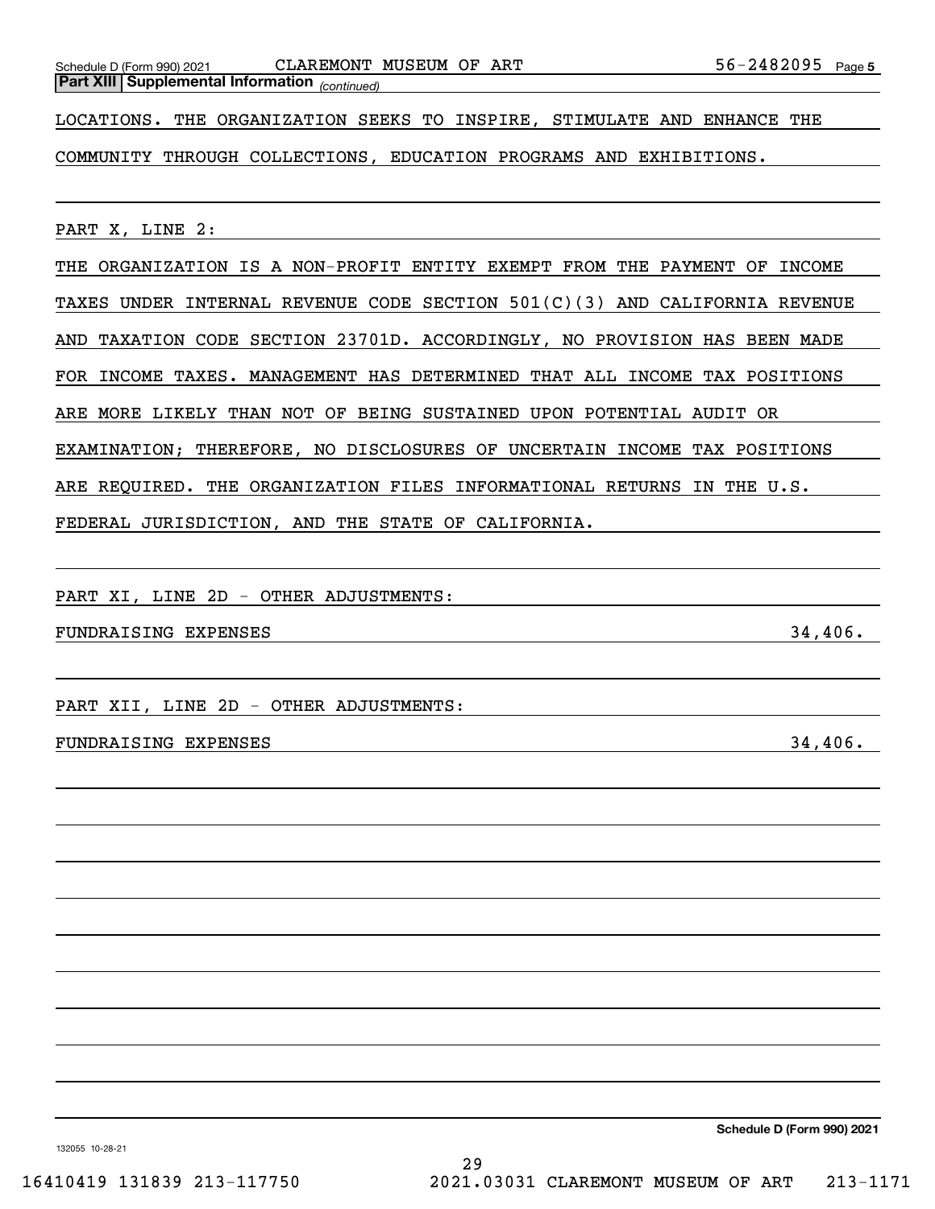**Part XIII | Supplemental Information** *(continued)*

LOCATIONS. THE ORGANIZATION SEEKS TO INSPIRE, STIMULATE AND ENHANCE THE COMMUNITY THROUGH COLLECTIONS, EDUCATION PROGRAMS AND EXHIBITIONS.

PART X, LINE 2:

THE ORGANIZATION IS A NON-PROFIT ENTITY EXEMPT FROM THE PAYMENT OF INCOME TAXES UNDER INTERNAL REVENUE CODE SECTION 501(C)(3) AND CALIFORNIA REVENUE AND TAXATION CODE SECTION 23701D. ACCORDINGLY, NO PROVISION HAS BEEN MADE FOR INCOME TAXES. MANAGEMENT HAS DETERMINED THAT ALL INCOME TAX POSITIONS ARE MORE LIKELY THAN NOT OF BEING SUSTAINED UPON POTENTIAL AUDIT OR EXAMINATION; THEREFORE, NO DISCLOSURES OF UNCERTAIN INCOME TAX POSITIONS ARE REQUIRED. THE ORGANIZATION FILES INFORMATIONAL RETURNS IN THE U.S. FEDERAL JURISDICTION, AND THE STATE OF CALIFORNIA.

PART XI, LINE 2D - OTHER ADJUSTMENTS:

| | |
|---|---|
| FUNDRAISING EXPENSES | 34,406. |

PART XII, LINE 2D - OTHER ADJUSTMENTS:

| | |
|---|---|
| FUNDRAISING EXPENSES | 34,406. |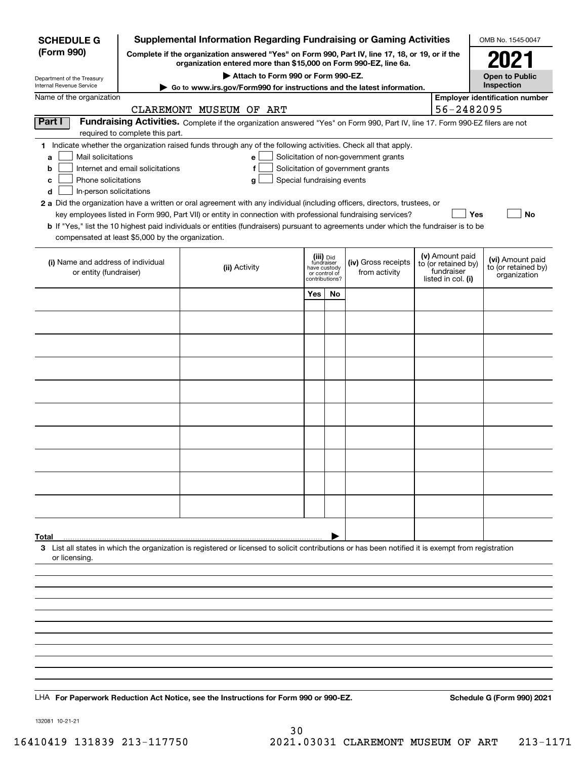**SCHEDULE G (Form 990)**

Department of the Treasury
Internal Revenue Service

# Supplemental Information Regarding Fundraising or Gaming Activities

**Complete if the organization answered "Yes" on Form 990, Part IV, line 17, 18, or 19, or if the organization entered more than $15,000 on Form 990-EZ, line 6a.**

**▶ Attach to Form 990 or Form 990-EZ.**

**▶ Go to www.irs.gov/Form990 for instructions and the latest information.**

OMB No. 1545-0047

**2021**

**Open to Public Inspection**

Name of the organization: CLAREMONT MUSEUM OF ART

**Employer identification number:** 56-2482095

**Part I** **Fundraising Activities.** Complete if the organization answered "Yes" on Form 990, Part IV, line 17. Form 990-EZ filers are not required to complete this part.

**1** Indicate whether the organization raised funds through any of the following activities. Check all that apply.

- **a** ☐ Mail solicitations
- **b** ☐ Internet and email solicitations
- **c** ☐ Phone solicitations
- **d** ☐ In-person solicitations
- **e** ☐ Solicitation of non-government grants
- **f** ☐ Solicitation of government grants
- **g** ☐ Special fundraising events

**2 a** Did the organization have a written or oral agreement with any individual (including officers, directors, trustees, or key employees listed in Form 990, Part VII) or entity in connection with professional fundraising services? ☐ **Yes** ☐ **No**

**b** If "Yes," list the 10 highest paid individuals or entities (fundraisers) pursuant to agreements under which the fundraiser is to be compensated at least $5,000 by the organization.

| (i) Name and address of individual or entity (fundraiser) | (ii) Activity | (iii) Did fundraiser have custody or control of contributions? | | (iv) Gross receipts from activity | (v) Amount paid to (or retained by) fundraiser listed in col. (i) | (vi) Amount paid to (or retained by) organization |
|---|---|---|---|---|---|---|
| | | Yes | No | | | |
| | | | | | | |
| | | | | | | |
| | | | | | | |
| | | | | | | |
| | | | | | | |
| | | | | | | |
| | | | | | | |
| | | | | | | |
| | | | | | | |
| | | | | | | |
| **Total** ▶ | | | | | | |

**3** List all states in which the organization is registered or licensed to solicit contributions or has been notified it is exempt from registration or licensing.

LHA **For Paperwork Reduction Act Notice, see the Instructions for Form 990 or 990-EZ.** **Schedule G (Form 990) 2021**

132081 10-21-21

16410419 131839 213-117750 2021.03031 CLAREMONT MUSEUM OF ART 213-1171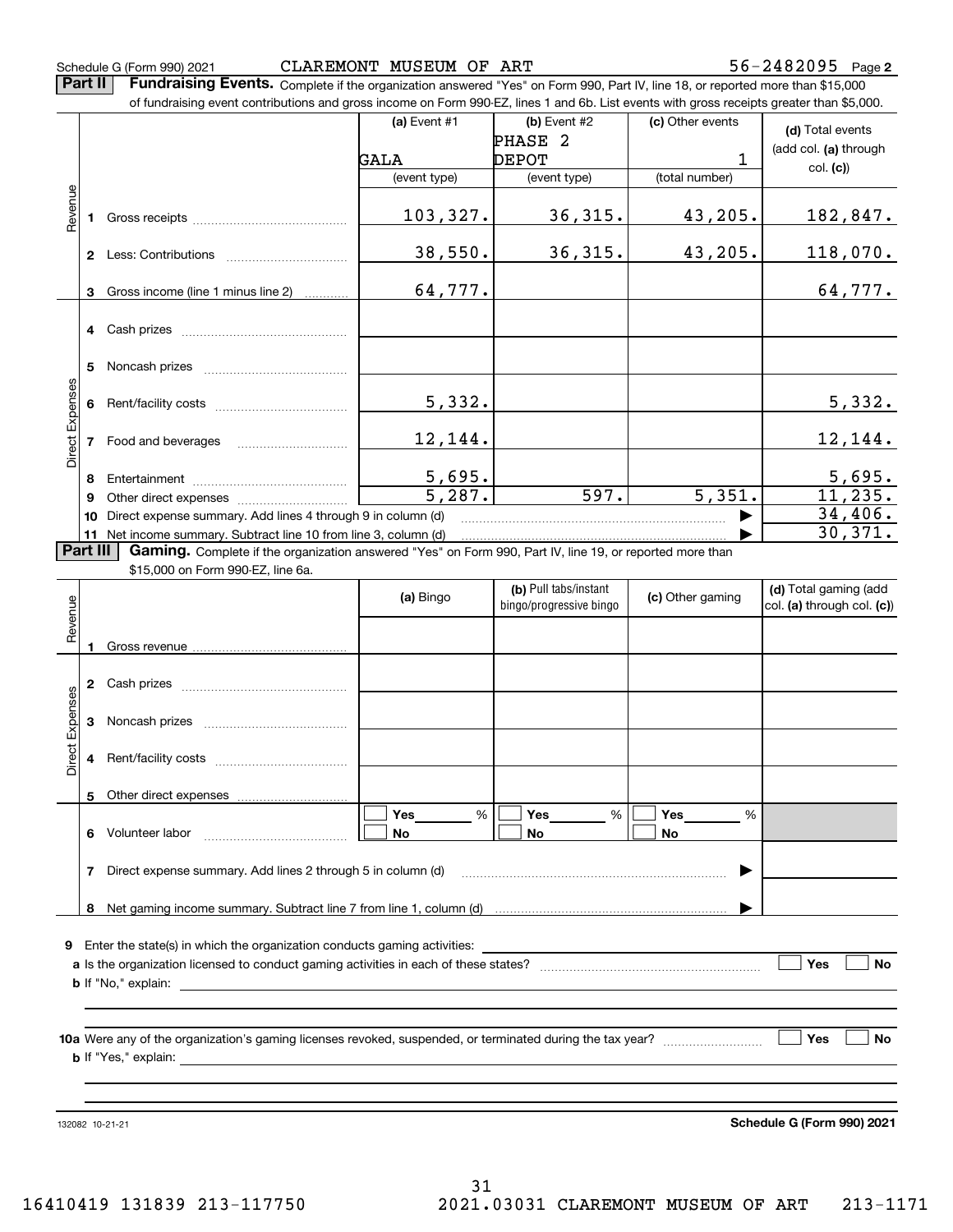Schedule G (Form 990) 2021 CLAREMONT MUSEUM OF ART 56-2482095 Page 2

**Part II Fundraising Events.** Complete if the organization answered "Yes" on Form 990, Part IV, line 18, or reported more than $15,000 of fundraising event contributions and gross income on Form 990-EZ, lines 1 and 6b. List events with gross receipts greater than $5,000.

| | | (a) Event #1 | (b) Event #2 | (c) Other events | (d) Total events (add col. (a) through col. (c)) |
|---|---|---|---|---|---|
| | | GALA | PHASE 2 DEPOT | 1 | |
| | | (event type) | (event type) | (total number) | |
| Revenue | 1 Gross receipts | 103,327. | 36,315. | 43,205. | 182,847. |
| | 2 Less: Contributions | 38,550. | 36,315. | 43,205. | 118,070. |
| | 3 Gross income (line 1 minus line 2) | 64,777. | | | 64,777. |
| Direct Expenses | 4 Cash prizes | | | | |
| | 5 Noncash prizes | | | | |
| | 6 Rent/facility costs | 5,332. | | | 5,332. |
| | 7 Food and beverages | 12,144. | | | 12,144. |
| | 8 Entertainment | 5,695. | | | 5,695. |
| | 9 Other direct expenses | 5,287. | 597. | 5,351. | 11,235. |
| | 10 Direct expense summary. Add lines 4 through 9 in column (d) | | | ▶ | 34,406. |
| | 11 Net income summary. Subtract line 10 from line 3, column (d) | | | ▶ | 30,371. |

**Part III Gaming.** Complete if the organization answered "Yes" on Form 990, Part IV, line 19, or reported more than $15,000 on Form 990-EZ, line 6a.

| | | (a) Bingo | (b) Pull tabs/instant bingo/progressive bingo | (c) Other gaming | (d) Total gaming (add col. (a) through col. (c)) |
|---|---|---|---|---|---|
| Revenue | 1 Gross revenue | | | | |
| Direct Expenses | 2 Cash prizes | | | | |
| | 3 Noncash prizes | | | | |
| | 4 Rent/facility costs | | | | |
| | 5 Other direct expenses | | | | |
| | 6 Volunteer labor | ☐ Yes ____ % ☐ No | ☐ Yes ____ % ☐ No | ☐ Yes ____ % ☐ No | |
| | 7 Direct expense summary. Add lines 2 through 5 in column (d) | | | ▶ | |
| | 8 Net gaming income summary. Subtract line 7 from line 1, column (d) | | | ▶ | |

9 Enter the state(s) in which the organization conducts gaming activities: ______

a Is the organization licensed to conduct gaming activities in each of these states? ☐ Yes ☐ No

b If "No," explain: ______

10a Were any of the organization's gaming licenses revoked, suspended, or terminated during the tax year? ☐ Yes ☐ No

b If "Yes," explain: ______

132082 10-21-21 **Schedule G (Form 990) 2021**

16410419 131839 213-117750 2021.03031 CLAREMONT MUSEUM OF ART 213-1171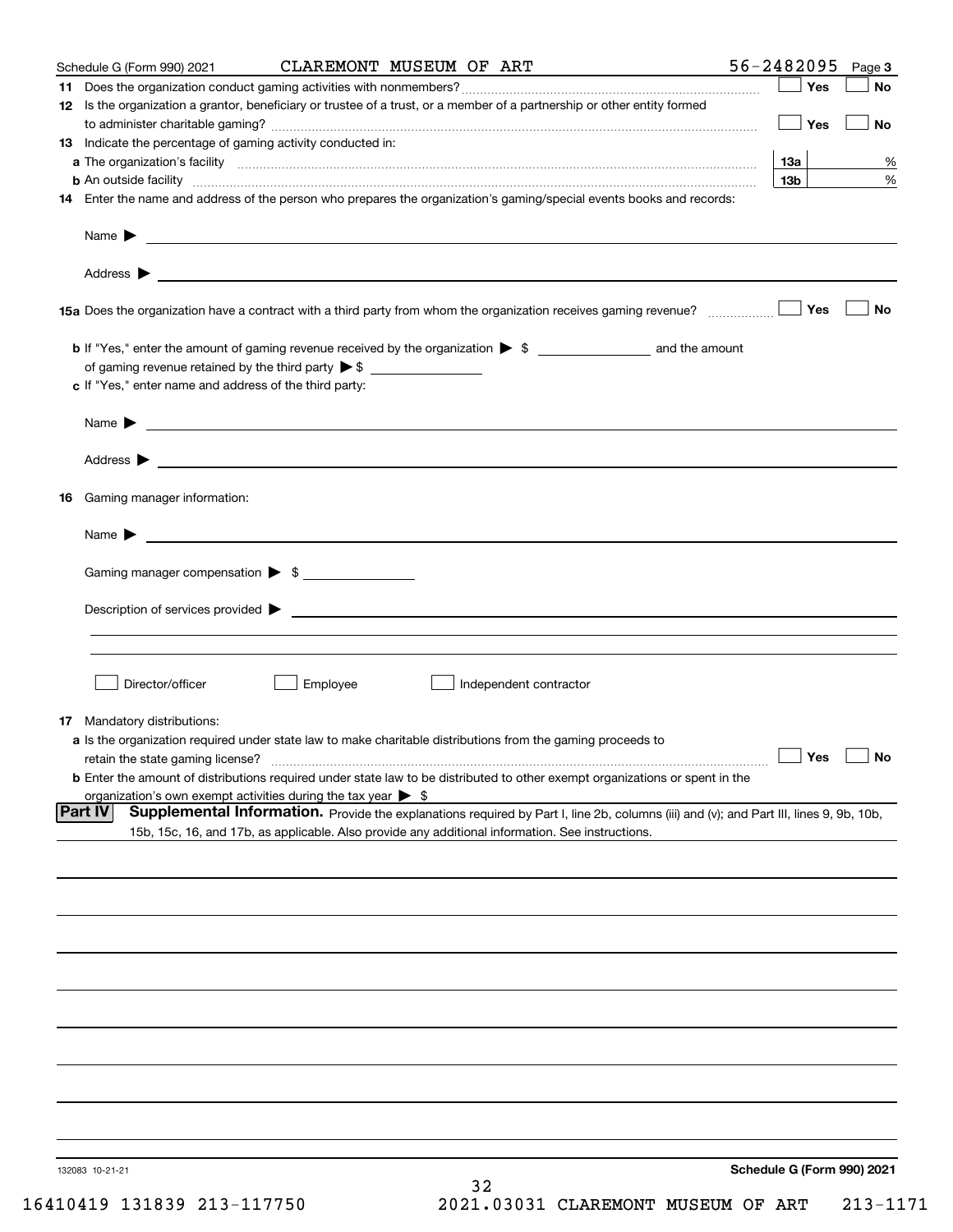Schedule G (Form 990) 2021 CLAREMONT MUSEUM OF ART 56-2482095 Page 3

**11** Does the organization conduct gaming activities with nonmembers? ☐ Yes ☐ No

**12** Is the organization a grantor, beneficiary or trustee of a trust, or a member of a partnership or other entity formed to administer charitable gaming? ☐ Yes ☐ No

**13** Indicate the percentage of gaming activity conducted in:

**a** The organization's facility **13a** %

**b** An outside facility **13b** %

**14** Enter the name and address of the person who prepares the organization's gaming/special events books and records:

Name ▶

Address ▶

**15a** Does the organization have a contract with a third party from whom the organization receives gaming revenue? ☐ Yes ☐ No

**b** If "Yes," enter the amount of gaming revenue received by the organization ▶ $ ______ and the amount of gaming revenue retained by the third party ▶ $ ______

**c** If "Yes," enter name and address of the third party:

Name ▶

Address ▶

**16** Gaming manager information:

Name ▶

Gaming manager compensation ▶ $

Description of services provided ▶

☐ Director/officer ☐ Employee ☐ Independent contractor

**17** Mandatory distributions:

**a** Is the organization required under state law to make charitable distributions from the gaming proceeds to retain the state gaming license? ☐ Yes ☐ No

**b** Enter the amount of distributions required under state law to be distributed to other exempt organizations or spent in the organization's own exempt activities during the tax year ▶ $

## Part IV Supplemental Information.

Provide the explanations required by Part I, line 2b, columns (iii) and (v); and Part III, lines 9, 9b, 10b, 15b, 15c, 16, and 17b, as applicable. Also provide any additional information. See instructions.

132083 10-21-21 **Schedule G (Form 990) 2021**

16410419 131839 213-117750 2021.03031 CLAREMONT MUSEUM OF ART 213-1171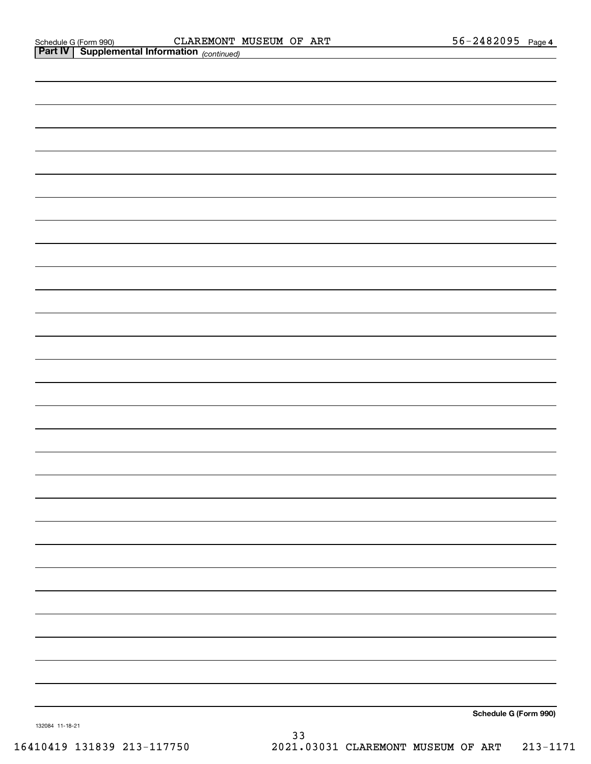Schedule G (Form 990) CLAREMONT MUSEUM OF ART 56-2482095 Page **4**

**Part IV | Supplemental Information** *(continued)*

**Schedule G (Form 990)**

132084 11-18-21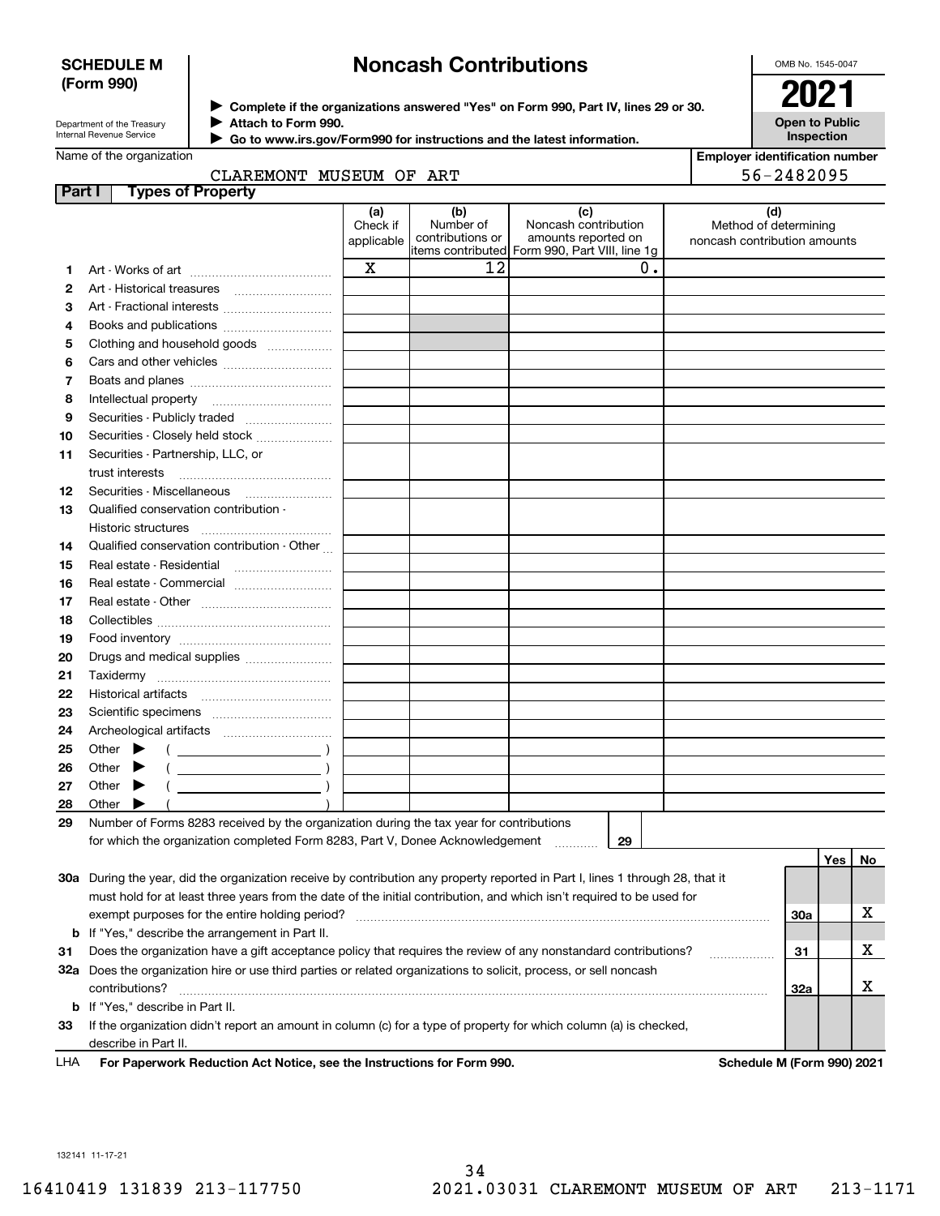**SCHEDULE M (Form 990)**

Department of the Treasury
Internal Revenue Service

# Noncash Contributions

▶ Complete if the organizations answered "Yes" on Form 990, Part IV, lines 29 or 30.
▶ Attach to Form 990.
▶ Go to www.irs.gov/Form990 for instructions and the latest information.

OMB No. 1545-0047

**2021**

**Open to Public Inspection**

Name of the organization: CLAREMONT MUSEUM OF ART

Employer identification number: 56-2482095

## Part I Types of Property

| | | (a) Check if applicable | (b) Number of contributions or items contributed | (c) Noncash contribution amounts reported on Form 990, Part VIII, line 1g | (d) Method of determining noncash contribution amounts |
|---|---|---|---|---|---|
| 1 | Art - Works of art | X | 12 | 0. | |
| 2 | Art - Historical treasures | | | | |
| 3 | Art - Fractional interests | | | | |
| 4 | Books and publications | | | | |
| 5 | Clothing and household goods | | | | |
| 6 | Cars and other vehicles | | | | |
| 7 | Boats and planes | | | | |
| 8 | Intellectual property | | | | |
| 9 | Securities - Publicly traded | | | | |
| 10 | Securities - Closely held stock | | | | |
| 11 | Securities - Partnership, LLC, or trust interests | | | | |
| 12 | Securities - Miscellaneous | | | | |
| 13 | Qualified conservation contribution - Historic structures | | | | |
| 14 | Qualified conservation contribution - Other | | | | |
| 15 | Real estate - Residential | | | | |
| 16 | Real estate - Commercial | | | | |
| 17 | Real estate - Other | | | | |
| 18 | Collectibles | | | | |
| 19 | Food inventory | | | | |
| 20 | Drugs and medical supplies | | | | |
| 21 | Taxidermy | | | | |
| 22 | Historical artifacts | | | | |
| 23 | Scientific specimens | | | | |
| 24 | Archeological artifacts | | | | |
| 25 | Other ▶ ( ) | | | | |
| 26 | Other ▶ ( ) | | | | |
| 27 | Other ▶ ( ) | | | | |
| 28 | Other ▶ ( ) | | | | |

29 Number of Forms 8283 received by the organization during the tax year for contributions for which the organization completed Form 8283, Part V, Donee Acknowledgement ..... 29

| | | | Yes | No |
|---|---|---|---|---|
| 30a | During the year, did the organization receive by contribution any property reported in Part I, lines 1 through 28, that it must hold for at least three years from the date of the initial contribution, and which isn't required to be used for exempt purposes for the entire holding period? | 30a | | X |
| b | If "Yes," describe the arrangement in Part II. | | | |
| 31 | Does the organization have a gift acceptance policy that requires the review of any nonstandard contributions? | 31 | | X |
| 32a | Does the organization hire or use third parties or related organizations to solicit, process, or sell noncash contributions? | 32a | | X |
| b | If "Yes," describe in Part II. | | | |
| 33 | If the organization didn't report an amount in column (c) for a type of property for which column (a) is checked, describe in Part II. | | | |

LHA For Paperwork Reduction Act Notice, see the Instructions for Form 990. Schedule M (Form 990) 2021

132141 11-17-21

16410419 131839 213-117750 2021.03031 CLAREMONT MUSEUM OF ART 213-1171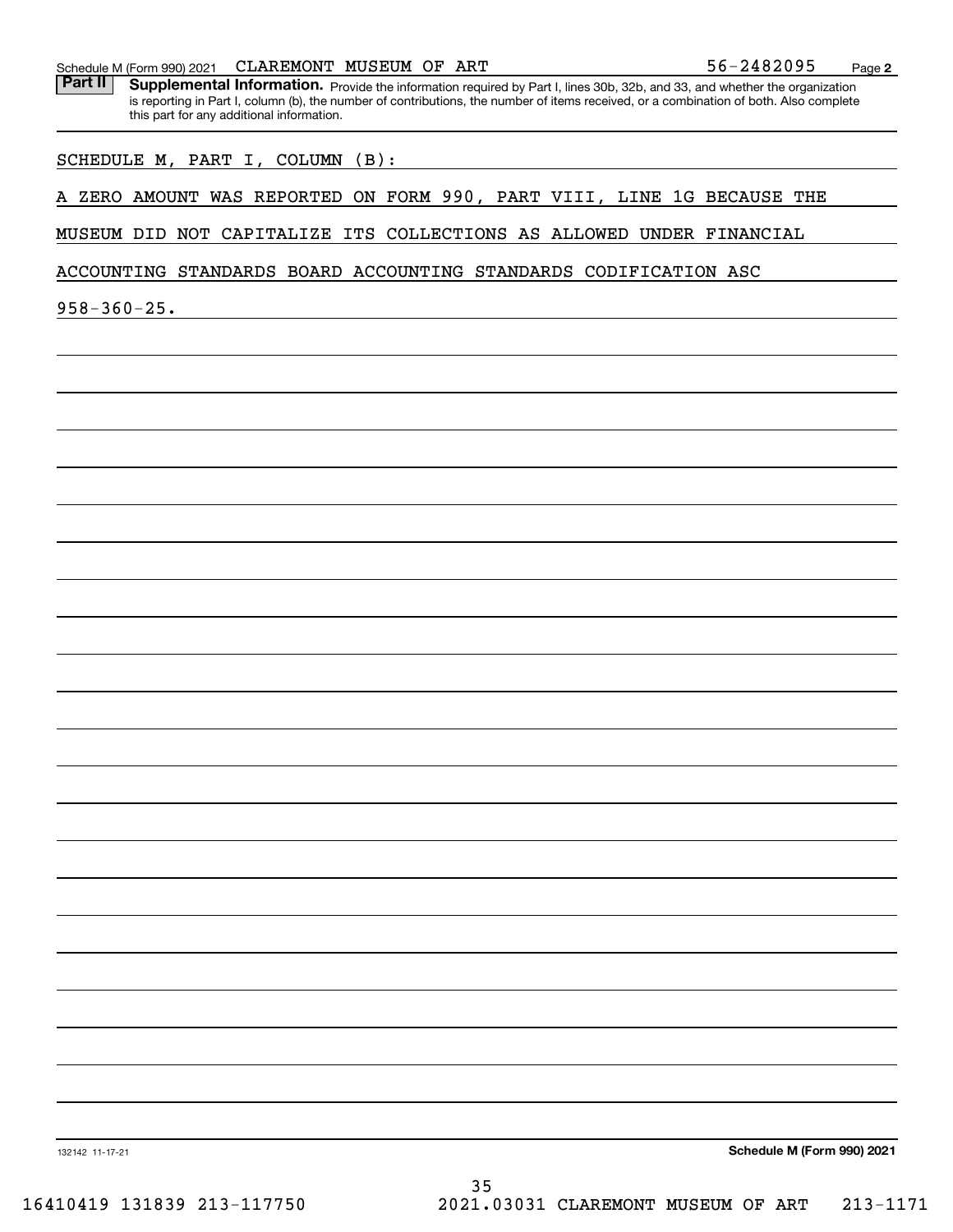Schedule M (Form 990) 2021 CLAREMONT MUSEUM OF ART 56-2482095 Page 2

**Part II** **Supplemental Information.** Provide the information required by Part I, lines 30b, 32b, and 33, and whether the organization is reporting in Part I, column (b), the number of contributions, the number of items received, or a combination of both. Also complete this part for any additional information.

SCHEDULE M, PART I, COLUMN (B):

A ZERO AMOUNT WAS REPORTED ON FORM 990, PART VIII, LINE 1G BECAUSE THE MUSEUM DID NOT CAPITALIZE ITS COLLECTIONS AS ALLOWED UNDER FINANCIAL ACCOUNTING STANDARDS BOARD ACCOUNTING STANDARDS CODIFICATION ASC 958-360-25.

132142 11-17-21 **Schedule M (Form 990) 2021**

16410419 131839 213-117750 2021.03031 CLAREMONT MUSEUM OF ART 213-1171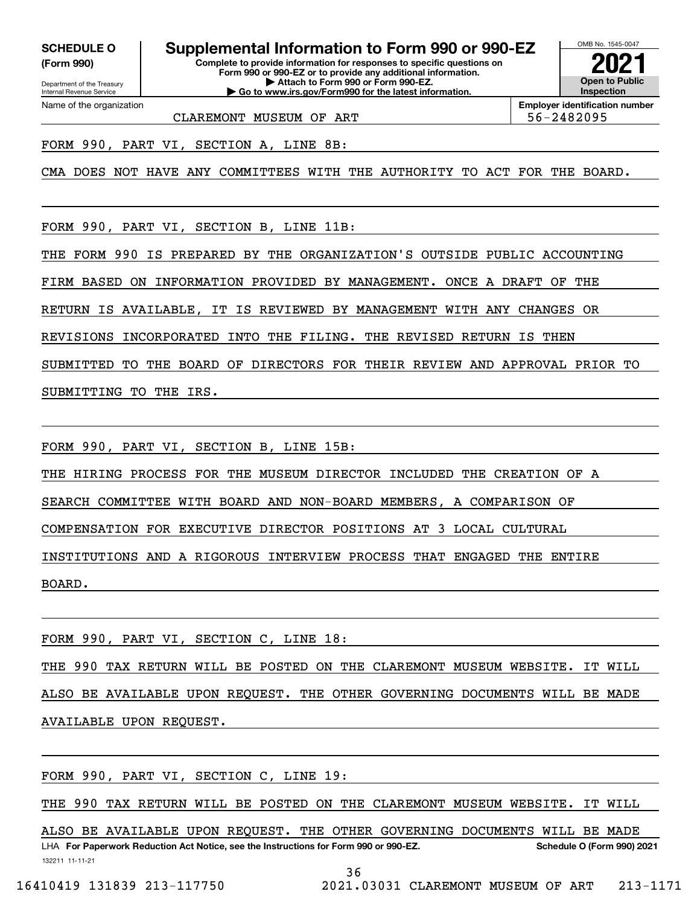**SCHEDULE O (Form 990)**

Department of the Treasury
Internal Revenue Service

# Supplemental Information to Form 990 or 990-EZ

**Complete to provide information for responses to specific questions on Form 990 or 990-EZ or to provide any additional information.**
**▶ Attach to Form 990 or Form 990-EZ.**
**▶ Go to www.irs.gov/Form990 for the latest information.**

OMB No. 1545-0047

**2021**

**Open to Public Inspection**

Name of the organization: CLAREMONT MUSEUM OF ART

**Employer identification number** 56-2482095

FORM 990, PART VI, SECTION A, LINE 8B:

CMA DOES NOT HAVE ANY COMMITTEES WITH THE AUTHORITY TO ACT FOR THE BOARD.

FORM 990, PART VI, SECTION B, LINE 11B:

THE FORM 990 IS PREPARED BY THE ORGANIZATION'S OUTSIDE PUBLIC ACCOUNTING FIRM BASED ON INFORMATION PROVIDED BY MANAGEMENT. ONCE A DRAFT OF THE RETURN IS AVAILABLE, IT IS REVIEWED BY MANAGEMENT WITH ANY CHANGES OR REVISIONS INCORPORATED INTO THE FILING. THE REVISED RETURN IS THEN SUBMITTED TO THE BOARD OF DIRECTORS FOR THEIR REVIEW AND APPROVAL PRIOR TO SUBMITTING TO THE IRS.

FORM 990, PART VI, SECTION B, LINE 15B:

THE HIRING PROCESS FOR THE MUSEUM DIRECTOR INCLUDED THE CREATION OF A SEARCH COMMITTEE WITH BOARD AND NON-BOARD MEMBERS, A COMPARISON OF COMPENSATION FOR EXECUTIVE DIRECTOR POSITIONS AT 3 LOCAL CULTURAL INSTITUTIONS AND A RIGOROUS INTERVIEW PROCESS THAT ENGAGED THE ENTIRE BOARD.

FORM 990, PART VI, SECTION C, LINE 18:

THE 990 TAX RETURN WILL BE POSTED ON THE CLAREMONT MUSEUM WEBSITE. IT WILL ALSO BE AVAILABLE UPON REQUEST. THE OTHER GOVERNING DOCUMENTS WILL BE MADE AVAILABLE UPON REQUEST.

FORM 990, PART VI, SECTION C, LINE 19:

THE 990 TAX RETURN WILL BE POSTED ON THE CLAREMONT MUSEUM WEBSITE. IT WILL ALSO BE AVAILABLE UPON REQUEST. THE OTHER GOVERNING DOCUMENTS WILL BE MADE

LHA **For Paperwork Reduction Act Notice, see the Instructions for Form 990 or 990-EZ.** **Schedule O (Form 990) 2021**

132211 11-11-21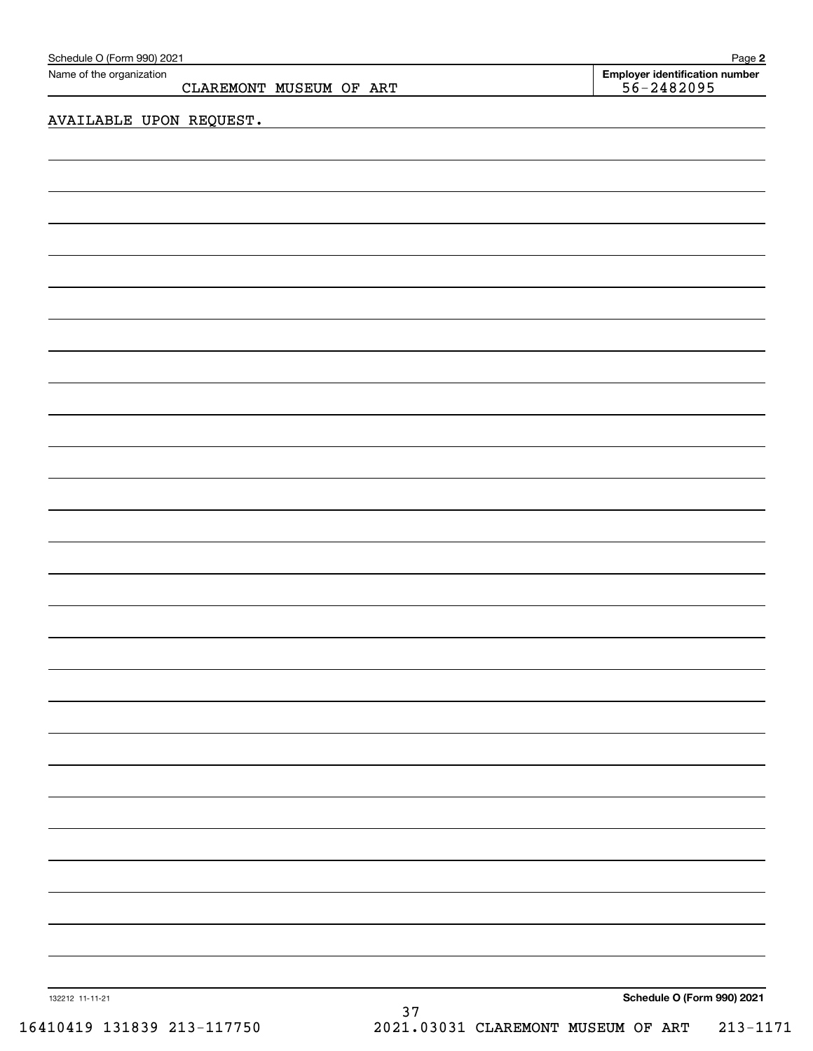Schedule O (Form 990) 2021

Name of the organization
CLAREMONT MUSEUM OF ART

**Employer identification number**
56-2482095

AVAILABLE UPON REQUEST.